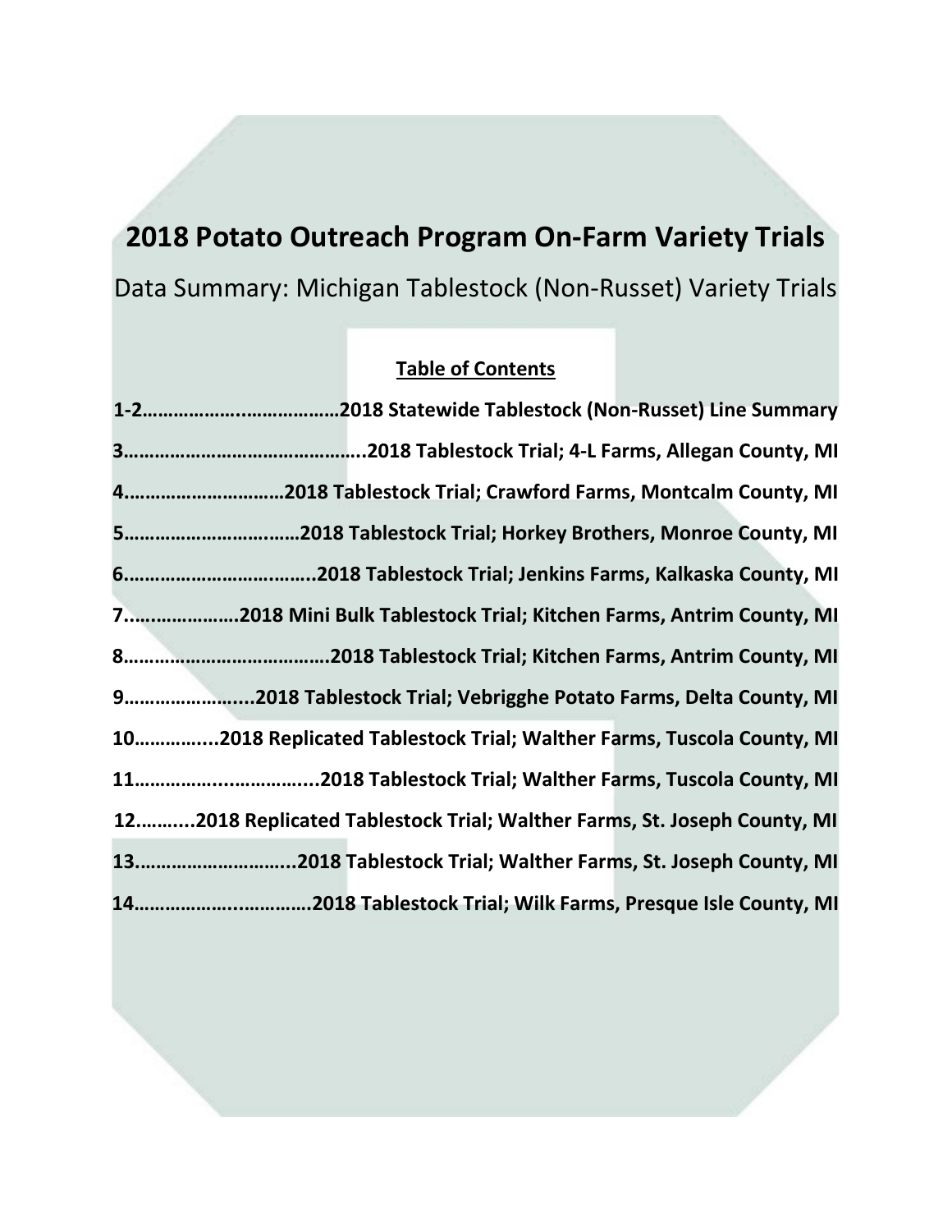# 2018 Potato Outreach Program On-Farm Variety Trials

Data Summary: Michigan Tablestock (Non-Russet) Variety Trials

**Table of Contents**

**1-2……………….………………2018 Statewide Tablestock (Non-Russet) Line Summary**

**3………………………………………..2018 Tablestock Trial; 4-L Farms, Allegan County, MI**

**4…………………………2018 Tablestock Trial; Crawford Farms, Montcalm County, MI**

**5…………………………….…2018 Tablestock Trial; Horkey Brothers, Monroe County, MI**

**6……………………………..…..2018 Tablestock Trial; Jenkins Farms, Kalkaska County, MI**

**7…………………2018 Mini Bulk Tablestock Trial; Kitchen Farms, Antrim County, MI**

**8…………………………………2018 Tablestock Trial; Kitchen Farms, Antrim County, MI**

**9……………….......2018 Tablestock Trial; Vebrigghe Potato Farms, Delta County, MI**

**10…………...2018 Replicated Tablestock Trial; Walther Farms, Tuscola County, MI**

**11…………….……………....2018 Tablestock Trial; Walther Farms, Tuscola County, MI**

**12………...2018 Replicated Tablestock Trial; Walther Farms, St. Joseph County, MI**

**13………………………...2018 Tablestock Trial; Walther Farms, St. Joseph County, MI**

**14……………….…………….2018 Tablestock Trial; Wilk Farms, Presque Isle County, MI**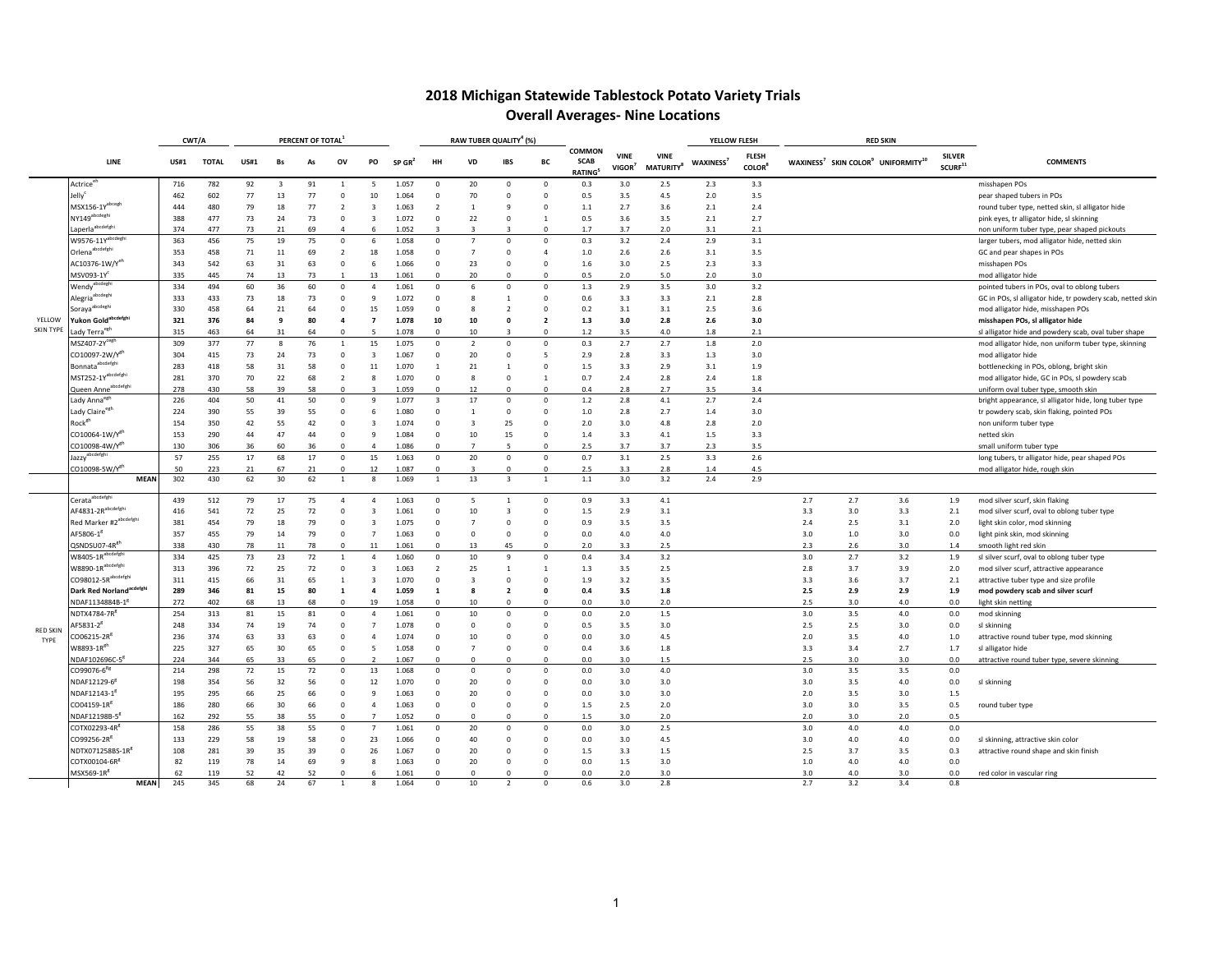# 2018 Michigan Statewide Tablestock Potato Variety Trials

## Overall Averages- Nine Locations

| | LINE | CWT/A | | PERCENT OF TOTAL[1] | | | | | | RAW TUBER QUALITY[4] (%) | | | | | | | YELLOW FLESH | | RED SKIN | | | | | COMMENTS |
|---|---|---|---|---|---|---|---|---|---|---|---|---|---|---|---|---|---|---|---|---|---|---|---|---|
| | | US#1 | TOTAL | US#1 | Bs | As | OV | PO | SP GR[2] | HH | VD | IBS | BC | COMMON SCAB RATING[5] | VINE VIGOR[7] | VINE MATURITY[8] | WAXINESS[7] | FLESH COLOR[8] | WAXINESS[7] | SKIN COLOR[9] | UNIFORMITY[10] | SILVER SCURF[11] | | |
| YELLOW SKIN TYPE | Actrice[eh] | 716 | 782 | 92 | 3 | 91 | 1 | 5 | 1.057 | 0 | 20 | 0 | 0 | 0.3 | 3.0 | 2.5 | 2.3 | 3.3 | | | | | | misshapen POs |
| | Jelly[c] | 462 | 602 | 77 | 13 | 77 | 0 | 10 | 1.064 | 0 | 70 | 0 | 0 | 0.5 | 3.5 | 4.5 | 2.0 | 3.5 | | | | | | pear shaped tubers in POs |
| | MSX156-1Y[abcegh] | 444 | 480 | 79 | 18 | 77 | 2 | 3 | 1.063 | 2 | 1 | 9 | 0 | 1.1 | 2.7 | 3.6 | 2.1 | 2.4 | | | | | | round tuber type, netted skin, sl alligator hide |
| | NY149[abcdeghi] | 388 | 477 | 73 | 24 | 73 | 0 | 3 | 1.072 | 0 | 22 | 0 | 1 | 0.5 | 3.6 | 3.5 | 2.1 | 2.7 | | | | | | pink eyes, tr alligator hide, sl skinning |
| | Laperla[abcdefghi] | 374 | 477 | 73 | 21 | 69 | 4 | 6 | 1.052 | 3 | 3 | 3 | 0 | 1.7 | 3.7 | 2.0 | 3.1 | 2.1 | | | | | | non uniform tuber type, pear shaped pickouts |
| | W9576-11Y[abcdeghi] | 363 | 456 | 75 | 19 | 75 | 0 | 6 | 1.058 | 0 | 7 | 0 | 0 | 0.3 | 3.2 | 2.4 | 2.9 | 3.1 | | | | | | larger tubers, mod alligator hide, netted skin |
| | Orlena[abcdefghi] | 353 | 458 | 71 | 11 | 69 | 2 | 18 | 1.058 | 0 | 7 | 0 | 4 | 1.0 | 2.6 | 2.6 | 3.1 | 3.5 | | | | | | GC and pear shapes in POs |
| | AC10376-1W/Y[eh] | 343 | 542 | 63 | 31 | 63 | 0 | 6 | 1.066 | 0 | 23 | 0 | 0 | 1.6 | 3.0 | 2.5 | 2.3 | 3.3 | | | | | | misshapen POs |
| | MSV093-1Y[c] | 335 | 445 | 74 | 13 | 73 | 1 | 13 | 1.061 | 0 | 20 | 0 | 0 | 0.5 | 2.0 | 5.0 | 2.0 | 3.0 | | | | | | mod alligator hide |
| | Wendy[abcdeghi] | 334 | 494 | 60 | 36 | 60 | 0 | 4 | 1.061 | 0 | 6 | 0 | 0 | 1.3 | 2.9 | 3.5 | 3.0 | 3.2 | | | | | | pointed tubers in POs, oval to oblong tubers |
| | Alegria[abcdeghi] | 333 | 433 | 73 | 18 | 73 | 0 | 9 | 1.072 | 0 | 8 | 1 | 0 | 0.6 | 3.3 | 3.3 | 2.1 | 2.8 | | | | | | GC in POs, sl alligator hide, tr powdery scab, netted skin |
| | Soraya[abcdeghi] | 330 | 458 | 64 | 21 | 64 | 0 | 15 | 1.059 | 0 | 8 | 2 | 0 | 0.2 | 3.1 | 3.1 | 2.5 | 3.6 | | | | | | mod alligator hide, misshapen POs |
| | **Yukon Gold[abcdefghi]** | **321** | **376** | **84** | **9** | **80** | **4** | **7** | **1.078** | **10** | **10** | **0** | **2** | **1.3** | **3.0** | **2.8** | **2.6** | **3.0** | | | | | | **misshapen POs, sl alligator hide** |
| | Lady Terra[egh] | 315 | 463 | 64 | 31 | 64 | 0 | 5 | 1.078 | 0 | 10 | 3 | 0 | 1.2 | 3.5 | 4.0 | 1.8 | 2.1 | | | | | | sl alligator hide and powdery scab, oval tuber shape |
| | MSZ407-2Y[cegh] | 309 | 377 | 77 | 8 | 76 | 1 | 15 | 1.075 | 0 | 2 | 0 | 0 | 0.3 | 2.7 | 2.7 | 1.8 | 2.0 | | | | | | mod alligator hide, non uniform tuber type, skinning |
| | CO10097-2W/Y[eh] | 304 | 415 | 73 | 24 | 73 | 0 | 3 | 1.067 | 0 | 20 | 0 | 5 | 2.9 | 2.8 | 3.3 | 1.3 | 3.0 | | | | | | mod alligator hide |
| | Bonnata[abcdefghi] | 283 | 418 | 58 | 31 | 58 | 0 | 11 | 1.070 | 1 | 21 | 1 | 0 | 1.5 | 3.3 | 2.9 | 3.1 | 1.9 | | | | | | bottlenecking in POs, oblong, bright skin |
| | MST252-1Y[abcdefghi] | 281 | 370 | 70 | 22 | 68 | 2 | 8 | 1.070 | 0 | 8 | 0 | 1 | 0.7 | 2.4 | 2.8 | 2.4 | 1.8 | | | | | | mod alligator hide, GC in POs, sl powdery scab |
| | Queen Anne[abcdefghi] | 278 | 430 | 58 | 39 | 58 | 0 | 3 | 1.059 | 0 | 12 | 0 | 0 | 0.4 | 2.8 | 2.7 | 3.5 | 3.4 | | | | | | uniform oval tuber type, smooth skin |
| | Lady Anna[egh] | 226 | 404 | 50 | 41 | 50 | 0 | 9 | 1.077 | 3 | 17 | 0 | 0 | 1.2 | 2.8 | 4.1 | 2.7 | 2.4 | | | | | | bright appearance, sl alligator hide, long tuber type |
| | Lady Claire[egh] | 224 | 390 | 55 | 39 | 55 | 0 | 6 | 1.080 | 0 | 1 | 0 | 0 | 1.0 | 2.8 | 2.7 | 1.4 | 3.0 | | | | | | tr powdery scab, skin flaking, pointed POs |
| | Rock[eh] | 154 | 350 | 42 | 55 | 42 | 0 | 3 | 1.074 | 0 | 3 | 25 | 0 | 2.0 | 3.0 | 4.8 | 2.8 | 2.0 | | | | | | non uniform tuber type |
| | CO10064-1W/Y[eh] | 153 | 290 | 44 | 47 | 44 | 0 | 9 | 1.084 | 0 | 10 | 15 | 0 | 1.4 | 3.3 | 4.1 | 1.5 | 3.3 | | | | | | netted skin |
| | CO10098-4W/Y[eh] | 130 | 306 | 36 | 60 | 36 | 0 | 4 | 1.086 | 0 | 7 | 5 | 0 | 2.5 | 3.7 | 3.7 | 2.3 | 3.5 | | | | | | small uniform tuber type |
| | Jazzy[abcdefghi] | 57 | 255 | 17 | 68 | 17 | 0 | 15 | 1.063 | 0 | 20 | 0 | 0 | 0.7 | 3.1 | 2.5 | 3.3 | 2.6 | | | | | | long tubers, tr alligator hide, pear shaped POs |
| | CO10098-5W/Y[eh] | 50 | 223 | 21 | 67 | 21 | 0 | 12 | 1.087 | 0 | 3 | 0 | 0 | 2.5 | 3.3 | 2.8 | 1.4 | 4.5 | | | | | | mod alligator hide, rough skin |
| | **MEAN** | 302 | 430 | 62 | 30 | 62 | 1 | 8 | 1.069 | 1 | 13 | 3 | 1 | 1.1 | 3.0 | 3.2 | 2.4 | 2.9 | | | | | | |
| RED SKIN TYPE | Cerata[abcdefghi] | 439 | 512 | 79 | 17 | 75 | 4 | 4 | 1.063 | 0 | 5 | 1 | 0 | 0.9 | 3.3 | 4.1 | | | 2.7 | 2.7 | 3.6 | 1.9 | | mod silver scurf, skin flaking |
| | AF4831-2R[abcdefghi] | 416 | 541 | 72 | 25 | 72 | 0 | 3 | 1.061 | 0 | 10 | 3 | 0 | 1.5 | 2.9 | 3.1 | | | 3.3 | 3.0 | 3.3 | 2.1 | | mod silver scurf, oval to oblong tuber type |
| | Red Marker #2[abcdefghi] | 381 | 454 | 79 | 18 | 79 | 0 | 3 | 1.075 | 0 | 7 | 0 | 0 | 0.9 | 3.5 | 3.5 | | | 2.4 | 2.5 | 3.1 | 2.0 | | light skin color, mod skinning |
| | AF5806-1[f] | 357 | 455 | 79 | 14 | 79 | 0 | 7 | 1.063 | 0 | 0 | 0 | 0 | 0.0 | 4.0 | 4.0 | | | 3.0 | 1.0 | 3.0 | 0.0 | | light pink skin, mod skinning |
| | QSNDSU07-4R[eh] | 338 | 430 | 78 | 11 | 78 | 0 | 11 | 1.061 | 0 | 13 | 45 | 0 | 2.0 | 3.3 | 2.5 | | | 2.3 | 2.6 | 3.0 | 1.4 | | smooth light red skin |
| | W8405-1R[abcdefghi] | 334 | 425 | 73 | 23 | 72 | 1 | 4 | 1.060 | 0 | 10 | 9 | 0 | 0.4 | 3.4 | 3.2 | | | 3.0 | 2.7 | 3.2 | 1.9 | | sl silver scurf, oval to oblong tuber type |
| | W8890-1R[abcdefghi] | 313 | 396 | 72 | 25 | 72 | 0 | 3 | 1.063 | 2 | 25 | 1 | 1 | 1.3 | 3.5 | 2.5 | | | 2.8 | 3.7 | 3.9 | 2.0 | | mod silver scurf, attractive appearance |
| | CO98012-5R[abcdefghi] | 311 | 415 | 66 | 31 | 65 | 1 | 3 | 1.070 | 0 | 3 | 0 | 0 | 1.9 | 3.2 | 3.5 | | | 3.3 | 3.6 | 3.7 | 2.1 | | attractive tuber type and size profile |
| | **Dark Red Norland[acdefghi]** | **289** | **346** | **81** | **15** | **80** | **1** | **4** | **1.059** | **1** | **8** | **2** | **0** | **0.4** | **3.5** | **1.8** | | | **2.5** | **2.9** | **2.9** | **1.9** | | **mod powdery scab and silver scurf** |
| | NDAF113484B-1[f] | 272 | 402 | 68 | 13 | 68 | 0 | 19 | 1.058 | 0 | 10 | 0 | 0 | 0.0 | 3.0 | 2.0 | | | 2.5 | 3.0 | 4.0 | 0.0 | | light skin netting |
| | NDTX4784-7R[f] | 254 | 313 | 81 | 15 | 81 | 0 | 4 | 1.061 | 0 | 10 | 0 | 0 | 0.0 | 2.0 | 1.5 | | | 3.0 | 3.5 | 4.0 | 0.0 | | mod skinning |
| | AF5831-2[f] | 248 | 334 | 74 | 19 | 74 | 0 | 7 | 1.078 | 0 | 0 | 0 | 0 | 0.5 | 3.5 | 3.0 | | | 2.5 | 2.5 | 3.0 | 0.0 | | sl skinning |
| | CO06215-2R[f] | 236 | 374 | 63 | 33 | 63 | 0 | 4 | 1.074 | 0 | 10 | 0 | 0 | 0.0 | 3.0 | 4.5 | | | 2.0 | 3.5 | 4.0 | 1.0 | | attractive round tuber type, mod skinning |
| | W8893-1R[eh] | 225 | 327 | 65 | 30 | 65 | 0 | 5 | 1.058 | 0 | 7 | 0 | 0 | 0.4 | 3.6 | 1.8 | | | 3.3 | 3.4 | 2.7 | 1.7 | | sl alligator hide |
| | NDAF102696C-5[f] | 224 | 344 | 65 | 33 | 65 | 0 | 2 | 1.067 | 0 | 0 | 0 | 0 | 0.0 | 3.0 | 1.5 | | | 2.5 | 3.0 | 3.0 | 0.0 | | attractive round tuber type, severe skinning |
| | CO99076-6[fd] | 214 | 298 | 72 | 15 | 72 | 0 | 13 | 1.068 | 0 | 0 | 0 | 0 | 0.0 | 3.0 | 4.0 | | | 3.0 | 3.5 | 3.5 | 0.0 | | |
| | NDAF12129-6[f] | 198 | 354 | 56 | 32 | 56 | 0 | 12 | 1.070 | 0 | 20 | 0 | 0 | 0.0 | 3.0 | 3.0 | | | 3.0 | 3.5 | 4.0 | 0.0 | | sl skinning |
| | NDAF12143-1[f] | 195 | 295 | 66 | 25 | 66 | 0 | 9 | 1.063 | 0 | 20 | 0 | 0 | 0.0 | 3.0 | 3.0 | | | 2.0 | 3.5 | 3.0 | 1.5 | | |
| | CO04159-1R[f] | 186 | 280 | 66 | 30 | 66 | 0 | 4 | 1.063 | 0 | 0 | 0 | 0 | 1.5 | 2.5 | 2.0 | | | 3.0 | 3.0 | 3.5 | 0.5 | | round tuber type |
| | NDAF12198B-5[f] | 162 | 292 | 55 | 38 | 55 | 0 | 7 | 1.052 | 0 | 0 | 0 | 0 | 1.5 | 3.0 | 2.0 | | | 2.0 | 3.0 | 2.0 | 0.5 | | |
| | COTX02293-4R[f] | 158 | 286 | 55 | 38 | 55 | 0 | 7 | 1.061 | 0 | 20 | 0 | 0 | 0.0 | 3.0 | 2.5 | | | 3.0 | 4.0 | 4.0 | 0.0 | | |
| | CO99256-2R[f] | 133 | 229 | 58 | 19 | 58 | 0 | 23 | 1.066 | 0 | 40 | 0 | 0 | 0.0 | 3.0 | 4.5 | | | 3.0 | 4.0 | 4.0 | 0.0 | | sl skinning, attractive skin color |
| | NDTX071258BS-1R[f] | 108 | 281 | 39 | 35 | 39 | 0 | 26 | 1.067 | 0 | 20 | 0 | 0 | 1.5 | 3.3 | 1.5 | | | 2.5 | 3.7 | 3.5 | 0.3 | | attractive round shape and skin finish |
| | COTX00104-6R[f] | 82 | 119 | 78 | 14 | 69 | 9 | 8 | 1.063 | 0 | 20 | 0 | 0 | 0.0 | 1.5 | 3.0 | | | 1.0 | 4.0 | 4.0 | 0.0 | | |
| | MSX569-1R[f] | 62 | 119 | 52 | 42 | 52 | 0 | 6 | 1.061 | 0 | 0 | 0 | 0 | 0.0 | 2.0 | 3.0 | | | 3.0 | 4.0 | 3.0 | 0.0 | | red color in vascular ring |
| | **MEAN** | 245 | 345 | 68 | 24 | 67 | 1 | 8 | 1.064 | 0 | 10 | 2 | 0 | 0.6 | 3.0 | 2.8 | | | 2.7 | 3.2 | 3.4 | 0.8 | | |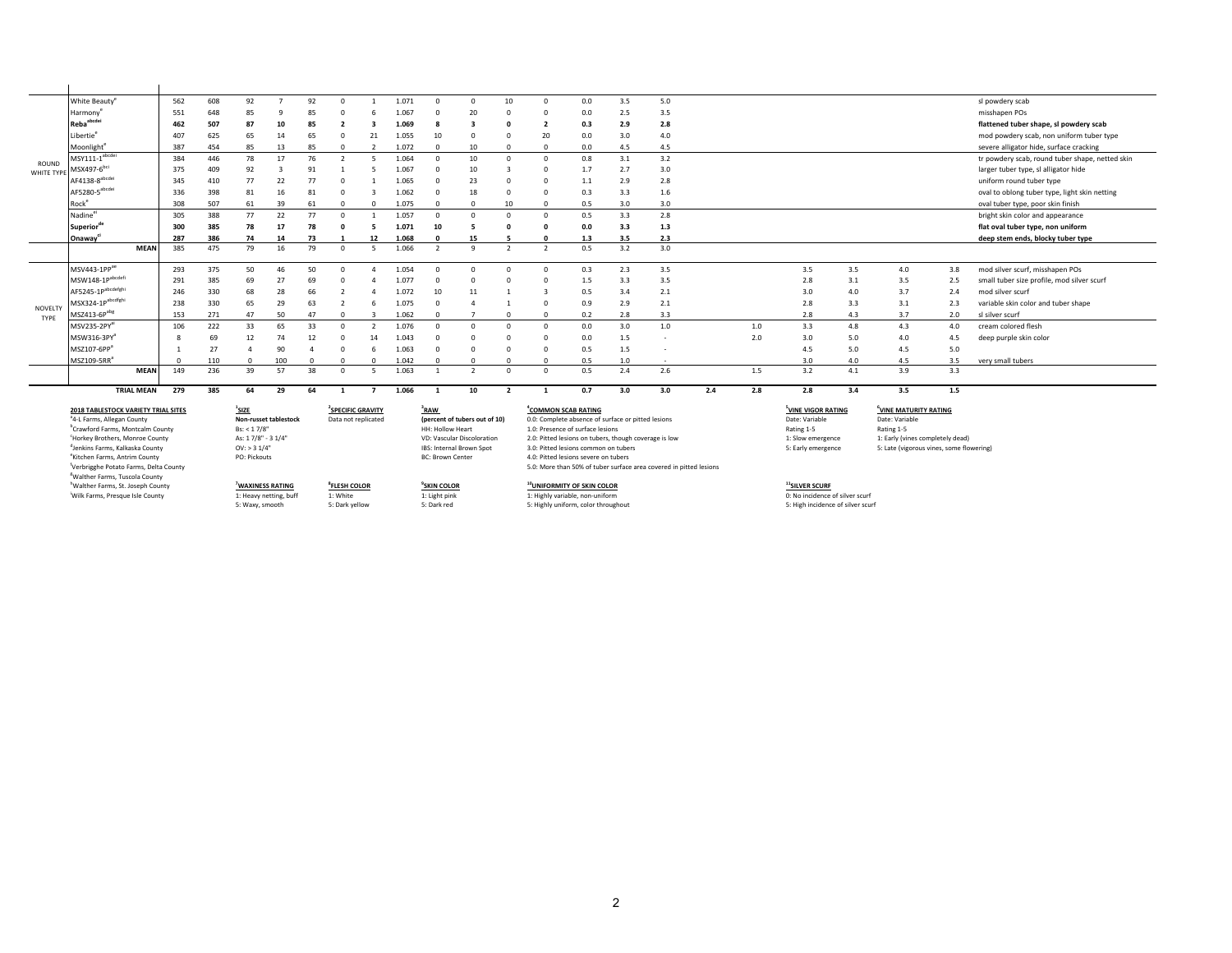| | | | | | | | | | | | | | | | | | | | | | | | |
|---|---|---|---|---|---|---|---|---|---|---|---|---|---|---|---|---|---|---|---|---|---|---|---|
| | White Beauty[e] | 562 | 608 | 92 | 7 | 92 | 0 | 1 | 1.071 | 0 | 0 | 10 | 0 | 0.0 | 3.5 | 5.0 | | | | | | | sl powdery scab |
| | Harmony[e] | 551 | 648 | 85 | 9 | 85 | 0 | 6 | 1.067 | 0 | 20 | 0 | 0 | 0.0 | 2.5 | 3.5 | | | | | | | misshapen POs |
| | **Reba[abcdei]** | **462** | **507** | **87** | **10** | **85** | **2** | **3** | **1.069** | **8** | **3** | **0** | **2** | **0.3** | **2.9** | **2.8** | | | | | | | **flattened tuber shape, sl powdery scab** |
| | Libertie[e] | 407 | 625 | 65 | 14 | 65 | 0 | 21 | 1.055 | 10 | 0 | 0 | 20 | 0.0 | 3.0 | 4.0 | | | | | | | mod powdery scab, non uniform tuber type |
| | Moonlight[e] | 387 | 454 | 85 | 13 | 85 | 0 | 2 | 1.072 | 0 | 10 | 0 | 0 | 0.0 | 4.5 | 4.5 | | | | | | | severe alligator hide, surface cracking |
| ROUND WHITE TYPE | MSY111-1[abcdei] | 384 | 446 | 78 | 17 | 76 | 2 | 5 | 1.064 | 0 | 10 | 0 | 0 | 0.8 | 3.1 | 3.2 | | | | | | | tr powdery scab, round tuber shape, netted skin |
| | MSX497-6[bci] | 375 | 409 | 92 | 3 | 91 | 1 | 5 | 1.067 | 0 | 10 | 3 | 0 | 1.7 | 2.7 | 3.0 | | | | | | | larger tuber type, sl alligator hide |
| | AF4138-8[abcdei] | 345 | 410 | 77 | 22 | 77 | 0 | 1 | 1.065 | 0 | 23 | 0 | 0 | 1.1 | 2.9 | 2.8 | | | | | | | uniform round tuber type |
| | AF5280-5[abcdei] | 336 | 398 | 81 | 16 | 81 | 0 | 3 | 1.062 | 0 | 18 | 0 | 0 | 0.3 | 3.3 | 1.6 | | | | | | | oval to oblong tuber type, light skin netting |
| | Rock[e] | 308 | 507 | 61 | 39 | 61 | 0 | 0 | 1.075 | 0 | 0 | 10 | 0 | 0.5 | 3.0 | 3.0 | | | | | | | oval tuber type, poor skin finish |
| | Nadine[ei] | 305 | 388 | 77 | 22 | 77 | 0 | 1 | 1.057 | 0 | 0 | 0 | 0 | 0.5 | 3.3 | 2.8 | | | | | | | bright skin color and appearance |
| | **Superior[de]** | **300** | **385** | **78** | **17** | **78** | **0** | **5** | **1.071** | **10** | **5** | **0** | **0** | **0.0** | **3.3** | **1.3** | | | | | | | **flat oval tuber type, non uniform** |
| | **Onaway[ei]** | **287** | **386** | **74** | **14** | **73** | **1** | **12** | **1.068** | **0** | **15** | **5** | **0** | **1.3** | **3.5** | **2.3** | | | | | | | **deep stem ends, blocky tuber type** |
| | **MEAN** | 385 | 475 | 79 | 16 | 79 | 0 | 5 | 1.066 | 2 | 9 | 2 | 2 | 0.5 | 3.2 | 3.0 | | | | | | | |
| | MSV443-1PP[ae] | 293 | 375 | 50 | 46 | 50 | 0 | 4 | 1.054 | 0 | 0 | 0 | 0 | 0.3 | 2.3 | 3.5 | | | 3.5 | 3.5 | 4.0 | 3.8 | mod silver scurf, misshapen POs |
| | MSW148-1P[abcdefi] | 291 | 385 | 69 | 27 | 69 | 0 | 4 | 1.077 | 0 | 0 | 0 | 0 | 1.5 | 3.3 | 3.5 | | | 2.8 | 3.1 | 3.5 | 2.5 | small tuber size profile, mod silver scurf |
| | AF5245-1P[abcdefghi] | 246 | 330 | 68 | 28 | 66 | 2 | 4 | 1.072 | 10 | 11 | 1 | 3 | 0.5 | 3.4 | 2.1 | | | 3.0 | 4.0 | 3.7 | 2.4 | mod silver scurf |
| NOVELTY TYPE | MSX324-1P[abcdfghi] | 238 | 330 | 65 | 29 | 63 | 2 | 6 | 1.075 | 0 | 4 | 1 | 0 | 0.9 | 2.9 | 2.1 | | | 2.8 | 3.3 | 3.1 | 2.3 | variable skin color and tuber shape |
| | MSZ413-6P[abg] | 153 | 271 | 47 | 50 | 47 | 0 | 3 | 1.062 | 0 | 7 | 0 | 0 | 0.2 | 2.8 | 3.3 | | | 2.8 | 4.3 | 3.7 | 2.0 | sl silver scurf |
| | MSV235-2PY[ei] | 106 | 222 | 33 | 65 | 33 | 0 | 2 | 1.076 | 0 | 0 | 0 | 0 | 0.0 | 3.0 | 1.0 | | 1.0 | 3.3 | 4.8 | 4.3 | 4.0 | cream colored flesh |
| | MSW316-3PY[e] | 8 | 69 | 12 | 74 | 12 | 0 | 14 | 1.043 | 0 | 0 | 0 | 0 | 0.0 | 1.5 | - | | 2.0 | 3.0 | 5.0 | 4.0 | 4.5 | deep purple skin color |
| | MSZ107-6PP[e] | 1 | 27 | 4 | 90 | 4 | 0 | 6 | 1.063 | 0 | 0 | 0 | 0 | 0.5 | 1.5 | - | | | 4.5 | 5.0 | 4.5 | 5.0 | |
| | MSZ109-5RR[e] | 0 | 110 | 0 | 100 | 0 | 0 | 0 | 1.042 | 0 | 0 | 0 | 0 | 0.5 | 1.0 | - | | | 3.0 | 4.0 | 4.5 | 3.5 | very small tubers |
| | **MEAN** | 149 | 236 | 39 | 57 | 38 | 0 | 5 | 1.063 | 1 | 2 | 0 | 0 | 0.5 | 2.4 | 2.6 | | 1.5 | 3.2 | 4.1 | 3.9 | 3.3 | |
| | **TRIAL MEAN** | **279** | **385** | **64** | **29** | **64** | **1** | **7** | **1.066** | **1** | **10** | **2** | **1** | **0.7** | **3.0** | **3.0** | **2.4** | **2.8** | **2.8** | **3.4** | **3.5** | **1.5** | |

**2018 TABLESTOCK VARIETY TRIAL SITES**
[a]4-L Farms, Allegan County
[b]Crawford Farms, Montcalm County
[c]Horkey Brothers, Monroe County
[d]Jenkins Farms, Kalkaska County
[e]Kitchen Farms, Antrim County
[f]Verbrigghe Potato Farms, Delta County
[g]Walther Farms, Tuscola County
[h]Walther Farms, St. Joseph County
[i]Wilk Farms, Presque Isle County

**[1]SIZE**
**Non-russet tablestock**
Bs: < 1 7/8"
As: 1 7/8" - 3 1/4"
OV: > 3 1/4"
PO: Pickouts

**[2]SPECIFIC GRAVITY**
Data not replicated

**[3]RAW**
**(percent of tubers out of 10)**
HH: Hollow Heart
VD: Vascular Discoloration
IBS: Internal Brown Spot
BC: Brown Center

**[4]COMMON SCAB RATING**
0.0: Complete absence of surface or pitted lesions
1.0: Presence of surface lesions
2.0: Pitted lesions on tubers, though coverage is low
3.0: Pitted lesions common on tubers
4.0: Pitted lesions severe on tubers
5.0: More than 50% of tuber surface area covered in pitted lesions

**[5]VINE VIGOR RATING**
Date: Variable
Rating 1-5
1: Slow emergence
5: Early emergence

**[6]VINE MATURITY RATING**
Date: Variable
Rating 1-5
1: Early (vines completely dead)
5: Late (vigorous vines, some flowering)

**[7]WAXINESS RATING**
1: Heavy netting, buff
5: Waxy, smooth

**[8]FLESH COLOR**
1: White
5: Dark yellow

**[9]SKIN COLOR**
1: Light pink
5: Dark red

**[10]UNIFORMITY OF SKIN COLOR**
1: Highly variable, non-uniform
5: Highly uniform, color throughout

**[11]SILVER SCURF**
0: No incidence of silver scurf
5: High incidence of silver scurf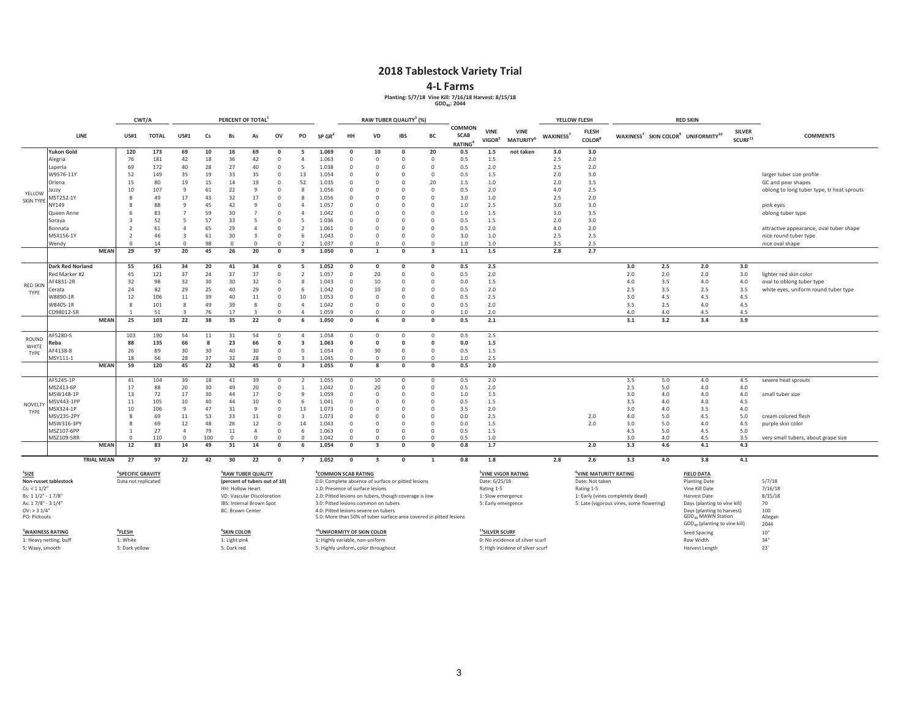# 2018 Tablestock Variety Trial

## 4-L Farms

Planting: 5/7/18 Vine Kill: 7/16/18 Harvest: 8/15/18
$GDD_{40}$: 2044

| | LINE | CWT/A | | PERCENT OF TOTAL[1] | | | | | | | RAW TUBER QUALITY[3] (%) | | | | | | | YELLOW FLESH | | RED SKIN | | | | |
|---|---|---|---|---|---|---|---|---|---|---|---|---|---|---|---|---|---|---|---|---|---|---|---|---|
| | | US#1 | TOTAL | US#1 | Cs | Bs | As | OV | PO | SP GR[2] | HH | VD | IBS | BC | COMMON SCAB RATING[4] | VINE VIGOR[5] | VINE MATURITY[6] | WAXINESS[7] | FLESH COLOR[8] | WAXINESS[7] | SKIN COLOR[9] | UNIFORMITY[10] | SILVER SCURF[11] | COMMENTS |
| YELLOW SKIN TYPE | **Yukon Gold** | **120** | **173** | **69** | **10** | **16** | **69** | **0** | **5** | **1.069** | **0** | **10** | **0** | **20** | **0.5** | **1.5** | **not taken** | **3.0** | **3.0** | | | | | |
| | Alegria | 76 | 181 | 42 | 18 | 36 | 42 | 0 | 4 | 1.063 | 0 | 0 | 0 | 0 | 0.5 | 1.5 | | 2.5 | 2.0 | | | | | |
| | Laperla | 69 | 172 | 40 | 28 | 27 | 40 | 0 | 5 | 1.038 | 0 | 0 | 0 | 0 | 0.5 | 2.0 | | 2.5 | 2.0 | | | | | |
| | W9576-11Y | 52 | 149 | 35 | 19 | 33 | 35 | 0 | 13 | 1.054 | 0 | 0 | 0 | 0 | 0.5 | 1.5 | | 2.0 | 3.0 | | | | | larger tuber size profile |
| | Orlena | 15 | 80 | 19 | 15 | 14 | 19 | 0 | 52 | 1.035 | 0 | 0 | 0 | 20 | 1.5 | 1.0 | | 2.0 | 3.5 | | | | | GC and pear shapes |
| | Jazzy | 10 | 107 | 9 | 61 | 22 | 9 | 0 | 8 | 1.056 | 0 | 0 | 0 | 0 | 0.5 | 2.0 | | 4.0 | 2.5 | | | | | oblong to long tuber type, tr heat sprouts |
| | MST252-1Y | 8 | 49 | 17 | 43 | 32 | 17 | 0 | 8 | 1.056 | 0 | 0 | 0 | 0 | 3.0 | 1.0 | | 2.5 | 2.0 | | | | | |
| | NY149 | 8 | 88 | 9 | 45 | 42 | 9 | 0 | 4 | 1.057 | 0 | 0 | 0 | 0 | 1.0 | 2.5 | | 3.0 | 3.0 | | | | | pink eyes |
| | Queen Anne | 6 | 83 | 7 | 59 | 30 | 7 | 0 | 4 | 1.042 | 0 | 0 | 0 | 0 | 1.0 | 1.5 | | 3.0 | 3.5 | | | | | oblong tuber type |
| | Soraya | 3 | 52 | 5 | 57 | 33 | 5 | 0 | 5 | 1.036 | 0 | 0 | 0 | 0 | 0.5 | 1.5 | | 2.0 | 3.0 | | | | | |
| | Bonnata | 2 | 61 | 4 | 65 | 29 | 4 | 0 | 2 | 1.061 | 0 | 0 | 0 | 0 | 0.5 | 2.0 | | 4.0 | 2.0 | | | | | attractive appearance, oval tuber shape |
| | MSX156-1Y | 2 | 46 | 3 | 61 | 30 | 3 | 0 | 6 | 1.043 | 0 | 0 | 0 | 0 | 3.0 | 1.0 | | 2.5 | 2.5 | | | | | nice round tuber type |
| | Wendy | 0 | 14 | 0 | 98 | 0 | 0 | 0 | 2 | 1.037 | 0 | 0 | 0 | 0 | 1.0 | 1.0 | | 3.5 | 2.5 | | | | | nice oval shape |
| | **MEAN** | **29** | **97** | **20** | **45** | **26** | **20** | **0** | **9** | **1.050** | **0** | **1** | **0** | **3** | **1.1** | **1.5** | | **2.8** | **2.7** | | | | | |
| RED SKIN TYPE | **Dark Red Norland** | **55** | **161** | **34** | **20** | **41** | **34** | **0** | **5** | **1.052** | **0** | **0** | **0** | **0** | **0.5** | **2.5** | | | | **3.0** | **2.5** | **2.0** | **3.0** | |
| | Red Marker #2 | 45 | 121 | 37 | 24 | 37 | 37 | 0 | 2 | 1.057 | 0 | 20 | 0 | 0 | 0.5 | 2.0 | | | | 2.0 | 2.0 | 2.0 | 3.0 | lighter red skin color |
| | AF4831-2R | 32 | 98 | 32 | 30 | 30 | 32 | 0 | 8 | 1.043 | 0 | 10 | 0 | 0 | 0.0 | 1.5 | | | | 4.0 | 3.5 | 4.0 | 4.0 | oval to oblong tuber type |
| | Cerata | 24 | 82 | 29 | 25 | 40 | 29 | 0 | 6 | 1.042 | 0 | 10 | 0 | 0 | 0.5 | 2.0 | | | | 2.5 | 3.5 | 2.5 | 3.5 | white eyes, uniform round tuber type |
| | W8890-1R | 12 | 106 | 11 | 39 | 40 | 11 | 0 | 10 | 1.053 | 0 | 0 | 0 | 0 | 0.5 | 2.5 | | | | 3.0 | 4.5 | 4.5 | 4.5 | |
| | W8405-1R | 8 | 101 | 8 | 49 | 39 | 8 | 0 | 4 | 1.042 | 0 | 0 | 0 | 0 | 0.5 | 2.0 | | | | 3.5 | 2.5 | 4.0 | 4.5 | |
| | CO98012-5R | 1 | 51 | 3 | 76 | 17 | 3 | 0 | 4 | 1.059 | 0 | 0 | 0 | 0 | 1.0 | 2.0 | | | | 4.0 | 4.0 | 4.5 | 4.5 | |
| | **MEAN** | **25** | **103** | **22** | **38** | **35** | **22** | **0** | **6** | **1.050** | **0** | **6** | **0** | **0** | **0.5** | **2.1** | | | | **3.1** | **3.2** | **3.4** | **3.9** | |
| ROUND WHITE TYPE | AF5280-5 | 103 | 190 | 54 | 11 | 31 | 54 | 0 | 4 | 1.058 | 0 | 0 | 0 | 0 | 0.5 | 2.5 | | | | | | | | |
| | **Reba** | **88** | **135** | **66** | **8** | **23** | **66** | **0** | **3** | **1.063** | **0** | **0** | **0** | **0** | **0.0** | **1.5** | | | | | | | | |
| | AF4138-8 | 26 | 89 | 30 | 30 | 40 | 30 | 0 | 0 | 1.054 | 0 | 30 | 0 | 0 | 0.5 | 1.5 | | | | | | | | |
| | MSY111-1 | 18 | 66 | 28 | 37 | 32 | 28 | 0 | 3 | 1.045 | 0 | 0 | 0 | 0 | 1.0 | 2.5 | | | | | | | | |
| | **MEAN** | **59** | **120** | **45** | **22** | **32** | **45** | **0** | **3** | **1.055** | **0** | **8** | **0** | **0** | **0.5** | **2.0** | | | | | | | | |
| NOVELTY TYPE | AF5245-1P | 41 | 104 | 39 | 18 | 41 | 39 | 0 | 2 | 1.055 | 0 | 10 | 0 | 0 | 0.5 | 2.0 | | | | 3.5 | 5.0 | 4.0 | 4.5 | severe heat sprouts |
| | MSZ413-6P | 17 | 88 | 20 | 30 | 49 | 20 | 0 | 1 | 1.042 | 0 | 20 | 0 | 0 | 0.5 | 2.0 | | | | 2.5 | 5.0 | 4.0 | 4.0 | |
| | MSW148-1P | 13 | 72 | 17 | 30 | 44 | 17 | 0 | 9 | 1.059 | 0 | 0 | 0 | 0 | 1.0 | 1.5 | | | | 3.0 | 4.0 | 4.0 | 4.0 | small tuber size |
| | MSV443-1PP | 11 | 105 | 10 | 40 | 44 | 10 | 0 | 6 | 1.041 | 0 | 0 | 0 | 0 | 0.5 | 1.5 | | | | 3.5 | 4.0 | 4.0 | 4.5 | |
| | MSX324-1P | 10 | 106 | 9 | 47 | 31 | 9 | 0 | 13 | 1.073 | 0 | 0 | 0 | 0 | 3.5 | 2.0 | | | | 3.0 | 4.0 | 3.5 | 4.0 | |
| | MSV235-2PY | 8 | 69 | 11 | 53 | 33 | 11 | 0 | 3 | 1.073 | 0 | 0 | 0 | 0 | 0.0 | 2.5 | | | 2.0 | 4.0 | 5.0 | 4.5 | 5.0 | cream colored flesh |
| | MSW316-3PY | 8 | 69 | 12 | 48 | 26 | 12 | 0 | 14 | 1.043 | 0 | 0 | 0 | 0 | 0.0 | 1.5 | | | 2.0 | 3.0 | 5.0 | 4.0 | 4.5 | purple skin color |
| | MSZ107-6PP | 1 | 27 | 4 | 79 | 11 | 4 | 0 | 6 | 1.063 | 0 | 0 | 0 | 0 | 0.5 | 1.5 | | | | 4.5 | 5.0 | 4.5 | 5.0 | |
| | MSZ109-5RR | 0 | 110 | 0 | 100 | 0 | 0 | 0 | 0 | 1.042 | 0 | 0 | 0 | 0 | 0.5 | 1.0 | | | | 3.0 | 4.0 | 4.5 | 3.5 | very small tubers, about grape size |
| | **MEAN** | **12** | **83** | **14** | **49** | **31** | **14** | **0** | **6** | **1.054** | **0** | **3** | **0** | **0** | **0.8** | **1.7** | | | **2.0** | **3.3** | **4.6** | **4.1** | **4.3** | |
| | **TRIAL MEAN** | **27** | **97** | **22** | **42** | **30** | **22** | **0** | **7** | **1.052** | **0** | **3** | **0** | **1** | **0.8** | **1.8** | | **2.8** | **2.6** | **3.3** | **4.0** | **3.8** | **4.1** | |

[1]**SIZE**
**Non-russet tablestock**
Cs: < 1 1/2"
Bs: 1 1/2" - 1 7/8"
As: 1 7/8" - 3 1/4"
OV: > 3 1/4"
PO: Pickouts

[2]**SPECIFIC GRAVITY**
Data not replicated

[3]**RAW TUBER QUALITY**
**(percent of tubers out of 10)**
HH: Hollow Heart
VD: Vascular Discoloration
IBS: Internal Brown Spot
BC: Brown Center

[4]**COMMON SCAB RATING**
0.0: Complete absence of surface or pitted lesions
1.0: Presence of surface lesions
2.0: Pitted lesions on tubers, though coverage is low
3.0: Pitted lesions common on tubers
4.0: Pitted lesions severe on tubers
5.0: More than 50% of tuber surface area covered in pitted lesions

[5]**VINE VIGOR RATING**
Date: 6/25/18
Rating 1-5
1: Slow emergence
5: Early emergence

[6]**VINE MATURITY RATING**
Date: Not taken
Rating 1-5
1: Early (vines completely dead)
5: Late (vigorous vines, some flowering)

**FIELD DATA**

| | |
|---|---|
| Planting Date | 5/7/18 |
| Vine Kill Date | 7/16/18 |
| Days (planting to vine kill) | 70 |
| Harvest Date | 8/15/18 |
| Days (planting to harvest) | 100 |
| $GDD_{40}$ MAWN Station | Allegan |
| $GDD_{40}$ (planting to vine kill) | 2044 |
| Seed Spacing | 10" |
| Row Width | 34" |
| Harvest Length | 23' |

[7]**WAXINESS RATING**
1: Heavy netting, buff
5: Waxy, smooth

[8]**FLESH**
1: White
5: Dark yellow

[9]**SKIN COLOR**
1: Light pink
5: Dark red

[10]**UNIFORMITY OF SKIN COLOR**
1: Highly variable, non-uniform
5: Highly uniform, color throughout

[11]**SILVER SCURF**
0: No incidence of silver scurf
5: High incidence of silver scurf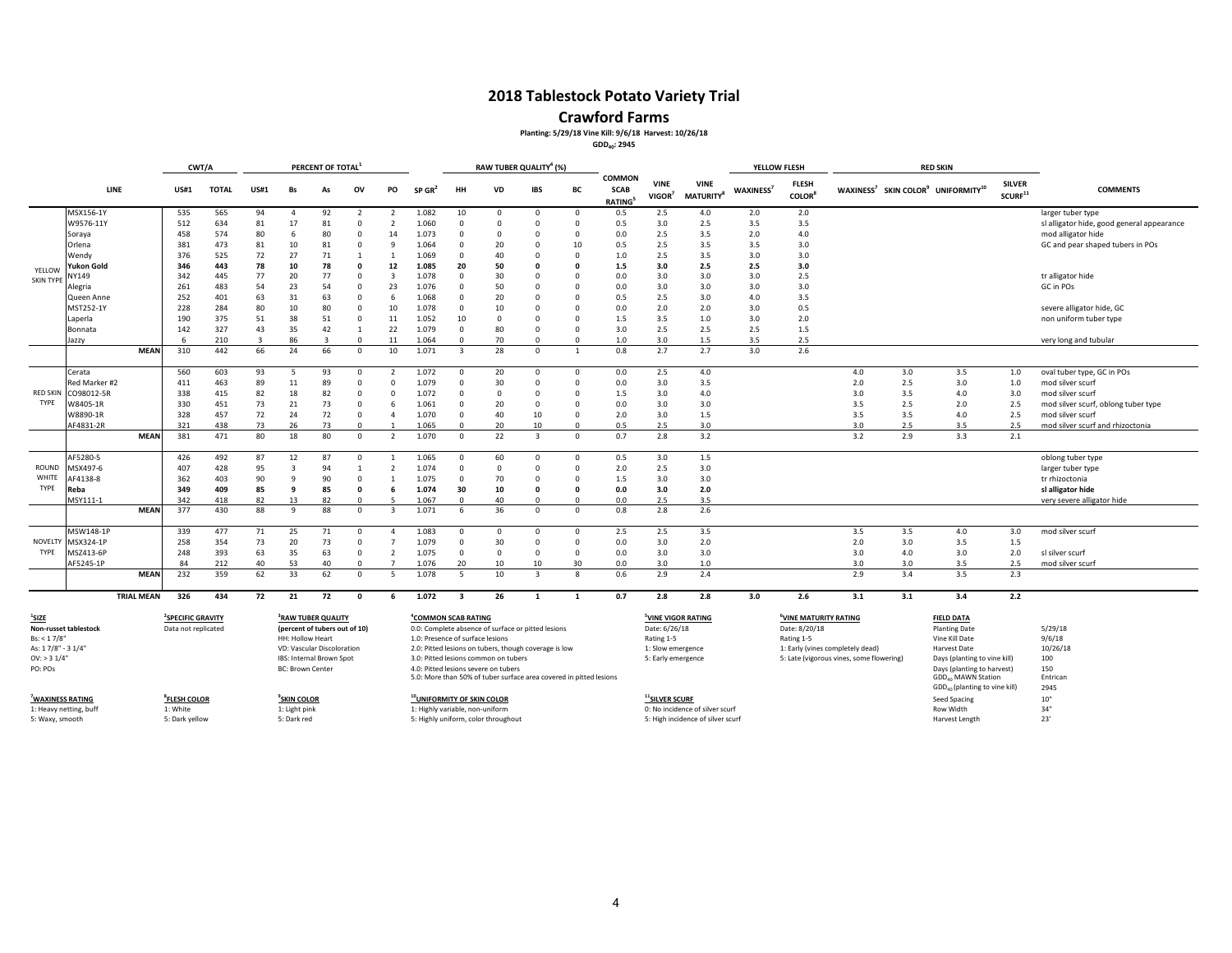# 2018 Tablestock Potato Variety Trial

## Crawford Farms

**Planting: 5/29/18 Vine Kill: 9/6/18 Harvest: 10/26/18**

**$GDD_{40}$: 2945**

| | LINE | CWT/A | | PERCENT OF TOTAL[1] | | | | | | RAW TUBER QUALITY[3] (%) | | | | | | | YELLOW FLESH | | RED SKIN | | | | |
|---|---|---|---|---|---|---|---|---|---|---|---|---|---|---|---|---|---|---|---|---|---|---|---|
| | | US#1 | TOTAL | US#1 | Bs | As | OV | PO | SP GR[2] | HH | VD | IBS | BC | COMMON SCAB RATING[5] | VINE VIGOR[7] | VINE MATURITY[8] | WAXINESS[7] | FLESH COLOR[8] | WAXINESS[7] | SKIN COLOR[9] | UNIFORMITY[10] | SILVER SCURF[11] | COMMENTS |
| YELLOW SKIN TYPE | MSX156-1Y | 535 | 565 | 94 | 4 | 92 | 2 | 2 | 1.082 | 10 | 0 | 0 | 0 | 0.5 | 2.5 | 4.0 | 2.0 | 2.0 | | | | | larger tuber type |
| | W9576-11Y | 512 | 634 | 81 | 17 | 81 | 0 | 2 | 1.060 | 0 | 0 | 0 | 0 | 0.5 | 3.0 | 2.5 | 3.5 | 3.5 | | | | | sl alligator hide, good general appearance |
| | Soraya | 458 | 574 | 80 | 6 | 80 | 0 | 14 | 1.073 | 0 | 0 | 0 | 0 | 0.0 | 2.5 | 3.5 | 2.0 | 4.0 | | | | | mod alligator hide |
| | Orlena | 381 | 473 | 81 | 10 | 81 | 0 | 9 | 1.064 | 0 | 20 | 0 | 10 | 0.5 | 2.5 | 3.5 | 3.5 | 3.0 | | | | | GC and pear shaped tubers in POs |
| | Wendy | 376 | 525 | 72 | 27 | 71 | 1 | 1 | 1.069 | 0 | 40 | 0 | 0 | 1.0 | 2.5 | 3.5 | 3.0 | 3.0 | | | | | |
| | **Yukon Gold** | **346** | **443** | **78** | **10** | **78** | **0** | **12** | **1.085** | **20** | **50** | **0** | **0** | **1.5** | **3.0** | **2.5** | **2.5** | **3.0** | | | | | |
| | NY149 | 342 | 445 | 77 | 20 | 77 | 0 | 3 | 1.078 | 0 | 30 | 0 | 0 | 0.0 | 3.0 | 3.0 | 3.0 | 2.5 | | | | | tr alligator hide |
| | Alegria | 261 | 483 | 54 | 23 | 54 | 0 | 23 | 1.076 | 0 | 50 | 0 | 0 | 0.0 | 3.0 | 3.0 | 3.0 | 3.0 | | | | | GC in POs |
| | Queen Anne | 252 | 401 | 63 | 31 | 63 | 0 | 6 | 1.068 | 0 | 20 | 0 | 0 | 0.5 | 2.5 | 3.0 | 4.0 | 3.5 | | | | | |
| | MST252-1Y | 228 | 284 | 80 | 10 | 80 | 0 | 10 | 1.078 | 0 | 10 | 0 | 0 | 0.0 | 2.0 | 2.0 | 3.0 | 0.5 | | | | | severe alligator hide, GC |
| | Laperla | 190 | 375 | 51 | 38 | 51 | 0 | 11 | 1.052 | 10 | 0 | 0 | 0 | 1.5 | 3.5 | 1.0 | 3.0 | 2.0 | | | | | non uniform tuber type |
| | Bonnata | 142 | 327 | 43 | 35 | 42 | 1 | 22 | 1.079 | 0 | 80 | 0 | 0 | 3.0 | 2.5 | 2.5 | 2.5 | 1.5 | | | | | |
| | Jazzy | 6 | 210 | 3 | 86 | 3 | 0 | 11 | 1.064 | 0 | 70 | 0 | 0 | 1.0 | 3.0 | 1.5 | 3.5 | 2.5 | | | | | very long and tubular |
| | **MEAN** | 310 | 442 | 66 | 24 | 66 | 0 | 10 | 1.071 | 3 | 28 | 0 | 1 | 0.8 | 2.7 | 2.7 | 3.0 | 2.6 | | | | | |
| RED SKIN TYPE | Cerata | 560 | 603 | 93 | 5 | 93 | 0 | 2 | 1.072 | 0 | 20 | 0 | 0 | 0.0 | 2.5 | 4.0 | | | 4.0 | 3.0 | 3.5 | 1.0 | oval tuber type, GC in POs |
| | Red Marker #2 | 411 | 463 | 89 | 11 | 89 | 0 | 0 | 1.079 | 0 | 30 | 0 | 0 | 0.0 | 3.0 | 3.5 | | | 2.0 | 2.5 | 3.0 | 1.0 | mod silver scurf |
| | CO98012-5R | 338 | 415 | 82 | 18 | 82 | 0 | 0 | 1.072 | 0 | 0 | 0 | 0 | 1.5 | 3.0 | 4.0 | | | 3.0 | 3.5 | 4.0 | 3.0 | mod silver scurf |
| | W8405-1R | 330 | 451 | 73 | 21 | 73 | 0 | 6 | 1.061 | 0 | 20 | 0 | 0 | 0.0 | 3.0 | 3.0 | | | 3.5 | 2.5 | 2.0 | 2.5 | mod silver scurf, oblong tuber type |
| | W8890-1R | 328 | 457 | 72 | 24 | 72 | 0 | 4 | 1.070 | 0 | 40 | 10 | 0 | 2.0 | 3.0 | 1.5 | | | 3.5 | 3.5 | 4.0 | 2.5 | mod silver scurf |
| | AF4831-2R | 321 | 438 | 73 | 26 | 73 | 0 | 1 | 1.065 | 0 | 20 | 10 | 0 | 0.5 | 2.5 | 3.0 | | | 3.0 | 2.5 | 3.5 | 2.5 | mod silver scurf and rhizoctonia |
| | **MEAN** | 381 | 471 | 80 | 18 | 80 | 0 | 2 | 1.070 | 0 | 22 | 3 | 0 | 0.7 | 2.8 | 3.2 | | | 3.2 | 2.9 | 3.3 | 2.1 | |
| ROUND WHITE TYPE | AF5280-5 | 426 | 492 | 87 | 12 | 87 | 0 | 1 | 1.065 | 0 | 60 | 0 | 0 | 0.5 | 3.0 | 1.5 | | | | | | | oblong tuber type |
| | MSX497-6 | 407 | 428 | 95 | 3 | 94 | 1 | 2 | 1.074 | 0 | 0 | 0 | 0 | 2.0 | 2.5 | 3.0 | | | | | | | larger tuber type |
| | AF4138-8 | 362 | 403 | 90 | 9 | 90 | 0 | 1 | 1.075 | 0 | 70 | 0 | 0 | 1.5 | 3.0 | 3.0 | | | | | | | tr rhizoctonia |
| | **Reba** | **349** | **409** | **85** | **9** | **85** | **0** | **6** | **1.074** | **30** | **10** | **0** | **0** | **0.0** | **3.0** | **2.0** | | | | | | | **sl alligator hide** |
| | MSY111-1 | 342 | 418 | 82 | 13 | 82 | 0 | 5 | 1.067 | 0 | 40 | 0 | 0 | 0.0 | 2.5 | 3.5 | | | | | | | very severe alligator hide |
| | **MEAN** | 377 | 430 | 88 | 9 | 88 | 0 | 3 | 1.071 | 6 | 36 | 0 | 0 | 0.8 | 2.8 | 2.6 | | | | | | | |
| NOVELTY TYPE | MSW148-1P | 339 | 477 | 71 | 25 | 71 | 0 | 4 | 1.083 | 0 | 0 | 0 | 0 | 2.5 | 2.5 | 3.5 | | | 3.5 | 3.5 | 4.0 | 3.0 | mod silver scurf |
| | MSX324-1P | 258 | 354 | 73 | 20 | 73 | 0 | 7 | 1.079 | 0 | 30 | 0 | 0 | 0.0 | 3.0 | 2.0 | | | 2.0 | 3.0 | 3.5 | 1.5 | |
| | MSZ413-6P | 248 | 393 | 63 | 35 | 63 | 0 | 2 | 1.075 | 0 | 0 | 0 | 0 | 0.0 | 3.0 | 3.0 | | | 3.0 | 4.0 | 3.0 | 2.0 | sl silver scurf |
| | AF5245-1P | 84 | 212 | 40 | 53 | 40 | 0 | 7 | 1.076 | 20 | 10 | 10 | 30 | 0.0 | 3.0 | 1.0 | | | 3.0 | 3.0 | 3.5 | 2.5 | mod silver scurf |
| | **MEAN** | 232 | 359 | 62 | 33 | 62 | 0 | 5 | 1.078 | 5 | 10 | 3 | 8 | 0.6 | 2.9 | 2.4 | | | 2.9 | 3.4 | 3.5 | 2.3 | |
| | **TRIAL MEAN** | **326** | **434** | **72** | **21** | **72** | **0** | **6** | **1.072** | **3** | **26** | **1** | **1** | **0.7** | **2.8** | **2.8** | **3.0** | **2.6** | **3.1** | **3.1** | **3.4** | **2.2** | |

**[1]SIZE**
**Non-russet tablestock**
Bs: < 1 7/8"
As: 1 7/8" - 3 1/4"
OV: > 3 1/4"
PO: POs

**[2]SPECIFIC GRAVITY**
Data not replicated

**[3]RAW TUBER QUALITY**
**(percent of tubers out of 10)**
HH: Hollow Heart
VD: Vascular Discoloration
IBS: Internal Brown Spot
BC: Brown Center

**[4]COMMON SCAB RATING**
0.0: Complete absence of surface or pitted lesions
1.0: Presence of surface lesions
2.0: Pitted lesions on tubers, though coverage is low
3.0: Pitted lesions common on tubers
4.0: Pitted lesions severe on tubers
5.0: More than 50% of tuber surface area covered in pitted lesions

**[5]VINE VIGOR RATING**
Date: 6/26/18
Rating 1-5
1: Slow emergence
5: Early emergence

**[6]VINE MATURITY RATING**
Date: 8/20/18
Rating 1-5
1: Early (vines completely dead)
5: Late (vigorous vines, some flowering)

**FIELD DATA**

| | |
|---|---|
| Planting Date | 5/29/18 |
| Vine Kill Date | 9/6/18 |
| Harvest Date | 10/26/18 |
| Days (planting to vine kill) | 100 |
| Days (planting to harvest) | 150 |
| $GDD_{40}$ MAWN Station | Entrican |
| $GDD_{40}$ (planting to vine kill) | 2945 |
| Seed Spacing | 10" |
| Row Width | 34" |
| Harvest Length | 23' |

**[7]WAXINESS RATING**
1: Heavy netting, buff
5: Waxy, smooth

**[8]FLESH COLOR**
1: White
5: Dark yellow

**[9]SKIN COLOR**
1: Light pink
5: Dark red

**[10]UNIFORMITY OF SKIN COLOR**
1: Highly variable, non-uniform
5: Highly uniform, color throughout

**[11]SILVER SCURF**
0: No incidence of silver scurf
5: High incidence of silver scurf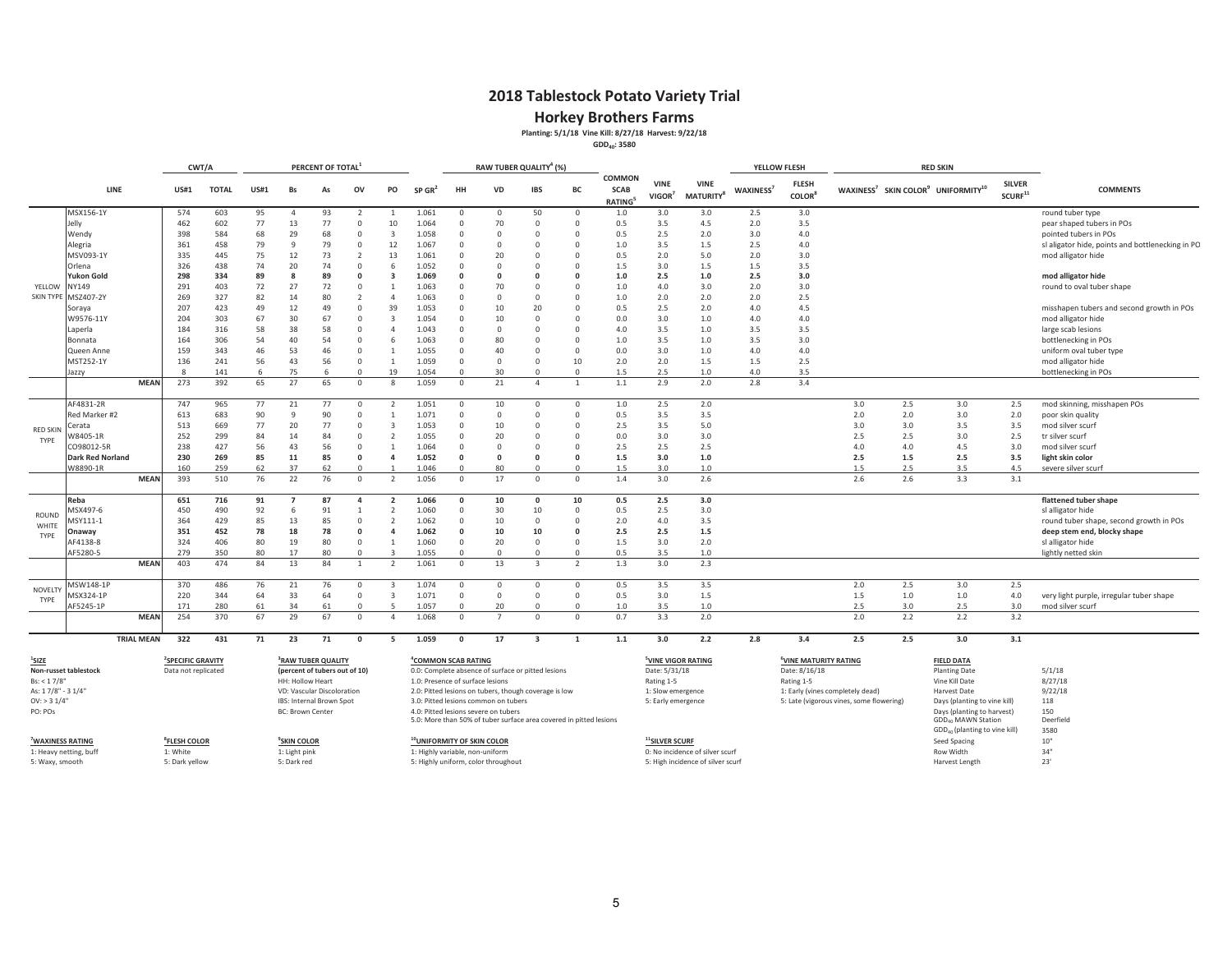# 2018 Tablestock Potato Variety Trial

## Horkey Brothers Farms

**Planting: 5/1/18 Vine Kill: 8/27/18 Harvest: 9/22/18**

**$GDD_{40}$: 3580**

| | LINE | CWT/A US#1 | CWT/A TOTAL | PERCENT OF TOTAL[1] US#1 | Bs | As | OV | PO | SP GR[2] | RAW TUBER QUALITY[3] (%) HH | VD | IBS | BC | COMMON SCAB RATING[4] | VINE VIGOR[5] | VINE MATURITY[6] | YELLOW FLESH WAXINESS[7] | FLESH COLOR[8] | RED SKIN WAXINESS[7] | SKIN COLOR[9] | UNIFORMITY[10] | SILVER SCURF[11] | COMMENTS |
|---|---|---|---|---|---|---|---|---|---|---|---|---|---|---|---|---|---|---|---|---|---|---|---|
| YELLOW SKIN TYPE | MSX156-1Y | 574 | 603 | 95 | 4 | 93 | 2 | 1 | 1.061 | 0 | 0 | 50 | 0 | 1.0 | 3.0 | 3.0 | 2.5 | 3.0 | | | | | round tuber type |
| | Jelly | 462 | 602 | 77 | 13 | 77 | 0 | 10 | 1.064 | 0 | 70 | 0 | 0 | 0.5 | 3.5 | 4.5 | 2.0 | 3.5 | | | | | pear shaped tubers in POs |
| | Wendy | 398 | 584 | 68 | 29 | 68 | 0 | 3 | 1.058 | 0 | 0 | 0 | 0 | 0.5 | 2.5 | 2.0 | 3.0 | 4.0 | | | | | pointed tubers in POs |
| | Alegria | 361 | 458 | 79 | 9 | 79 | 0 | 12 | 1.067 | 0 | 0 | 0 | 0 | 1.0 | 3.5 | 1.5 | 2.5 | 4.0 | | | | | sl aligator hide, points and bottlenecking in PO |
| | MSV093-1Y | 335 | 445 | 75 | 12 | 73 | 2 | 13 | 1.061 | 0 | 20 | 0 | 0 | 0.5 | 2.0 | 5.0 | 2.0 | 3.0 | | | | | mod alligator hide |
| | Orlena | 326 | 438 | 74 | 20 | 74 | 0 | 6 | 1.052 | 0 | 0 | 0 | 0 | 1.5 | 3.0 | 1.5 | 1.5 | 3.5 | | | | | |
| | **Yukon Gold** | **298** | **334** | **89** | **8** | **89** | **0** | **3** | **1.069** | **0** | **0** | **0** | **0** | **1.0** | **2.5** | **1.0** | **2.5** | **3.0** | | | | | **mod alligator hide** |
| | NY149 | 291 | 403 | 72 | 27 | 72 | 0 | 1 | 1.063 | 0 | 70 | 0 | 0 | 1.0 | 4.0 | 3.0 | 2.0 | 3.0 | | | | | round to oval tuber shape |
| | MSZ407-2Y | 269 | 327 | 82 | 14 | 80 | 2 | 4 | 1.063 | 0 | 0 | 0 | 0 | 1.0 | 2.0 | 2.0 | 2.0 | 2.5 | | | | | |
| | Soraya | 207 | 423 | 49 | 12 | 49 | 0 | 39 | 1.053 | 0 | 10 | 20 | 0 | 0.5 | 2.5 | 2.0 | 4.0 | 4.5 | | | | | misshapen tubers and second growth in POs |
| | W9576-11Y | 204 | 303 | 67 | 30 | 67 | 0 | 3 | 1.054 | 0 | 10 | 0 | 0 | 0.0 | 3.0 | 1.0 | 4.0 | 4.0 | | | | | mod alligator hide |
| | Laperla | 184 | 316 | 58 | 38 | 58 | 0 | 4 | 1.043 | 0 | 0 | 0 | 0 | 4.0 | 3.5 | 1.0 | 3.5 | 3.5 | | | | | large scab lesions |
| | Bonnata | 164 | 306 | 54 | 40 | 54 | 0 | 6 | 1.063 | 0 | 80 | 0 | 0 | 1.0 | 3.5 | 1.0 | 3.5 | 3.0 | | | | | bottlenecking in POs |
| | Queen Anne | 159 | 343 | 46 | 53 | 46 | 0 | 1 | 1.055 | 0 | 40 | 0 | 0 | 0.0 | 3.0 | 1.0 | 4.0 | 4.0 | | | | | uniform oval tuber type |
| | MST252-1Y | 136 | 241 | 56 | 43 | 56 | 0 | 1 | 1.059 | 0 | 0 | 0 | 10 | 2.0 | 2.0 | 1.5 | 1.5 | 2.5 | | | | | mod alligator hide |
| | Jazzy | 8 | 141 | 6 | 75 | 6 | 0 | 19 | 1.054 | 0 | 30 | 0 | 0 | 1.5 | 2.5 | 1.0 | 4.0 | 3.5 | | | | | bottlenecking in POs |
| | **MEAN** | 273 | 392 | 65 | 27 | 65 | 0 | 8 | 1.059 | 0 | 21 | 4 | 1 | 1.1 | 2.9 | 2.0 | 2.8 | 3.4 | | | | | |
| RED SKIN TYPE | AF4831-2R | 747 | 965 | 77 | 21 | 77 | 0 | 2 | 1.051 | 0 | 10 | 0 | 0 | 1.0 | 2.5 | 2.0 | | | 3.0 | 2.5 | 3.0 | 2.5 | mod skinning, misshapen POs |
| | Red Marker #2 | 613 | 683 | 90 | 9 | 90 | 0 | 1 | 1.071 | 0 | 0 | 0 | 0 | 0.5 | 3.5 | 3.5 | | | 2.0 | 2.0 | 3.0 | 2.0 | poor skin quality |
| | Cerata | 513 | 669 | 77 | 20 | 77 | 0 | 3 | 1.053 | 0 | 10 | 0 | 0 | 2.5 | 3.5 | 5.0 | | | 3.0 | 3.0 | 3.5 | 3.5 | mod silver scurf |
| | W8405-1R | 252 | 299 | 84 | 14 | 84 | 0 | 2 | 1.055 | 0 | 20 | 0 | 0 | 0.0 | 3.0 | 3.0 | | | 2.5 | 2.5 | 3.0 | 2.5 | tr silver scurf |
| | CO98012-5R | 238 | 427 | 56 | 43 | 56 | 0 | 1 | 1.064 | 0 | 0 | 0 | 0 | 2.5 | 2.5 | 2.5 | | | 4.0 | 4.0 | 4.5 | 3.0 | mod silver scurf |
| | **Dark Red Norland** | **230** | **269** | **85** | **11** | **85** | **0** | **4** | **1.052** | **0** | **0** | **0** | **0** | **1.5** | **3.0** | **1.0** | | | **2.5** | **1.5** | **2.5** | **3.5** | **light skin color** |
| | W8890-1R | 160 | 259 | 62 | 37 | 62 | 0 | 1 | 1.046 | 0 | 80 | 0 | 0 | 1.5 | 3.0 | 1.0 | | | 1.5 | 2.5 | 3.5 | 4.5 | severe silver scurf |
| | **MEAN** | 393 | 510 | 76 | 22 | 76 | 0 | 2 | 1.056 | 0 | 17 | 0 | 0 | 1.4 | 3.0 | 2.6 | | | 2.6 | 2.6 | 3.3 | 3.1 | |
| ROUND WHITE TYPE | **Reba** | **651** | **716** | **91** | **7** | **87** | **4** | **2** | **1.066** | **0** | **10** | **0** | **10** | **0.5** | **2.5** | **3.0** | | | | | | | **flattened tuber shape** |
| | MSX497-6 | 450 | 490 | 92 | 6 | 91 | 1 | 2 | 1.060 | 0 | 30 | 10 | 0 | 0.5 | 2.5 | 3.0 | | | | | | | sl alligator hide |
| | MSY111-1 | 364 | 429 | 85 | 13 | 85 | 0 | 2 | 1.062 | 0 | 10 | 0 | 0 | 2.0 | 4.0 | 3.5 | | | | | | | round tuber shape, second growth in POs |
| | **Onaway** | **351** | **452** | **78** | **18** | **78** | **0** | **4** | **1.062** | **0** | **10** | **10** | **0** | **2.5** | **2.5** | **1.5** | | | | | | | **deep stem end, blocky shape** |
| | AF4138-8 | 324 | 406 | 80 | 19 | 80 | 0 | 1 | 1.060 | 0 | 20 | 0 | 0 | 1.5 | 3.0 | 2.0 | | | | | | | sl alligator hide |
| | AF5280-5 | 279 | 350 | 80 | 17 | 80 | 0 | 3 | 1.055 | 0 | 0 | 0 | 0 | 0.5 | 3.5 | 1.0 | | | | | | | lightly netted skin |
| | **MEAN** | 403 | 474 | 84 | 13 | 84 | 1 | 2 | 1.061 | 0 | 13 | 3 | 2 | 1.3 | 3.0 | 2.3 | | | | | | | |
| NOVELTY TYPE | MSW148-1P | 370 | 486 | 76 | 21 | 76 | 0 | 3 | 1.074 | 0 | 0 | 0 | 0 | 0.5 | 3.5 | 3.5 | | | 2.0 | 2.5 | 3.0 | 2.5 | |
| | MSX324-1P | 220 | 344 | 64 | 33 | 64 | 0 | 3 | 1.071 | 0 | 0 | 0 | 0 | 0.5 | 3.0 | 1.5 | | | 1.5 | 1.0 | 1.0 | 4.0 | very light purple, irregular tuber shape |
| | AF5245-1P | 171 | 280 | 61 | 34 | 61 | 0 | 5 | 1.057 | 0 | 20 | 0 | 0 | 1.0 | 3.5 | 1.0 | | | 2.5 | 3.0 | 2.5 | 3.0 | mod silver scurf |
| | **MEAN** | 254 | 370 | 67 | 29 | 67 | 0 | 4 | 1.068 | 0 | 7 | 0 | 0 | 0.7 | 3.3 | 2.0 | | | 2.0 | 2.2 | 2.2 | 3.2 | |
| | **TRIAL MEAN** | **322** | **431** | **71** | **23** | **71** | **0** | **5** | **1.059** | **0** | **17** | **3** | **1** | **1.1** | **3.0** | **2.2** | **2.8** | **3.4** | **2.5** | **2.5** | **3.0** | **3.1** | |

**[1]SIZE**
**Non-russet tablestock**
Bs: < 1 7/8"
As: 1 7/8" - 3 1/4"
OV: > 3 1/4"
PO: POs

**[2]SPECIFIC GRAVITY**
Data not replicated

**[3]RAW TUBER QUALITY**
**(percent of tubers out of 10)**
HH: Hollow Heart
VD: Vascular Discoloration
IBS: Internal Brown Spot
BC: Brown Center

**[4]COMMON SCAB RATING**
0.0: Complete absence of surface or pitted lesions
1.0: Presence of surface lesions
2.0: Pitted lesions on tubers, though coverage is low
3.0: Pitted lesions common on tubers
4.0: Pitted lesions severe on tubers
5.0: More than 50% of tuber surface area covered in pitted lesions

**[5]VINE VIGOR RATING**
Date: 5/31/18
Rating 1-5
1: Slow emergence
5: Early emergence

**[6]VINE MATURITY RATING**
Date: 8/16/18
Rating 1-5
1: Early (vines completely dead)
5: Late (vigorous vines, some flowering)

**FIELD DATA**

| | |
|---|---|
| Planting Date | 5/1/18 |
| Vine Kill Date | 8/27/18 |
| Harvest Date | 9/22/18 |
| Days (planting to vine kill) | 118 |
| Days (planting to harvest) | 150 |
| $GDD_{40}$ MAWN Station | Deerfield |
| $GDD_{40}$ (planting to vine kill) | 3580 |
| Seed Spacing | 10" |
| Row Width | 34" |
| Harvest Length | 23' |

**[7]WAXINESS RATING**
1: Heavy netting, buff
5: Waxy, smooth

**[8]FLESH COLOR**
1: White
5: Dark yellow

**[9]SKIN COLOR**
1: Light pink
5: Dark red

**[10]UNIFORMITY OF SKIN COLOR**
1: Highly variable, non-uniform
5: Highly uniform, color throughout

**[11]SILVER SCURF**
0: No incidence of silver scurf
5: High incidence of silver scurf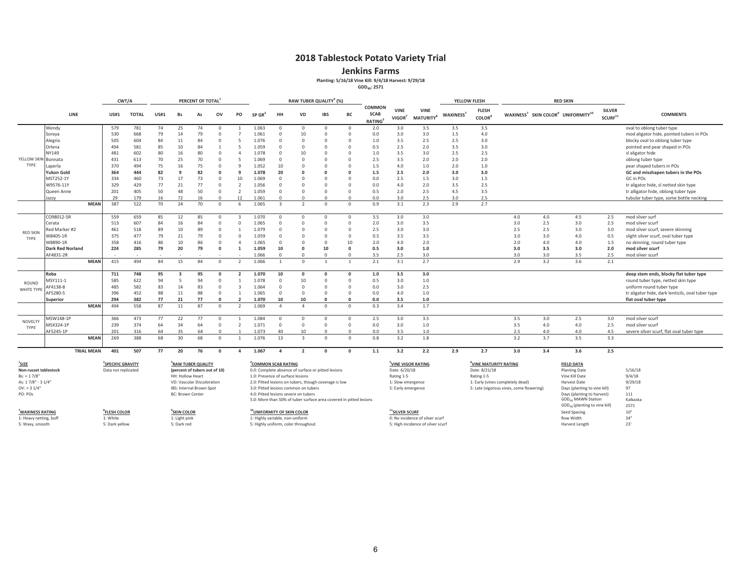# 2018 Tablestock Potato Variety Trial

## Jenkins Farms

**Planting: 5/16/18 Vine Kill: 9/4/18 Harvest: 9/29/18**

**$GDD_{40}$: 2571**

| | | CWT/A | | PERCENT OF TOTAL[1] | | | | | | RAW TUBER QUALITY[4] (%) | | | | | | | YELLOW FLESH | | RED SKIN | | | | |
|---|---|---|---|---|---|---|---|---|---|---|---|---|---|---|---|---|---|---|---|---|---|---|---|
| | LINE | US#1 | TOTAL | US#1 | Bs | As | OV | PO | SP GR[2] | HH | VD | IBS | BC | COMMON SCAB RATING[5] | VINE VIGOR[7] | VINE MATURITY[8] | WAXINESS[7] | FLESH COLOR[8] | WAXINESS[7] | SKIN COLOR[9] | UNIFORMITY[10] | SILVER SCURF[11] | COMMENTS |
| YELLOW SKIN TYPE | Wendy | 579 | 781 | 74 | 25 | 74 | 0 | 1 | 1.063 | 0 | 0 | 0 | 0 | 2.0 | 3.0 | 3.5 | 3.5 | 3.5 | | | | | oval to oblong tuber type |
| | Soraya | 530 | 668 | 79 | 14 | 79 | 0 | 7 | 1.061 | 0 | 10 | 0 | 0 | 0.0 | 3.0 | 3.0 | 1.5 | 4.0 | | | | | mod aligator hide, pointed tubers in POs |
| | Alegria | 505 | 604 | 84 | 11 | 84 | 0 | 5 | 1.076 | 0 | 0 | 0 | 0 | 1.0 | 3.5 | 2.5 | 2.5 | 3.0 | | | | | blocky oval to oblong tuber type |
| | Orlena | 494 | 581 | 85 | 10 | 84 | 1 | 5 | 1.059 | 0 | 0 | 0 | 0 | 0.5 | 2.5 | 2.0 | 3.5 | 3.0 | | | | | pointed and pear shaped in POs |
| | NY149 | 481 | 602 | 80 | 16 | 80 | 0 | 4 | 1.078 | 0 | 10 | 0 | 0 | 1.0 | 3.5 | 3.0 | 2.5 | 2.5 | | | | | sl aligator hide |
| | Bonnata | 431 | 613 | 70 | 25 | 70 | 0 | 5 | 1.069 | 0 | 0 | 0 | 0 | 2.5 | 3.5 | 2.0 | 2.0 | 2.0 | | | | | oblong tuber type |
| | Laperla | 370 | 494 | 75 | 16 | 75 | 0 | 9 | 1.052 | 10 | 0 | 0 | 0 | 1.5 | 4.0 | 1.0 | 2.0 | 1.0 | | | | | pear shaped tubers in POs |
| | **Yukon Gold** | **364** | **444** | **82** | **9** | **82** | **0** | **9** | **1.078** | **20** | **0** | **0** | **0** | **1.5** | **2.5** | **2.0** | **3.0** | **3.0** | | | | | **GC and misshapen tubers in the POs** |
| | MST252-1Y | 334 | 460 | 73 | 17 | 73 | 0 | 10 | 1.069 | 0 | 0 | 0 | 0 | 0.0 | 2.5 | 1.5 | 3.0 | 1.5 | | | | | GC in POs |
| | W9576-11Y | 329 | 429 | 77 | 21 | 77 | 0 | 2 | 1.056 | 0 | 0 | 0 | 0 | 0.0 | 4.0 | 2.0 | 3.5 | 2.5 | | | | | tr aligator hide, sl netted skin type |
| | Queen Anne | 201 | 405 | 50 | 48 | 50 | 0 | 2 | 1.059 | 0 | 0 | 0 | 0 | 0.5 | 2.0 | 2.5 | 4.5 | 3.5 | | | | | tr alligator hide, oblong tuber type |
| | Jazzy | 29 | 179 | 16 | 72 | 16 | 0 | 12 | 1.061 | 0 | 0 | 0 | 0 | 0.0 | 3.0 | 2.5 | 3.0 | 2.5 | | | | | tubular tuber type, some bottle necking |
| | **MEAN** | 387 | 522 | 70 | 24 | 70 | 0 | 6 | 1.065 | 3 | 2 | 0 | 0 | 0.9 | 3.1 | 2.3 | 2.9 | 2.7 | | | | | |
| RED SKIN TYPE | CO98012-5R | 559 | 659 | 85 | 12 | 85 | 0 | 3 | 1.070 | 0 | 0 | 0 | 0 | 3.5 | 3.0 | 3.0 | | | 4.0 | 4.0 | 4.5 | 2.5 | mod sliver surf |
| | Cerata | 513 | 607 | 84 | 16 | 84 | 0 | 0 | 1.065 | 0 | 0 | 0 | 0 | 2.0 | 3.0 | 3.5 | | | 3.0 | 2.5 | 3.0 | 2.5 | mod silver scurf |
| | Red Marker #2 | 461 | 518 | 89 | 10 | 89 | 0 | 1 | 1.079 | 0 | 0 | 0 | 0 | 2.5 | 3.0 | 3.0 | | | 2.5 | 2.5 | 3.0 | 3.0 | mod silver scurf, severe skinning |
| | W8405-1R | 375 | 477 | 79 | 21 | 79 | 0 | 0 | 1.059 | 0 | 0 | 0 | 0 | 0.5 | 3.5 | 3.5 | | | 3.0 | 3.0 | 4.0 | 0.5 | slight silver scurf, oval tuber type |
| | W8890-1R | 358 | 416 | 86 | 10 | 86 | 0 | 4 | 1.065 | 0 | 0 | 0 | 10 | 2.0 | 4.0 | 2.0 | | | 2.0 | 4.0 | 4.0 | 1.5 | no skinning, round tuber type |
| | **Dark Red Norland** | **224** | **285** | **79** | **20** | **79** | **0** | **1** | **1.059** | **10** | **0** | **10** | **0** | **0.5** | **3.0** | **1.0** | | | **3.0** | **3.5** | **3.0** | **2.0** | **mod silver scurf** |
| | AF4831-2R | - | - | - | - | - | - | - | 1.066 | 0 | 0 | 0 | 0 | 3.5 | 2.5 | 3.0 | | | 3.0 | 3.0 | 3.5 | 2.5 | mod silver scurf |
| | **MEAN** | 415 | 494 | 84 | 15 | 84 | 0 | 2 | 1.066 | 1 | 0 | 1 | 1 | 2.1 | 3.1 | 2.7 | | | 2.9 | 3.2 | 3.6 | 2.1 | |
| ROUND WHITE TYPE | **Reba** | **711** | **748** | **95** | **3** | **95** | **0** | **2** | **1.070** | **10** | **0** | **0** | **0** | **1.0** | **3.5** | **3.0** | | | | | | | **deep stem ends, blocky flat tuber type** |
| | MSY111-1 | 585 | 622 | 94 | 5 | 94 | 0 | 1 | 1.078 | 0 | 10 | 0 | 0 | 0.5 | 3.0 | 1.0 | | | | | | | round tuber type, netted skin type |
| | AF4138-8 | 485 | 582 | 83 | 14 | 83 | 0 | 3 | 1.064 | 0 | 0 | 0 | 0 | 0.0 | 3.0 | 2.5 | | | | | | | uniform round tuber type |
| | AF5280-5 | 396 | 452 | 88 | 11 | 88 | 0 | 1 | 1.065 | 0 | 0 | 0 | 0 | 0.0 | 4.0 | 1.0 | | | | | | | tr aligator hide, dark lenticils, oval tuber type |
| | **Superior** | **294** | **382** | **77** | **21** | **77** | **0** | **2** | **1.070** | **10** | **10** | **0** | **0** | **0.0** | **3.5** | **1.0** | | | | | | | **flat oval tuber type** |
| | **MEAN** | 494 | 558 | 87 | 11 | 87 | 0 | 2 | 1.069 | 4 | 4 | 0 | 0 | 0.3 | 3.4 | 1.7 | | | | | | | |
| NOVELTY TYPE | MSW148-1P | 366 | 473 | 77 | 22 | 77 | 0 | 1 | 1.084 | 0 | 0 | 0 | 0 | 2.5 | 3.0 | 3.5 | | | 3.5 | 3.0 | 2.5 | 3.0 | mod silver scurf |
| | MSX324-1P | 239 | 374 | 64 | 34 | 64 | 0 | 2 | 1.071 | 0 | 0 | 0 | 0 | 0.0 | 3.0 | 1.0 | | | 3.5 | 4.0 | 4.0 | 2.5 | mod silver scurf |
| | AF5245-1P | 201 | 316 | 64 | 35 | 64 | 0 | 1 | 1.073 | 40 | 10 | 0 | 0 | 0.0 | 3.5 | 1.0 | | | 2.5 | 4.0 | 4.0 | 4.5 | severe silver scurf, flat oval tuber type |
| | **MEAN** | 269 | 388 | 68 | 30 | 68 | 0 | 1 | 1.076 | 13 | 3 | 0 | 0 | 0.8 | 3.2 | 1.8 | | | 3.2 | 3.7 | 3.5 | 3.3 | |
| | **TRIAL MEAN** | **401** | **507** | **77** | **20** | **76** | **0** | **4** | **1.067** | **4** | **2** | **0** | **0** | **1.1** | **3.2** | **2.2** | **2.9** | **2.7** | **3.0** | **3.4** | **3.6** | **2.5** | |

**[1]SIZE**
**Non-russet tablestock**
Bs: < 1 7/8"
As: 1 7/8" - 3 1/4"
OV: > 3 1/4"
PO: POs

**[2]SPECIFIC GRAVITY**
Data not replicated

**[3]RAW TUBER QUALITY**
**(percent of tubers out of 10)**
HH: Hollow Heart
VD: Vascular Discoloration
IBS: Internal Brown Spot
BC: Brown Center

**[4]COMMON SCAB RATING**
0.0: Complete absence of surface or pitted lesions
1.0: Presence of surface lesions
2.0: Pitted lesions on tubers, though coverage is low
3.0: Pitted lesions common on tubers
4.0: Pitted lesions severe on tubers
5.0: More than 50% of tuber surface area covered in pitted lesions

**[5]VINE VIGOR RATING**
Date: 6/20/18
Rating 1-5
1: Slow emergence
5: Early emergence

**[6]VINE MATURITY RATING**
Date: 8/21/18
Rating 1-5
1: Early (vines completely dead)
5: Late (vigorous vines, some flowering)

**FIELD DATA**

| | |
|---|---|
| Planting Date | 5/16/18 |
| Vine Kill Date | 9/4/18 |
| Harvest Date | 9/29/18 |
| Days (planting to vine kill) | 97 |
| Days (planting to harvest) | 111 |
| $GDD_{40}$ MAWN Station | Kalkaska |
| $GDD_{40}$ (planting to vine kill) | 2571 |
| Seed Spacing | 10" |
| Row Width | 34" |
| Harvest Length | 23' |

**[7]WAXINESS RATING**
1: Heavy netting, buff
5: Waxy, smooth

**[8]FLESH COLOR**
1: White
5: Dark yellow

**[9]SKIN COLOR**
1: Light pink
5: Dark red

**[10]UNIFORMITY OF SKIN COLOR**
1: Highly variable, non-uniform
5: Highly uniform, color throughout

**[11]SILVER SCURF**
0: No incidence of silver scurf
5: High incidence of silver scurf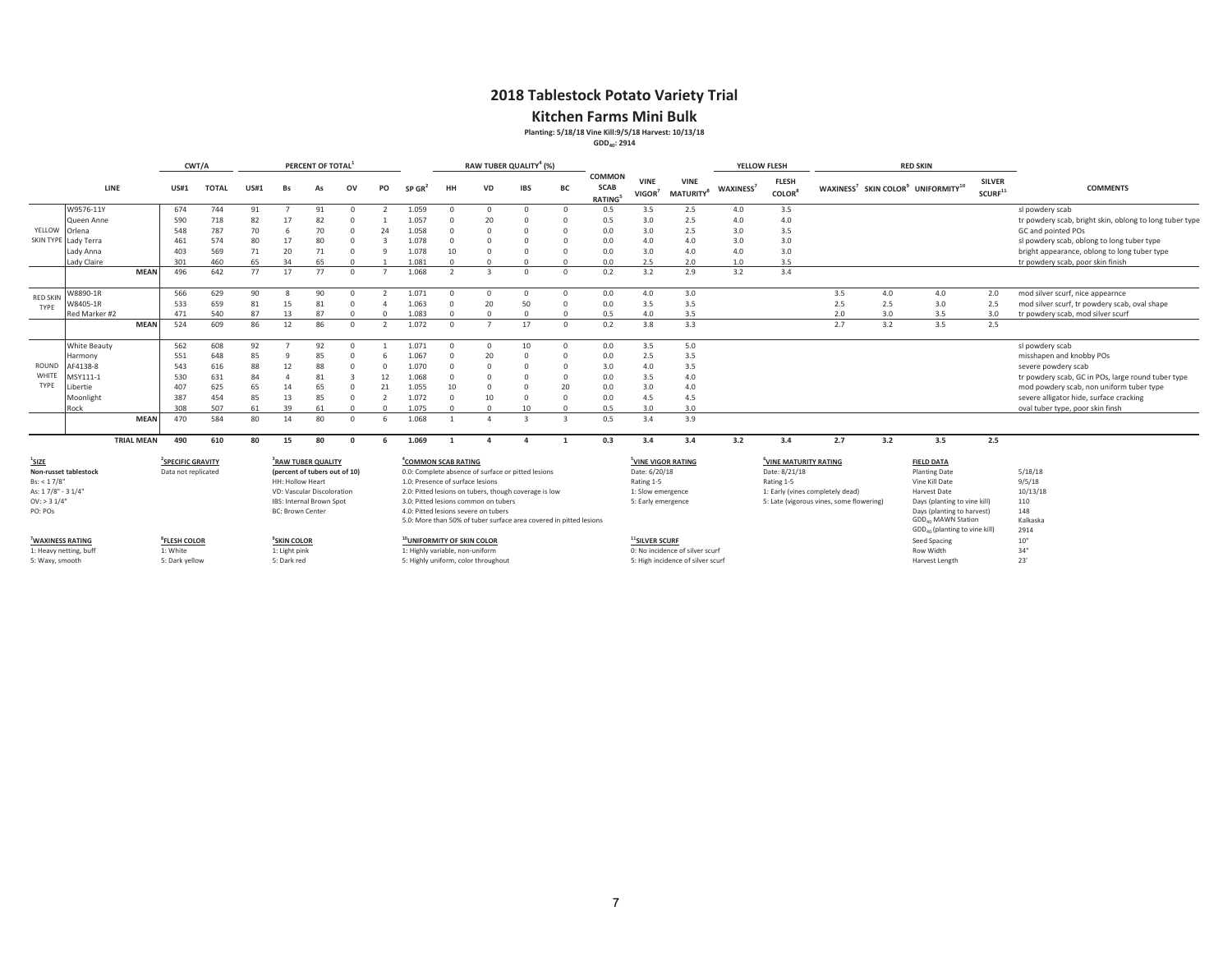# 2018 Tablestock Potato Variety Trial

## Kitchen Farms Mini Bulk

**Planting: 5/18/18 Vine Kill:9/5/18 Harvest: 10/13/18**

**$GDD_{40}$: 2914**

| | LINE | CWT/A US#1 | CWT/A TOTAL | PERCENT OF TOTAL[1] US#1 | Bs | As | OV | PO | SP GR[2] | RAW TUBER QUALITY[4] (%) HH | VD | IBS | BC | COMMON SCAB RATING[5] | VINE VIGOR[7] | VINE MATURITY[8] | YELLOW FLESH WAXINESS[7] | FLESH COLOR[8] | RED SKIN WAXINESS[7] | SKIN COLOR[9] | UNIFORMITY[10] | SILVER SCURF[11] | COMMENTS |
|---|---|---|---|---|---|---|---|---|---|---|---|---|---|---|---|---|---|---|---|---|---|---|---|
| YELLOW SKIN TYPE | W9576-11Y | 674 | 744 | 91 | 7 | 91 | 0 | 2 | 1.059 | 0 | 0 | 0 | 0 | 0.5 | 3.5 | 2.5 | 4.0 | 3.5 | | | | | sl powdery scab |
| | Queen Anne | 590 | 718 | 82 | 17 | 82 | 0 | 1 | 1.057 | 0 | 20 | 0 | 0 | 0.5 | 3.0 | 2.5 | 4.0 | 4.0 | | | | | tr powdery scab, bright skin, oblong to long tuber type |
| | Orlena | 548 | 787 | 70 | 6 | 70 | 0 | 24 | 1.058 | 0 | 0 | 0 | 0 | 0.0 | 3.0 | 2.5 | 3.0 | 3.5 | | | | | GC and pointed POs |
| | Lady Terra | 461 | 574 | 80 | 17 | 80 | 0 | 3 | 1.078 | 0 | 0 | 0 | 0 | 0.0 | 4.0 | 4.0 | 3.0 | 3.0 | | | | | sl powdery scab, oblong to long tuber type |
| | Lady Anna | 403 | 569 | 71 | 20 | 71 | 0 | 9 | 1.078 | 10 | 0 | 0 | 0 | 0.0 | 3.0 | 4.0 | 4.0 | 3.0 | | | | | bright appearance, oblong to long tuber type |
| | Lady Claire | 301 | 460 | 65 | 34 | 65 | 0 | 1 | 1.081 | 0 | 0 | 0 | 0 | 0.0 | 2.5 | 2.0 | 1.0 | 3.5 | | | | | tr powdery scab, poor skin finish |
| | **MEAN** | 496 | 642 | 77 | 17 | 77 | 0 | 7 | 1.068 | 2 | 3 | 0 | 0 | 0.2 | 3.2 | 2.9 | 3.2 | 3.4 | | | | | |
| RED SKIN TYPE | W8890-1R | 566 | 629 | 90 | 8 | 90 | 0 | 2 | 1.071 | 0 | 0 | 0 | 0 | 0.0 | 4.0 | 3.0 | | | 3.5 | 4.0 | 4.0 | 2.0 | mod silver scurf, nice appearnce |
| | W8405-1R | 533 | 659 | 81 | 15 | 81 | 0 | 4 | 1.063 | 0 | 20 | 50 | 0 | 0.0 | 3.5 | 3.5 | | | 2.5 | 2.5 | 3.0 | 2.5 | mod silver scurf, tr powdery scab, oval shape |
| | Red Marker #2 | 471 | 540 | 87 | 13 | 87 | 0 | 0 | 1.083 | 0 | 0 | 0 | 0 | 0.5 | 4.0 | 3.5 | | | 2.0 | 3.0 | 3.5 | 3.0 | tr powdery scab, mod silver scurf |
| | **MEAN** | 524 | 609 | 86 | 12 | 86 | 0 | 2 | 1.072 | 0 | 7 | 17 | 0 | 0.2 | 3.8 | 3.3 | | | 2.7 | 3.2 | 3.5 | 2.5 | |
| ROUND WHITE TYPE | White Beauty | 562 | 608 | 92 | 7 | 92 | 0 | 1 | 1.071 | 0 | 0 | 10 | 0 | 0.0 | 3.5 | 5.0 | | | | | | | sl powdery scab |
| | Harmony | 551 | 648 | 85 | 9 | 85 | 0 | 6 | 1.067 | 0 | 20 | 0 | 0 | 0.0 | 2.5 | 3.5 | | | | | | | misshapen and knobby POs |
| | AF4138-8 | 543 | 616 | 88 | 12 | 88 | 0 | 0 | 1.070 | 0 | 0 | 0 | 0 | 3.0 | 4.0 | 3.5 | | | | | | | severe powdery scab |
| | MSY111-1 | 530 | 631 | 84 | 4 | 81 | 3 | 12 | 1.068 | 0 | 0 | 0 | 0 | 0.0 | 3.5 | 4.0 | | | | | | | tr powdery scab, GC in POs, large round tuber type |
| | Libertie | 407 | 625 | 65 | 14 | 65 | 0 | 21 | 1.055 | 10 | 0 | 0 | 20 | 0.0 | 3.0 | 4.0 | | | | | | | mod powdery scab, non uniform tuber type |
| | Moonlight | 387 | 454 | 85 | 13 | 85 | 0 | 2 | 1.072 | 0 | 10 | 0 | 0 | 0.0 | 4.5 | 4.5 | | | | | | | severe alligator hide, surface cracking |
| | Rock | 308 | 507 | 61 | 39 | 61 | 0 | 0 | 1.075 | 0 | 0 | 10 | 0 | 0.5 | 3.0 | 3.0 | | | | | | | oval tuber type, poor skin finsh |
| | **MEAN** | 470 | 584 | 80 | 14 | 80 | 0 | 6 | 1.068 | 1 | 4 | 3 | 3 | 0.5 | 3.4 | 3.9 | | | | | | | |
| | **TRIAL MEAN** | **490** | **610** | **80** | **15** | **80** | **0** | **6** | **1.069** | **1** | **4** | **4** | **1** | **0.3** | **3.4** | **3.4** | **3.2** | **3.4** | **2.7** | **3.2** | **3.5** | **2.5** | |

**[1]SIZE**
**Non-russet tablestock**
Bs: < 1 7/8"
As: 1 7/8" - 3 1/4"
OV: > 3 1/4"
PO: POs

**[2]SPECIFIC GRAVITY**
Data not replicated

**[3]RAW TUBER QUALITY**
**(percent of tubers out of 10)**
HH: Hollow Heart
VD: Vascular Discoloration
IBS: Internal Brown Spot
BC: Brown Center

**[4]COMMON SCAB RATING**
0.0: Complete absence of surface or pitted lesions
1.0: Presence of surface lesions
2.0: Pitted lesions on tubers, though coverage is low
3.0: Pitted lesions common on tubers
4.0: Pitted lesions severe on tubers
5.0: More than 50% of tuber surface area covered in pitted lesions

**[5]VINE VIGOR RATING**
Date: 6/20/18
Rating 1-5
1: Slow emergence
5: Early emergence

**[6]VINE MATURITY RATING**
Date: 8/21/18
Rating 1-5
1: Early (vines completely dead)
5: Late (vigorous vines, some flowering)

**FIELD DATA**

| | |
|---|---|
| Planting Date | 5/18/18 |
| Vine Kill Date | 9/5/18 |
| Harvest Date | 10/13/18 |
| Days (planting to vine kill) | 110 |
| Days (planting to harvest) | 148 |
| $GDD_{40}$ MAWN Station | Kalkaska |
| $GDD_{40}$ (planting to vine kill) | 2914 |
| Seed Spacing | 10" |
| Row Width | 34" |
| Harvest Length | 23' |

**[7]WAXINESS RATING**
1: Heavy netting, buff
5: Waxy, smooth

**[8]FLESH COLOR**
1: White
5: Dark yellow

**[9]SKIN COLOR**
1: Light pink
5: Dark red

**[10]UNIFORMITY OF SKIN COLOR**
1: Highly variable, non-uniform
5: Highly uniform, color throughout

**[11]SILVER SCURF**
0: No incidence of silver scurf
5: High incidence of silver scurf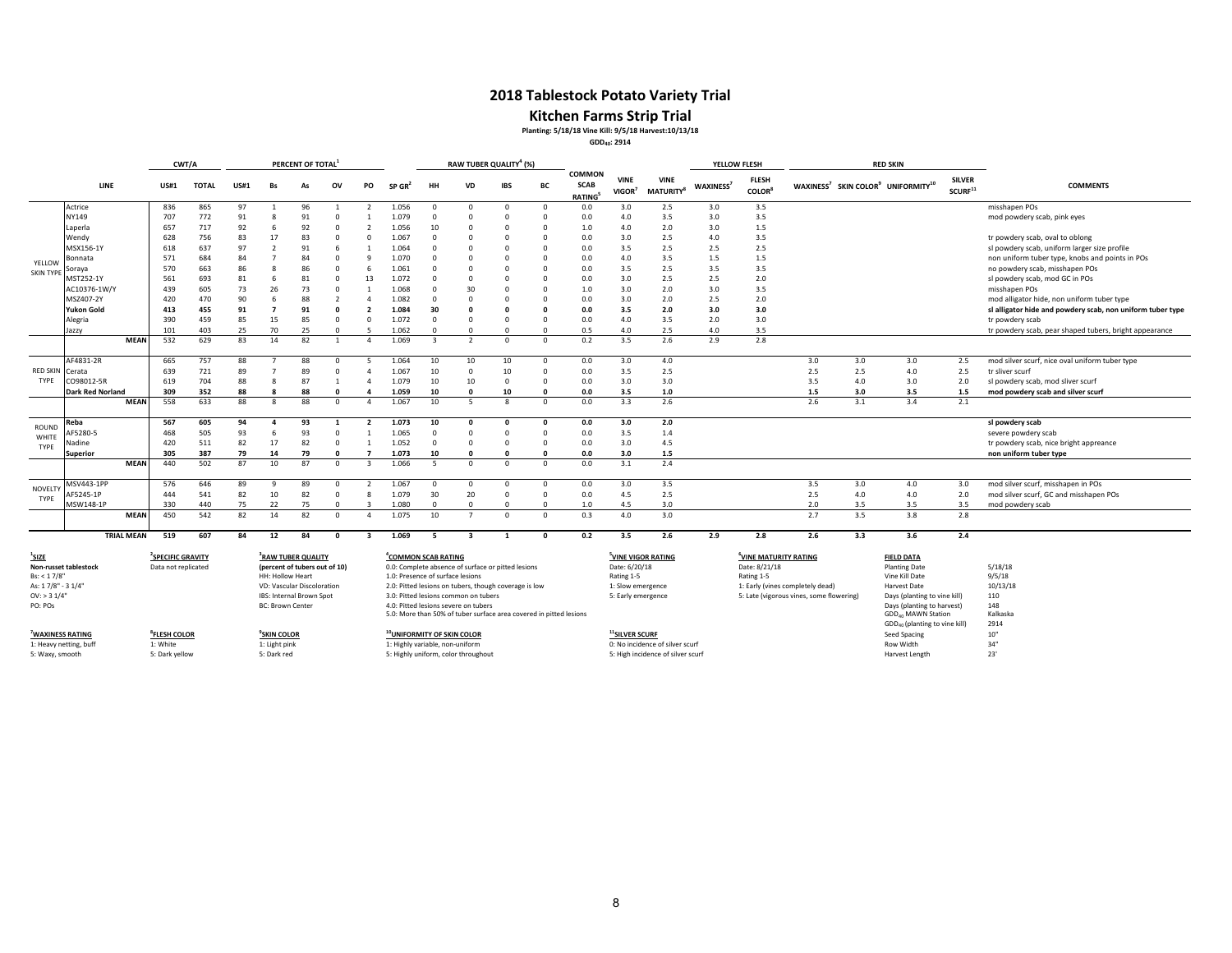# 2018 Tablestock Potato Variety Trial

## Kitchen Farms Strip Trial

**Planting: 5/18/18 Vine Kill: 9/5/18 Harvest:10/13/18**

**$GDD_{40}$: 2914**

| | LINE | CWT/A US#1 | CWT/A TOTAL | PERCENT OF TOTAL[1] US#1 | Bs | As | OV | PO | SP GR[2] | RAW TUBER QUALITY[4] (%) HH | VD | IBS | BC | COMMON SCAB RATING[5] | VINE VIGOR[7] | VINE MATURITY[8] | YELLOW FLESH WAXINESS[7] | FLESH COLOR[8] | RED SKIN WAXINESS[7] | SKIN COLOR[9] | UNIFORMITY[10] | SILVER SCURF[11] | COMMENTS |
|---|---|---|---|---|---|---|---|---|---|---|---|---|---|---|---|---|---|---|---|---|---|---|---|
| YELLOW SKIN TYPE | Actrice | 836 | 865 | 97 | 1 | 96 | 1 | 2 | 1.056 | 0 | 0 | 0 | 0 | 0.0 | 3.0 | 2.5 | 3.0 | 3.5 | | | | | misshapen POs |
| | NY149 | 707 | 772 | 91 | 8 | 91 | 0 | 1 | 1.079 | 0 | 0 | 0 | 0 | 0.0 | 4.0 | 3.5 | 3.0 | 3.5 | | | | | mod powdery scab, pink eyes |
| | Laperla | 657 | 717 | 92 | 6 | 92 | 0 | 2 | 1.056 | 10 | 0 | 0 | 0 | 1.0 | 4.0 | 2.0 | 3.0 | 1.5 | | | | | |
| | Wendy | 628 | 756 | 83 | 17 | 83 | 0 | 0 | 1.067 | 0 | 0 | 0 | 0 | 0.0 | 3.0 | 2.5 | 4.0 | 3.5 | | | | | tr powdery scab, oval to oblong |
| | MSX156-1Y | 618 | 637 | 97 | 2 | 91 | 6 | 1 | 1.064 | 0 | 0 | 0 | 0 | 0.0 | 3.5 | 2.5 | 2.5 | 2.5 | | | | | sl powdery scab, uniform larger size profile |
| | Bonnata | 571 | 684 | 84 | 7 | 84 | 0 | 9 | 1.070 | 0 | 0 | 0 | 0 | 0.0 | 4.0 | 3.5 | 1.5 | 1.5 | | | | | non uniform tuber type, knobs and points in POs |
| | Soraya | 570 | 663 | 86 | 8 | 86 | 0 | 6 | 1.061 | 0 | 0 | 0 | 0 | 0.0 | 3.5 | 2.5 | 3.5 | 3.5 | | | | | no powdery scab, misshapen POs |
| | MST252-1Y | 561 | 693 | 81 | 6 | 81 | 0 | 13 | 1.072 | 0 | 0 | 0 | 0 | 0.0 | 3.0 | 2.5 | 2.5 | 2.0 | | | | | sl powdery scab, mod GC in POs |
| | AC10376-1W/Y | 439 | 605 | 73 | 26 | 73 | 0 | 1 | 1.068 | 0 | 30 | 0 | 0 | 1.0 | 3.0 | 2.0 | 3.0 | 3.5 | | | | | misshapen POs |
| | MSZ407-2Y | 420 | 470 | 90 | 6 | 88 | 2 | 4 | 1.082 | 0 | 0 | 0 | 0 | 0.0 | 3.0 | 2.0 | 2.5 | 2.0 | | | | | mod alligator hide, non uniform tuber type |
| | **Yukon Gold** | **413** | **455** | **91** | **7** | **91** | **0** | **2** | **1.084** | **30** | **0** | **0** | **0** | **0.0** | **3.5** | **2.0** | **3.0** | **3.0** | | | | | **sl alligator hide and powdery scab, non uniform tuber type** |
| | Alegria | 390 | 459 | 85 | 15 | 85 | 0 | 0 | 1.072 | 0 | 0 | 0 | 0 | 0.0 | 4.0 | 3.5 | 2.0 | 3.0 | | | | | tr powdery scab |
| | Jazzy | 101 | 403 | 25 | 70 | 25 | 0 | 5 | 1.062 | 0 | 0 | 0 | 0 | 0.5 | 4.0 | 2.5 | 4.0 | 3.5 | | | | | tr powdery scab, pear shaped tubers, bright appearance |
| | **MEAN** | 532 | 629 | 83 | 14 | 82 | 1 | 4 | 1.069 | 3 | 2 | 0 | 0 | 0.2 | 3.5 | 2.6 | 2.9 | 2.8 | | | | | |
| RED SKIN TYPE | AF4831-2R | 665 | 757 | 88 | 7 | 88 | 0 | 5 | 1.064 | 10 | 10 | 10 | 0 | 0.0 | 3.0 | 4.0 | | | 3.0 | 3.0 | 3.0 | 2.5 | mod silver scurf, nice oval uniform tuber type |
| | Cerata | 639 | 721 | 89 | 7 | 89 | 0 | 4 | 1.067 | 10 | 0 | 10 | 0 | 0.0 | 3.5 | 2.5 | | | 2.5 | 2.5 | 4.0 | 2.5 | tr sliver scurf |
| | CO98012-5R | 619 | 704 | 88 | 8 | 87 | 1 | 4 | 1.079 | 10 | 10 | 0 | 0 | 0.0 | 3.0 | 3.0 | | | 3.5 | 4.0 | 3.0 | 2.0 | sl powdery scab, mod sliver scurf |
| | **Dark Red Norland** | **309** | **352** | **88** | **8** | **88** | **0** | **4** | **1.059** | **10** | **0** | **10** | **0** | **0.0** | **3.5** | **1.0** | | | **1.5** | **3.0** | **3.5** | **1.5** | **mod powdery scab and silver scurf** |
| | **MEAN** | 558 | 633 | 88 | 8 | 88 | 0 | 4 | 1.067 | 10 | 5 | 8 | 0 | 0.0 | 3.3 | 2.6 | | | 2.6 | 3.1 | 3.4 | 2.1 | |
| ROUND WHITE TYPE | **Reba** | **567** | **605** | **94** | **4** | **93** | **1** | **2** | **1.073** | **10** | **0** | **0** | **0** | **0.0** | **3.0** | **2.0** | | | | | | | **sl powdery scab** |
| | AF5280-5 | 468 | 505 | 93 | 6 | 93 | 0 | 1 | 1.065 | 0 | 0 | 0 | 0 | 0.0 | 3.5 | 1.4 | | | | | | | severe powdery scab |
| | Nadine | 420 | 511 | 82 | 17 | 82 | 0 | 1 | 1.052 | 0 | 0 | 0 | 0 | 0.0 | 3.0 | 4.5 | | | | | | | tr powdery scab, nice bright appreance |
| | **Superior** | **305** | **387** | **79** | **14** | **79** | **0** | **7** | **1.073** | **10** | **0** | **0** | **0** | **0.0** | **3.0** | **1.5** | | | | | | | **non uniform tuber type** |
| | **MEAN** | 440 | 502 | 87 | 10 | 87 | 0 | 3 | 1.066 | 5 | 0 | 0 | 0 | 0.0 | 3.1 | 2.4 | | | | | | | |
| NOVELTY TYPE | MSV443-1PP | 576 | 646 | 89 | 9 | 89 | 0 | 2 | 1.067 | 0 | 0 | 0 | 0 | 0.0 | 3.0 | 3.5 | | | 3.5 | 3.0 | 4.0 | 3.0 | mod silver scurf, misshapen in POs |
| | AF5245-1P | 444 | 541 | 82 | 10 | 82 | 0 | 8 | 1.079 | 30 | 20 | 0 | 0 | 0.0 | 4.5 | 2.5 | | | 2.5 | 4.0 | 4.0 | 2.0 | mod silver scurf, GC and misshapen POs |
| | MSW148-1P | 330 | 440 | 75 | 22 | 75 | 0 | 3 | 1.080 | 0 | 0 | 0 | 0 | 1.0 | 4.5 | 3.0 | | | 2.0 | 3.5 | 3.5 | 3.5 | mod powdery scab |
| | **MEAN** | 450 | 542 | 82 | 14 | 82 | 0 | 4 | 1.075 | 10 | 7 | 0 | 0 | 0.3 | 4.0 | 3.0 | | | 2.7 | 3.5 | 3.8 | 2.8 | |
| | **TRIAL MEAN** | **519** | **607** | **84** | **12** | **84** | **0** | **3** | **1.069** | **5** | **3** | **1** | **0** | **0.2** | **3.5** | **2.6** | **2.9** | **2.8** | **2.6** | **3.3** | **3.6** | **2.4** | |

**[1] SIZE**
**Non-russet tablestock**
Bs: < 1 7/8"
As: 1 7/8" - 3 1/4"
OV: > 3 1/4"
PO: POs

**[2] SPECIFIC GRAVITY**
Data not replicated

**[3] RAW TUBER QUALITY**
**(percent of tubers out of 10)**
HH: Hollow Heart
VD: Vascular Discoloration
IBS: Internal Brown Spot
BC: Brown Center

**[4] COMMON SCAB RATING**
0.0: Complete absence of surface or pitted lesions
1.0: Presence of surface lesions
2.0: Pitted lesions on tubers, though coverage is low
3.0: Pitted lesions common on tubers
4.0: Pitted lesions severe on tubers
5.0: More than 50% of tuber surface area covered in pitted lesions

**[5] VINE VIGOR RATING**
Date: 6/20/18
Rating 1-5
1: Slow emergence
5: Early emergence

**[6] VINE MATURITY RATING**
Date: 8/21/18
Rating 1-5
1: Early (vines completely dead)
5: Late (vigorous vines, some flowering)

**FIELD DATA**

| | |
|---|---|
| Planting Date | 5/18/18 |
| Vine Kill Date | 9/5/18 |
| Harvest Date | 10/13/18 |
| Days (planting to vine kill) | 110 |
| Days (planting to harvest) | 148 |
| $GDD_{40}$ MAWN Station | Kalkaska |
| $GDD_{40}$ (planting to vine kill) | 2914 |
| Seed Spacing | 10" |
| Row Width | 34" |
| Harvest Length | 23' |

**[7] WAXINESS RATING**
1: Heavy netting, buff
5: Waxy, smooth

**[8] FLESH COLOR**
1: White
5: Dark yellow

**[9] SKIN COLOR**
1: Light pink
5: Dark red

**[10] UNIFORMITY OF SKIN COLOR**
1: Highly variable, non-uniform
5: Highly uniform, color throughout

**[11] SILVER SCURF**
0: No incidence of silver scurf
5: High incidence of silver scurf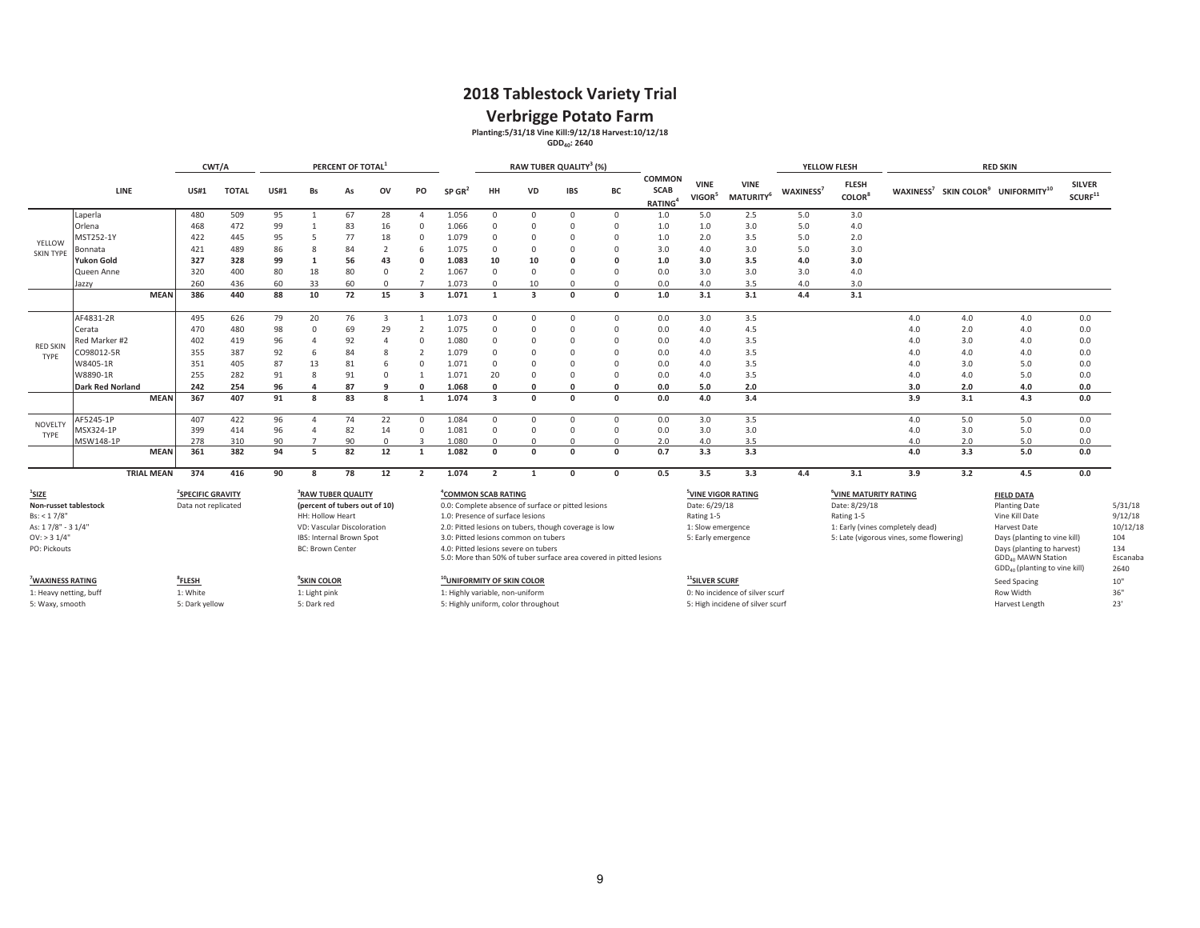# 2018 Tablestock Variety Trial

## Verbrigge Potato Farm

**Planting:5/31/18 Vine Kill:9/12/18 Harvest:10/12/18**

**$GDD_{40}$: 2640**

| | LINE | CWT/A | | PERCENT OF TOTAL[1] | | | | | | RAW TUBER QUALITY[3] (%) | | | | | | | YELLOW FLESH | | RED SKIN | | | |
|---|---|---|---|---|---|---|---|---|---|---|---|---|---|---|---|---|---|---|---|---|---|---|
| | | US#1 | TOTAL | US#1 | Bs | As | OV | PO | SP GR[2] | HH | VD | IBS | BC | COMMON SCAB RATING[4] | VINE VIGOR[5] | VINE MATURITY[6] | WAXINESS[7] | FLESH COLOR[8] | WAXINESS[7] | SKIN COLOR[9] | UNIFORMITY[10] | SILVER SCURF[11] |
| YELLOW SKIN TYPE | Laperla | 480 | 509 | 95 | 1 | 67 | 28 | 4 | 1.056 | 0 | 0 | 0 | 0 | 1.0 | 5.0 | 2.5 | 5.0 | 3.0 | | | | |
| | Orlena | 468 | 472 | 99 | 1 | 83 | 16 | 0 | 1.066 | 0 | 0 | 0 | 0 | 1.0 | 1.0 | 3.0 | 5.0 | 4.0 | | | | |
| | MST252-1Y | 422 | 445 | 95 | 5 | 77 | 18 | 0 | 1.079 | 0 | 0 | 0 | 0 | 1.0 | 2.0 | 3.5 | 5.0 | 2.0 | | | | |
| | Bonnata | 421 | 489 | 86 | 8 | 84 | 2 | 6 | 1.075 | 0 | 0 | 0 | 0 | 3.0 | 4.0 | 3.0 | 5.0 | 3.0 | | | | |
| | **Yukon Gold** | **327** | **328** | **99** | **1** | **56** | **43** | **0** | **1.083** | **10** | **10** | **0** | **0** | **1.0** | **3.0** | **3.5** | **4.0** | **3.0** | | | | |
| | Queen Anne | 320 | 400 | 80 | 18 | 80 | 0 | 2 | 1.067 | 0 | 0 | 0 | 0 | 0.0 | 3.0 | 3.0 | 3.0 | 4.0 | | | | |
| | Jazzy | 260 | 436 | 60 | 33 | 60 | 0 | 7 | 1.073 | 0 | 10 | 0 | 0 | 0.0 | 4.0 | 3.5 | 4.0 | 3.0 | | | | |
| | **MEAN** | **386** | **440** | **88** | **10** | **72** | **15** | **3** | **1.071** | **1** | **3** | **0** | **0** | **1.0** | **3.1** | **3.1** | **4.4** | **3.1** | | | | |
| RED SKIN TYPE | AF4831-2R | 495 | 626 | 79 | 20 | 76 | 3 | 1 | 1.073 | 0 | 0 | 0 | 0 | 0.0 | 3.0 | 3.5 | | | 4.0 | 4.0 | 4.0 | 0.0 |
| | Cerata | 470 | 480 | 98 | 0 | 69 | 29 | 2 | 1.075 | 0 | 0 | 0 | 0 | 0.0 | 4.0 | 4.5 | | | 4.0 | 2.0 | 4.0 | 0.0 |
| | Red Marker #2 | 402 | 419 | 96 | 4 | 92 | 4 | 0 | 1.080 | 0 | 0 | 0 | 0 | 0.0 | 4.0 | 3.5 | | | 4.0 | 3.0 | 4.0 | 0.0 |
| | CO98012-5R | 355 | 387 | 92 | 6 | 84 | 8 | 2 | 1.079 | 0 | 0 | 0 | 0 | 0.0 | 4.0 | 3.5 | | | 4.0 | 4.0 | 4.0 | 0.0 |
| | W8405-1R | 351 | 405 | 87 | 13 | 81 | 6 | 0 | 1.071 | 0 | 0 | 0 | 0 | 0.0 | 4.0 | 3.5 | | | 4.0 | 3.0 | 5.0 | 0.0 |
| | W8890-1R | 255 | 282 | 91 | 8 | 91 | 0 | 1 | 1.071 | 20 | 0 | 0 | 0 | 0.0 | 4.0 | 3.5 | | | 4.0 | 4.0 | 5.0 | 0.0 |
| | **Dark Red Norland** | **242** | **254** | **96** | **4** | **87** | **9** | **0** | **1.068** | **0** | **0** | **0** | **0** | **0.0** | **5.0** | **2.0** | | | **3.0** | **2.0** | **4.0** | **0.0** |
| | **MEAN** | **367** | **407** | **91** | **8** | **83** | **8** | **1** | **1.074** | **3** | **0** | **0** | **0** | **0.0** | **4.0** | **3.4** | | | **3.9** | **3.1** | **4.3** | **0.0** |
| NOVELTY TYPE | AF5245-1P | 407 | 422 | 96 | 4 | 74 | 22 | 0 | 1.084 | 0 | 0 | 0 | 0 | 0.0 | 3.0 | 3.5 | | | 4.0 | 5.0 | 5.0 | 0.0 |
| | MSX324-1P | 399 | 414 | 96 | 4 | 82 | 14 | 0 | 1.081 | 0 | 0 | 0 | 0 | 0.0 | 3.0 | 3.0 | | | 4.0 | 3.0 | 5.0 | 0.0 |
| | MSW148-1P | 278 | 310 | 90 | 7 | 90 | 0 | 3 | 1.080 | 0 | 0 | 0 | 0 | 2.0 | 4.0 | 3.5 | | | 4.0 | 2.0 | 5.0 | 0.0 |
| | **MEAN** | **361** | **382** | **94** | **5** | **82** | **12** | **1** | **1.082** | **0** | **0** | **0** | **0** | **0.7** | **3.3** | **3.3** | | | **4.0** | **3.3** | **5.0** | **0.0** |
| | **TRIAL MEAN** | **374** | **416** | **90** | **8** | **78** | **12** | **2** | **1.074** | **2** | **1** | **0** | **0** | **0.5** | **3.5** | **3.3** | **4.4** | **3.1** | **3.9** | **3.2** | **4.5** | **0.0** |

**[1]SIZE**
**Non-russet tablestock**
Bs: < 1 7/8"
As: 1 7/8" - 3 1/4"
OV: > 3 1/4"
PO: Pickouts

**[2]SPECIFIC GRAVITY**
Data not replicated

**[3]RAW TUBER QUALITY**
**(percent of tubers out of 10)**
HH: Hollow Heart
VD: Vascular Discoloration
IBS: Internal Brown Spot
BC: Brown Center

**[4]COMMON SCAB RATING**
0.0: Complete absence of surface or pitted lesions
1.0: Presence of surface lesions
2.0: Pitted lesions on tubers, though coverage is low
3.0: Pitted lesions common on tubers
4.0: Pitted lesions severe on tubers
5.0: More than 50% of tuber surface area covered in pitted lesions

**[5]VINE VIGOR RATING**
Date: 6/29/18
Rating 1-5
1: Slow emergence
5: Early emergence

**[6]VINE MATURITY RATING**
Date: 8/29/18
Rating 1-5
1: Early (vines completely dead)
5: Late (vigorous vines, some flowering)

**FIELD DATA**

| | |
|---|---|
| Planting Date | 5/31/18 |
| Vine Kill Date | 9/12/18 |
| Harvest Date | 10/12/18 |
| Days (planting to vine kill) | 104 |
| Days (planting to harvest) | 134 |
| $GDD_{40}$ MAWN Station | Escanaba |
| $GDD_{40}$ (planting to vine kill) | 2640 |
| Seed Spacing | 10" |
| Row Width | 36" |
| Harvest Length | 23' |

**[7]WAXINESS RATING**
1: Heavy netting, buff
5: Waxy, smooth

**[8]FLESH**
1: White
5: Dark yellow

**[9]SKIN COLOR**
1: Light pink
5: Dark red

**[10]UNIFORMITY OF SKIN COLOR**
1: Highly variable, non-uniform
5: Highly uniform, color throughout

**[11]SILVER SCURF**
0: No incidence of silver scurf
5: High incidene of silver scurf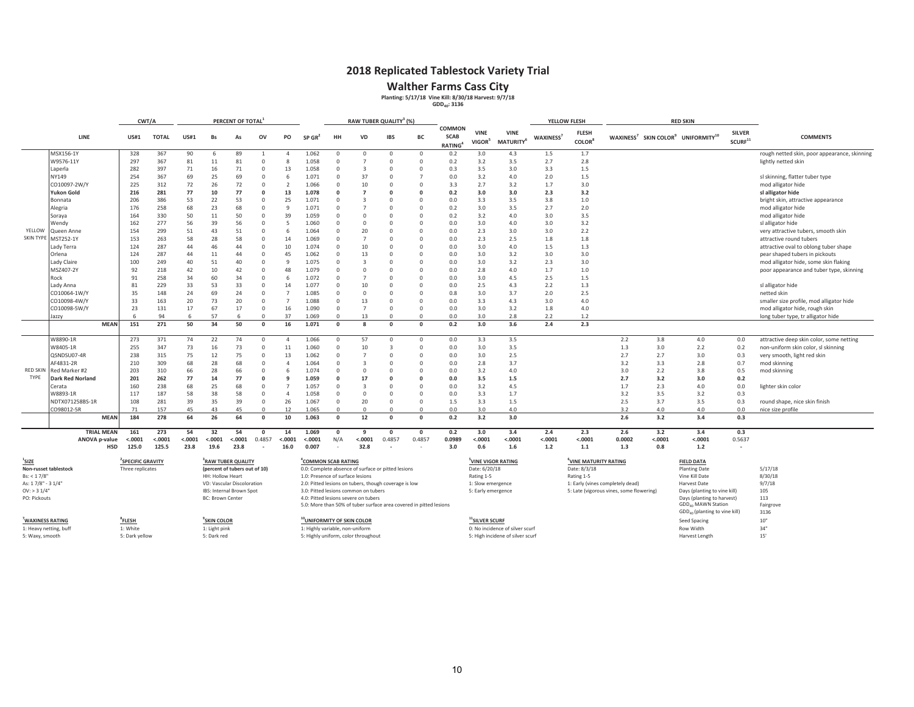# 2018 Replicated Tablestock Variety Trial

## Walther Farms Cass City

**Planting: 5/17/18 Vine Kill: 8/30/18 Harvest: 9/7/18**
**GDD40: 3136**

| | LINE | CWT/A US#1 | CWT/A TOTAL | PERCENT OF TOTAL[1] US#1 | Bs | As | OV | PO | SP GR[2] | RAW TUBER QUALITY[3] (%) HH | VD | IBS | BC | COMMON SCAB RATING[4] | VINE VIGOR[5] | VINE MATURITY[6] | YELLOW FLESH WAXINESS[7] | FLESH COLOR[8] | RED SKIN WAXINESS[7] | SKIN COLOR[9] | UNIFORMITY[10] | SILVER SCURF[11] | COMMENTS |
|---|---|---|---|---|---|---|---|---|---|---|---|---|---|---|---|---|---|---|---|---|---|---|---|
| YELLOW SKIN TYPE | MSX156-1Y | 328 | 367 | 90 | 6 | 89 | 1 | 4 | 1.062 | 0 | 0 | 0 | 0 | 0.2 | 3.0 | 4.3 | 1.5 | 1.7 | | | | | rough netted skin, poor appearance, skinning |
| | W9576-11Y | 297 | 367 | 81 | 11 | 81 | 0 | 8 | 1.058 | 0 | 7 | 0 | 0 | 0.2 | 3.2 | 3.5 | 2.7 | 2.8 | | | | | lightly netted skin |
| | Laperla | 282 | 397 | 71 | 16 | 71 | 0 | 13 | 1.058 | 0 | 3 | 0 | 0 | 0.3 | 3.5 | 3.0 | 3.3 | 1.5 | | | | | |
| | NY149 | 254 | 367 | 69 | 25 | 69 | 0 | 6 | 1.071 | 0 | 37 | 0 | 7 | 0.0 | 3.2 | 4.0 | 2.0 | 1.5 | | | | | sl skinning, flatter tuber type |
| | CO10097-2W/Y | 225 | 312 | 72 | 26 | 72 | 0 | 2 | 1.066 | 0 | 10 | 0 | 0 | 3.3 | 2.7 | 3.2 | 1.7 | 3.0 | | | | | mod alligator hide |
| | **Yukon Gold** | **216** | **281** | **77** | **10** | **77** | **0** | **13** | **1.078** | **0** | **7** | **0** | **0** | **0.2** | **3.0** | **3.0** | **2.3** | **3.2** | | | | | **sl alligator hide** |
| | Bonnata | 206 | 386 | 53 | 22 | 53 | 0 | 25 | 1.071 | 0 | 3 | 0 | 0 | 0.0 | 3.3 | 3.5 | 3.8 | 1.0 | | | | | bright skin, attractive appearance |
| | Alegria | 176 | 258 | 68 | 23 | 68 | 0 | 9 | 1.071 | 0 | 7 | 0 | 0 | 0.2 | 3.0 | 3.5 | 2.7 | 2.0 | | | | | mod alligator hide |
| | Soraya | 164 | 330 | 50 | 11 | 50 | 0 | 39 | 1.059 | 0 | 0 | 0 | 0 | 0.2 | 3.2 | 4.0 | 3.0 | 3.5 | | | | | mod alligator hide |
| | Wendy | 162 | 277 | 56 | 39 | 56 | 0 | 5 | 1.060 | 0 | 0 | 0 | 0 | 0.0 | 3.0 | 4.0 | 3.0 | 3.2 | | | | | sl alligator hide |
| | Queen Anne | 154 | 299 | 51 | 43 | 51 | 0 | 6 | 1.064 | 0 | 20 | 0 | 0 | 0.0 | 2.3 | 3.0 | 3.0 | 2.2 | | | | | very attractive tubers, smooth skin |
| | MST252-1Y | 153 | 263 | 58 | 28 | 58 | 0 | 14 | 1.069 | 0 | 7 | 0 | 0 | 0.0 | 2.3 | 2.5 | 1.8 | 1.8 | | | | | attractive round tubers |
| | Lady Terra | 124 | 287 | 44 | 46 | 44 | 0 | 10 | 1.074 | 0 | 10 | 0 | 0 | 0.0 | 3.0 | 4.0 | 1.5 | 1.3 | | | | | attractive oval to oblong tuber shape |
| | Orlena | 124 | 287 | 44 | 11 | 44 | 0 | 45 | 1.062 | 0 | 13 | 0 | 0 | 0.0 | 3.0 | 3.2 | 3.0 | 3.0 | | | | | pear shaped tubers in pickouts |
| | Lady Claire | 100 | 249 | 40 | 51 | 40 | 0 | 9 | 1.075 | 0 | 3 | 0 | 0 | 0.0 | 3.0 | 3.2 | 2.3 | 3.0 | | | | | mod alligator hide, some skin flaking |
| | MSZ407-2Y | 92 | 218 | 42 | 10 | 42 | 0 | 48 | 1.079 | 0 | 0 | 0 | 0 | 0.0 | 2.8 | 4.0 | 1.7 | 1.0 | | | | | poor appearance and tuber type, skinning |
| | Rock | 91 | 258 | 34 | 60 | 34 | 0 | 6 | 1.072 | 0 | 7 | 0 | 0 | 0.0 | 3.0 | 4.5 | 2.5 | 1.5 | | | | | |
| | Lady Anna | 81 | 229 | 33 | 53 | 33 | 0 | 14 | 1.077 | 0 | 10 | 0 | 0 | 0.0 | 2.5 | 4.3 | 2.2 | 1.3 | | | | | sl alligator hide |
| | CO10064-1W/Y | 35 | 148 | 24 | 69 | 24 | 0 | 7 | 1.085 | 0 | 0 | 0 | 0 | 0.8 | 3.0 | 3.7 | 2.0 | 2.5 | | | | | netted skin |
| | CO10098-4W/Y | 33 | 163 | 20 | 73 | 20 | 0 | 7 | 1.088 | 0 | 13 | 0 | 0 | 0.0 | 3.3 | 4.3 | 3.0 | 4.0 | | | | | smaller size profile, mod alligator hide |
| | CO10098-5W/Y | 23 | 131 | 17 | 67 | 17 | 0 | 16 | 1.090 | 0 | 7 | 0 | 0 | 0.0 | 3.0 | 3.2 | 1.8 | 4.0 | | | | | mod alligator hide, rough skin |
| | Jazzy | 6 | 94 | 6 | 57 | 6 | 0 | 37 | 1.069 | 0 | 13 | 0 | 0 | 0.0 | 3.0 | 2.8 | 2.2 | 1.2 | | | | | long tuber type, tr alligator hide |
| | **MEAN** | **151** | **271** | **50** | **34** | **50** | **0** | **16** | **1.071** | **0** | **8** | **0** | **0** | **0.2** | **3.0** | **3.6** | **2.4** | **2.3** | | | | | |
| RED SKIN TYPE | W8890-1R | 273 | 371 | 74 | 22 | 74 | 0 | 4 | 1.066 | 0 | 57 | 0 | 0 | 0.0 | 3.3 | 3.5 | | | 2.2 | 3.8 | 4.0 | 0.0 | attractive deep skin color, some netting |
| | W8405-1R | 255 | 347 | 73 | 16 | 73 | 0 | 11 | 1.060 | 0 | 10 | 3 | 0 | 0.0 | 3.0 | 3.5 | | | 1.3 | 3.0 | 2.2 | 0.2 | non-uniform skin color, sl skinning |
| | QSNDSU07-4R | 238 | 315 | 75 | 12 | 75 | 0 | 13 | 1.062 | 0 | 7 | 0 | 0 | 0.0 | 3.0 | 2.5 | | | 2.7 | 2.7 | 3.0 | 0.3 | very smooth, light red skin |
| | AF4831-2R | 210 | 309 | 68 | 28 | 68 | 0 | 4 | 1.064 | 0 | 3 | 0 | 0 | 0.0 | 2.8 | 3.7 | | | 3.2 | 3.3 | 2.8 | 0.7 | mod skinning |
| | Red Marker #2 | 203 | 310 | 66 | 28 | 66 | 0 | 6 | 1.074 | 0 | 0 | 0 | 0 | 0.0 | 3.2 | 4.0 | | | 3.0 | 2.2 | 3.8 | 0.5 | mod skinning |
| | **Dark Red Norland** | **201** | **262** | **77** | **14** | **77** | **0** | **9** | **1.059** | **0** | **17** | **0** | **0** | **0.0** | **3.5** | **1.5** | | | **2.7** | **3.2** | **3.0** | **0.2** | |
| | Cerata | 160 | 238 | 68 | 25 | 68 | 0 | 7 | 1.057 | 0 | 3 | 0 | 0 | 0.0 | 3.2 | 4.5 | | | 1.7 | 2.3 | 4.0 | 0.0 | lighter skin color |
| | W8893-1R | 117 | 187 | 58 | 38 | 58 | 0 | 4 | 1.058 | 0 | 0 | 0 | 0 | 0.0 | 3.3 | 1.7 | | | 3.2 | 3.5 | 3.2 | 0.3 | |
| | NDTX071258BS-1R | 108 | 281 | 39 | 35 | 39 | 0 | 26 | 1.067 | 0 | 20 | 0 | 0 | 1.5 | 3.3 | 1.5 | | | 2.5 | 3.7 | 3.5 | 0.3 | round shape, nice skin finish |
| | CO98012-5R | 71 | 157 | 45 | 43 | 45 | 0 | 12 | 1.065 | 0 | 0 | 0 | 0 | 0.0 | 3.0 | 4.0 | | | 3.2 | 4.0 | 4.0 | 0.0 | nice size profile |
| | **MEAN** | **184** | **278** | **64** | **26** | **64** | **0** | **10** | **1.063** | **0** | **12** | **0** | **0** | **0.2** | **3.2** | **3.0** | | | **2.6** | **3.2** | **3.4** | **0.3** | |
| | **TRIAL MEAN** | **161** | **273** | **54** | **32** | **54** | **0** | **14** | **1.069** | **0** | **9** | **0** | **0** | **0.2** | **3.0** | **3.4** | **2.4** | **2.3** | **2.6** | **3.2** | **3.4** | **0.3** | |
| | **ANOVA p-value** | <.0001 | <.0001 | <.0001 | <.0001 | <.0001 | 0.4857 | <.0001 | <.0001 | N/A | <.0001 | 0.4857 | 0.4857 | 0.0989 | <.0001 | <.0001 | <.0001 | <.0001 | 0.0002 | <.0001 | <.0001 | 0.5637 | |
| | **HSD** | 125.0 | 125.5 | 23.8 | 19.6 | 23.8 | - | 16.0 | 0.007 | - | 32.8 | - | - | 3.0 | 0.6 | 1.6 | 1.2 | 1.1 | 1.3 | 0.8 | 1.2 | - | |

[1]SIZE
Non-russet tablestock
Bs: < 1 7/8"
As: 1 7/8" - 3 1/4"
OV: > 3 1/4"
PO: Pickouts

[2]SPECIFIC GRAVITY
Three replicates

[3]RAW TUBER QUALITY
(percent of tubers out of 10)
HH: Hollow Heart
VD: Vascular Discoloration
IBS: Internal Brown Spot
BC: Brown Center

[4]COMMON SCAB RATING
0.0: Complete absence of surface or pitted lesions
1.0: Presence of surface lesions
2.0: Pitted lesions on tubers, though coverage is low
3.0: Pitted lesions common on tubers
4.0: Pitted lesions severe on tubers
5.0: More than 50% of tuber surface area covered in pitted lesions

[5]VINE VIGOR RATING
Date: 6/20/18
Rating 1-5
1: Slow emergence
5: Early emergence

[6]VINE MATURITY RATING
Date: 8/3/18
Rating 1-5
1: Early (vines completely dead)
5: Late (vigorous vines, some flowering)

[7]WAXINESS RATING
1: Heavy netting, buff
5: Waxy, smooth

[8]FLESH
1: White
5: Dark yellow

[9]SKIN COLOR
1: Light pink
5: Dark red

[10]UNIFORMITY OF SKIN COLOR
1: Highly variable, non-uniform
5: Highly uniform, color throughout

[11]SILVER SCURF
0: No incidence of silver scurf
5: High incidence of silver scurf

| FIELD DATA | |
|---|---|
| Planting Date | 5/17/18 |
| Vine Kill Date | 8/30/18 |
| Harvest Date | 9/7/18 |
| Days (planting to vine kill) | 105 |
| Days (planting to harvest) | 113 |
| $GDD_{40}$ MAWN Station | Fairgrove |
| $GDD_{40}$ (planting to vine kill) | 3136 |
| Seed Spacing | 10" |
| Row Width | 34" |
| Harvest Length | 15' |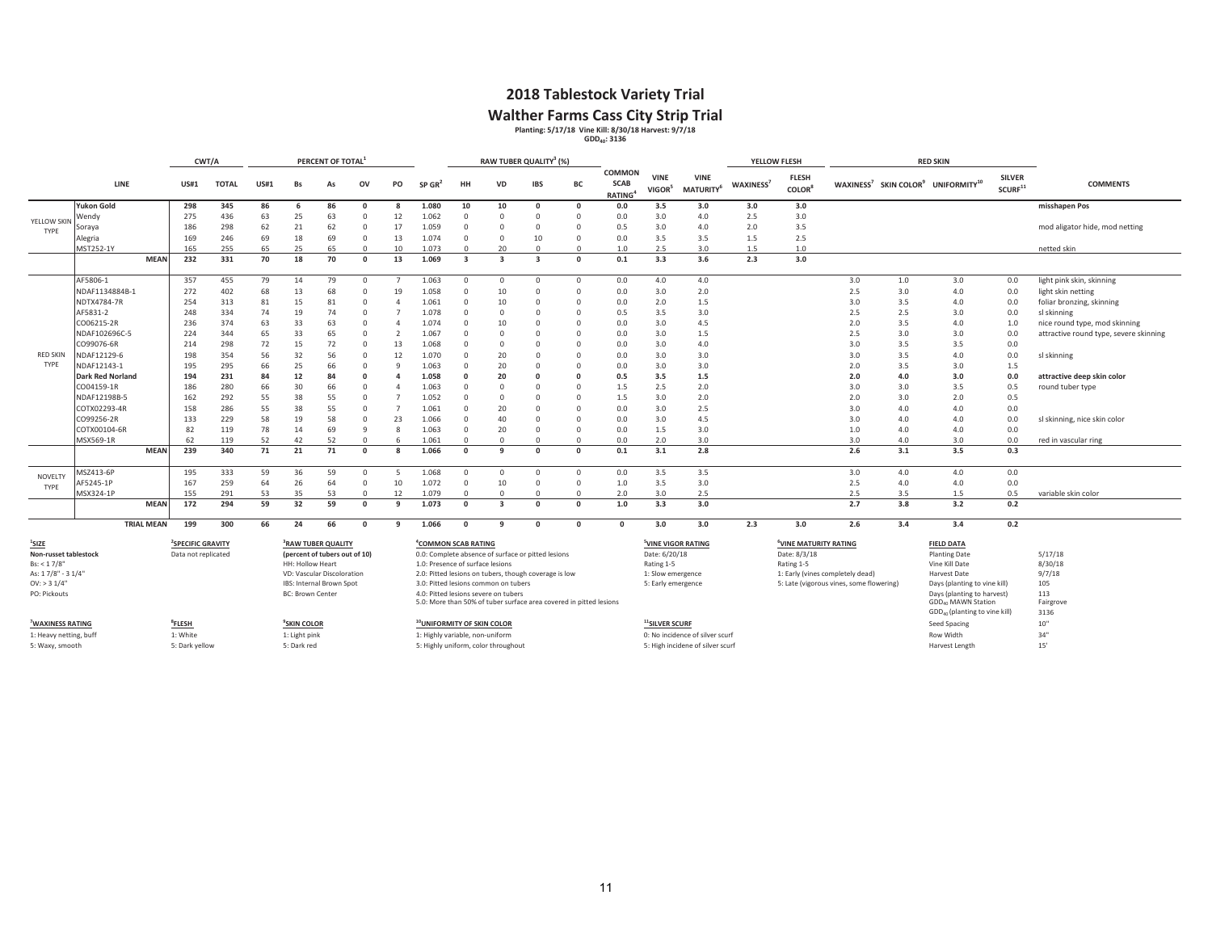# 2018 Tablestock Variety Trial

## Walther Farms Cass City Strip Trial

**Planting: 5/17/18 Vine Kill: 8/30/18 Harvest: 9/7/18**
**$GDD_{40}$: 3136**

| | | CWT/A | | PERCENT OF TOTAL[1] | | | | | | RAW TUBER QUALITY[3] (%) | | | | | | | YELLOW FLESH | | RED SKIN | | | | |
|---|---|---|---|---|---|---|---|---|---|---|---|---|---|---|---|---|---|---|---|---|---|---|---|
| | LINE | US#1 | TOTAL | US#1 | Bs | As | OV | PO | SP GR[2] | HH | VD | IBS | BC | COMMON SCAB RATING[4] | VINE VIGOR[5] | VINE MATURITY[6] | WAXINESS[7] | FLESH COLOR[8] | WAXINESS[7] | SKIN COLOR[9] | UNIFORMITY[10] | SILVER SCURF[11] | COMMENTS |
| YELLOW SKIN TYPE | **Yukon Gold** | **298** | **345** | **86** | **6** | **86** | **0** | **8** | **1.080** | **10** | **10** | **0** | **0** | **0.0** | **3.5** | **3.0** | **3.0** | **3.0** | | | | | **misshapen Pos** |
| | Wendy | 275 | 436 | 63 | 25 | 63 | 0 | 12 | 1.062 | 0 | 0 | 0 | 0 | 0.0 | 3.0 | 4.0 | 2.5 | 3.0 | | | | | |
| | Soraya | 186 | 298 | 62 | 21 | 62 | 0 | 17 | 1.059 | 0 | 0 | 0 | 0 | 0.5 | 3.0 | 4.0 | 2.0 | 3.5 | | | | | mod aligator hide, mod netting |
| | Alegria | 169 | 246 | 69 | 18 | 69 | 0 | 13 | 1.074 | 0 | 0 | 10 | 0 | 0.0 | 3.5 | 3.5 | 1.5 | 2.5 | | | | | |
| | MST252-1Y | 165 | 255 | 65 | 25 | 65 | 0 | 10 | 1.073 | 0 | 20 | 0 | 0 | 1.0 | 2.5 | 3.0 | 1.5 | 1.0 | | | | | netted skin |
| | **MEAN** | **232** | **331** | **70** | **18** | **70** | **0** | **13** | **1.069** | **3** | **3** | **3** | **0** | **0.1** | **3.3** | **3.6** | **2.3** | **3.0** | | | | | |
| RED SKIN TYPE | AF5806-1 | 357 | 455 | 79 | 14 | 79 | 0 | 7 | 1.063 | 0 | 0 | 0 | 0 | 0.0 | 4.0 | 4.0 | | | 3.0 | 1.0 | 3.0 | 0.0 | light pink skin, skinning |
| | NDAF1134884B-1 | 272 | 402 | 68 | 13 | 68 | 0 | 19 | 1.058 | 0 | 10 | 0 | 0 | 0.0 | 3.0 | 2.0 | | | 2.5 | 3.0 | 4.0 | 0.0 | light skin netting |
| | NDTX4784-7R | 254 | 313 | 81 | 15 | 81 | 0 | 4 | 1.061 | 0 | 10 | 0 | 0 | 0.0 | 2.0 | 1.5 | | | 3.0 | 3.5 | 4.0 | 0.0 | foliar bronzing, skinning |
| | AF5831-2 | 248 | 334 | 74 | 19 | 74 | 0 | 7 | 1.078 | 0 | 0 | 0 | 0 | 0.5 | 3.5 | 3.0 | | | 2.5 | 2.5 | 3.0 | 0.0 | sl skinning |
| | CO06215-2R | 236 | 374 | 63 | 33 | 63 | 0 | 4 | 1.074 | 0 | 10 | 0 | 0 | 0.0 | 3.0 | 4.5 | | | 2.0 | 3.5 | 4.0 | 1.0 | nice round type, mod skinning |
| | NDAF102696C-5 | 224 | 344 | 65 | 33 | 65 | 0 | 2 | 1.067 | 0 | 0 | 0 | 0 | 0.0 | 3.0 | 1.5 | | | 2.5 | 3.0 | 3.0 | 0.0 | attractive round type, severe skinning |
| | CO99076-6R | 214 | 298 | 72 | 15 | 72 | 0 | 13 | 1.068 | 0 | 0 | 0 | 0 | 0.0 | 3.0 | 4.0 | | | 3.0 | 3.5 | 3.5 | 0.0 | |
| | NDAF12129-6 | 198 | 354 | 56 | 32 | 56 | 0 | 12 | 1.070 | 0 | 20 | 0 | 0 | 0.0 | 3.0 | 3.0 | | | 3.0 | 3.5 | 4.0 | 0.0 | sl skinning |
| | NDAF12143-1 | 195 | 295 | 66 | 25 | 66 | 0 | 9 | 1.063 | 0 | 20 | 0 | 0 | 0.0 | 3.0 | 3.0 | | | 2.0 | 3.5 | 3.0 | 1.5 | |
| | **Dark Red Norland** | **194** | **231** | **84** | **12** | **84** | **0** | **4** | **1.058** | **0** | **20** | **0** | **0** | **0.5** | **3.5** | **1.5** | | | **2.0** | **4.0** | **3.0** | **0.0** | **attractive deep skin color** |
| | CO04159-1R | 186 | 280 | 66 | 30 | 66 | 0 | 4 | 1.063 | 0 | 0 | 0 | 0 | 1.5 | 2.5 | 2.0 | | | 3.0 | 3.0 | 3.5 | 0.5 | round tuber type |
| | NDAF12198B-5 | 162 | 292 | 55 | 38 | 55 | 0 | 7 | 1.052 | 0 | 0 | 0 | 0 | 1.5 | 3.0 | 2.0 | | | 2.0 | 3.0 | 2.0 | 0.5 | |
| | COTX02293-4R | 158 | 286 | 55 | 38 | 55 | 0 | 7 | 1.061 | 0 | 20 | 0 | 0 | 0.0 | 3.0 | 2.5 | | | 3.0 | 4.0 | 4.0 | 0.0 | |
| | CO99256-2R | 133 | 229 | 58 | 19 | 58 | 0 | 23 | 1.066 | 0 | 40 | 0 | 0 | 0.0 | 3.0 | 4.5 | | | 3.0 | 4.0 | 4.0 | 0.0 | sl skinning, nice skin color |
| | COTX00104-6R | 82 | 119 | 78 | 14 | 69 | 9 | 8 | 1.063 | 0 | 20 | 0 | 0 | 0.0 | 1.5 | 3.0 | | | 1.0 | 4.0 | 4.0 | 0.0 | |
| | MSX569-1R | 62 | 119 | 52 | 42 | 52 | 0 | 6 | 1.061 | 0 | 0 | 0 | 0 | 0.0 | 2.0 | 3.0 | | | 3.0 | 4.0 | 3.0 | 0.0 | red in vascular ring |
| | **MEAN** | **239** | **340** | **71** | **21** | **71** | **0** | **8** | **1.066** | **0** | **9** | **0** | **0** | **0.1** | **3.1** | **2.8** | | | **2.6** | **3.1** | **3.5** | **0.3** | |
| NOVELTY TYPE | MSZ413-6P | 195 | 333 | 59 | 36 | 59 | 0 | 5 | 1.068 | 0 | 0 | 0 | 0 | 0.0 | 3.5 | 3.5 | | | 3.0 | 4.0 | 4.0 | 0.0 | |
| | AF5245-1P | 167 | 259 | 64 | 26 | 64 | 0 | 10 | 1.072 | 0 | 10 | 0 | 0 | 1.0 | 3.5 | 3.0 | | | 2.5 | 4.0 | 4.0 | 0.0 | |
| | MSX324-1P | 155 | 291 | 53 | 35 | 53 | 0 | 12 | 1.079 | 0 | 0 | 0 | 0 | 2.0 | 3.0 | 2.5 | | | 2.5 | 3.5 | 1.5 | 0.5 | variable skin color |
| | **MEAN** | **172** | **294** | **59** | **32** | **59** | **0** | **9** | **1.073** | **0** | **3** | **0** | **0** | **1.0** | **3.3** | **3.0** | | | **2.7** | **3.8** | **3.2** | **0.2** | |
| | **TRIAL MEAN** | **199** | **300** | **66** | **24** | **66** | **0** | **9** | **1.066** | **0** | **9** | **0** | **0** | **0** | **3.0** | **3.0** | **2.3** | **3.0** | **2.6** | **3.4** | **3.4** | **0.2** | |

[1]**SIZE**
**Non-russet tablestock**
Bs: < 1 7/8"
As: 1 7/8" - 3 1/4"
OV: > 3 1/4"
PO: Pickouts

[2]**SPECIFIC GRAVITY**
Data not replicated

[3]**RAW TUBER QUALITY**
**(percent of tubers out of 10)**
HH: Hollow Heart
VD: Vascular Discoloration
IBS: Internal Brown Spot
BC: Brown Center

[4]**COMMON SCAB RATING**
0.0: Complete absence of surface or pitted lesions
1.0: Presence of surface lesions
2.0: Pitted lesions on tubers, though coverage is low
3.0: Pitted lesions common on tubers
4.0: Pitted lesions severe on tubers
5.0: More than 50% of tuber surface area covered in pitted lesions

[5]**VINE VIGOR RATING**
Date: 6/20/18
Rating 1-5
1: Slow emergence
5: Early emergence

[6]**VINE MATURITY RATING**
Date: 8/3/18
Rating 1-5
1: Early (vines completely dead)
5: Late (vigorous vines, some flowering)

[7]**WAXINESS RATING**
1: Heavy netting, buff
5: Waxy, smooth

[8]**FLESH**
1: White
5: Dark yellow

[9]**SKIN COLOR**
1: Light pink
5: Dark red

[10]**UNIFORMITY OF SKIN COLOR**
1: Highly variable, non-uniform
5: Highly uniform, color throughout

[11]**SILVER SCURF**
0: No incidence of silver scurf
5: High incidene of silver scurf

**FIELD DATA**

| | |
|---|---|
| Planting Date | 5/17/18 |
| Vine Kill Date | 8/30/18 |
| Harvest Date | 9/7/18 |
| Days (planting to vine kill) | 105 |
| Days (planting to harvest) | 113 |
| $GDD_{40}$ MAWN Station | Fairgrove |
| $GDD_{40}$ (planting to vine kill) | 3136 |
| Seed Spacing | 10" |
| Row Width | 34" |
| Harvest Length | 15' |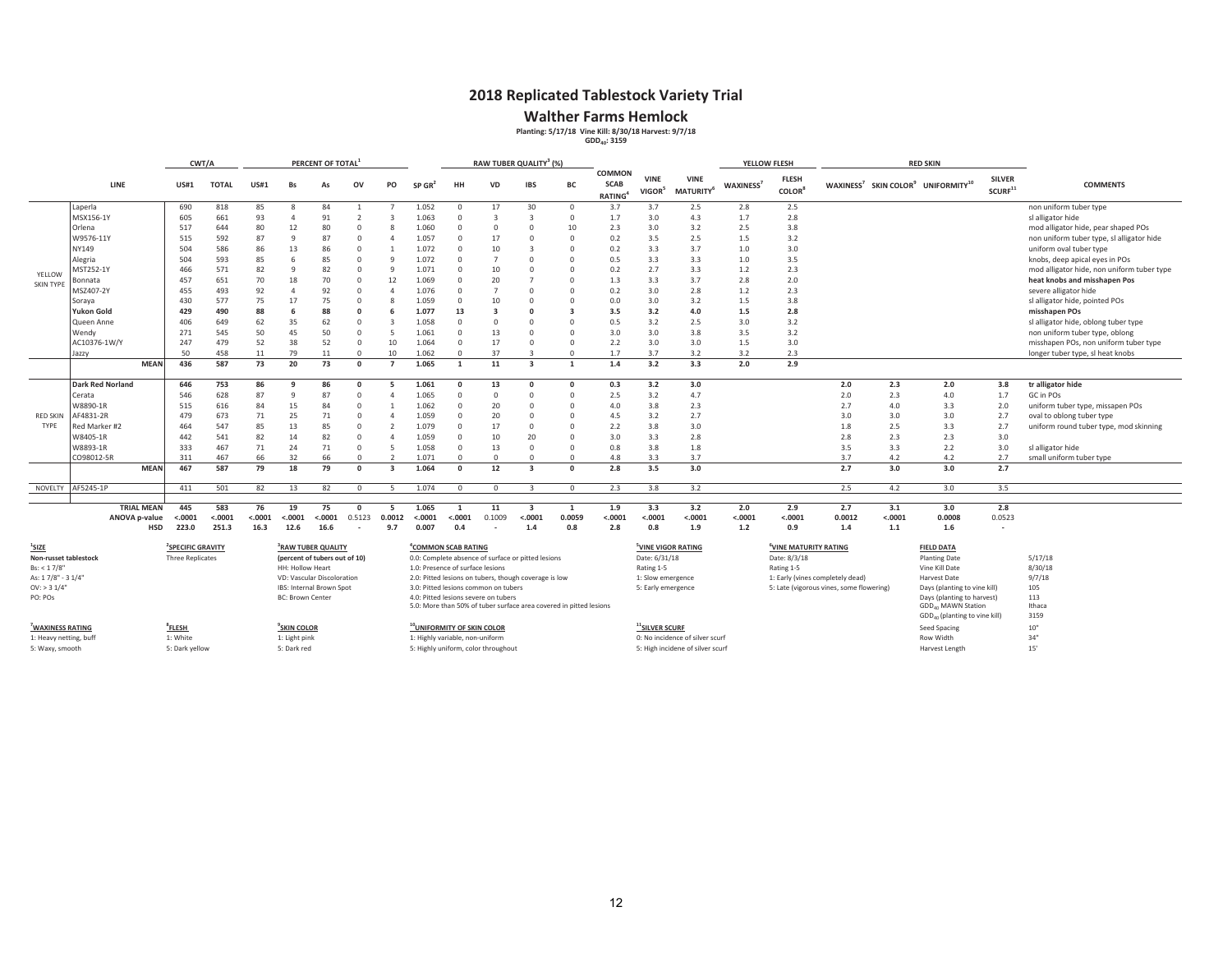## 2018 Replicated Tablestock Variety Trial

### Walther Farms Hemlock

**Planting: 5/17/18 Vine Kill: 8/30/18 Harvest: 9/7/18**
**$GDD_{40}$: 3159**

| | LINE | CWT/A US#1 | CWT/A TOTAL | PERCENT OF TOTAL[1] US#1 | Bs | As | OV | PO | SP GR[2] | RAW TUBER QUALITY[3] (%) HH | VD | IBS | BC | COMMON SCAB RATING[4] | VINE VIGOR[5] | VINE MATURITY[6] | YELLOW FLESH WAXINESS[7] | FLESH COLOR[8] | RED SKIN WAXINESS[7] | SKIN COLOR[9] | UNIFORMITY[10] | SILVER SCURF[11] | COMMENTS |
|---|---|---|---|---|---|---|---|---|---|---|---|---|---|---|---|---|---|---|---|---|---|---|---|
| YELLOW SKIN TYPE | Laperla | 690 | 818 | 85 | 8 | 84 | 1 | 7 | 1.052 | 0 | 17 | 30 | 0 | 3.7 | 3.7 | 2.5 | 2.8 | 2.5 | | | | | non uniform tuber type |
| | MSX156-1Y | 605 | 661 | 93 | 4 | 91 | 2 | 3 | 1.063 | 0 | 3 | 3 | 0 | 1.7 | 3.0 | 4.3 | 1.7 | 2.8 | | | | | sl alligator hide |
| | Orlena | 517 | 644 | 80 | 12 | 80 | 0 | 8 | 1.060 | 0 | 0 | 0 | 10 | 2.3 | 3.0 | 3.2 | 2.5 | 3.8 | | | | | mod alligator hide, pear shaped POs |
| | W9576-11Y | 515 | 592 | 87 | 9 | 87 | 0 | 4 | 1.057 | 0 | 17 | 0 | 0 | 0.2 | 3.5 | 2.5 | 1.5 | 3.2 | | | | | non uniform tuber type, sl alligator hide |
| | NY149 | 504 | 586 | 86 | 13 | 86 | 0 | 1 | 1.072 | 0 | 10 | 3 | 0 | 0.2 | 3.3 | 3.7 | 1.0 | 3.0 | | | | | uniform oval tuber type |
| | Alegria | 504 | 593 | 85 | 6 | 85 | 0 | 9 | 1.072 | 0 | 7 | 0 | 0 | 0.5 | 3.3 | 3.3 | 1.0 | 3.5 | | | | | knobs, deep apical eyes in POs |
| | MST252-1Y | 466 | 571 | 82 | 9 | 82 | 0 | 9 | 1.071 | 0 | 10 | 0 | 0 | 0.2 | 2.7 | 3.3 | 1.2 | 2.3 | | | | | mod alligator hide, non uniform tuber type |
| | Bonnata | 457 | 651 | 70 | 18 | 70 | 0 | 12 | 1.069 | 0 | 20 | 7 | 0 | 1.3 | 3.3 | 3.7 | 2.8 | 2.0 | | | | | **heat knobs and misshapen Pos** |
| | MSZ407-2Y | 455 | 493 | 92 | 4 | 92 | 0 | 4 | 1.076 | 0 | 7 | 0 | 0 | 0.2 | 3.0 | 2.8 | 1.2 | 2.3 | | | | | severe alligator hide |
| | Soraya | 430 | 577 | 75 | 17 | 75 | 0 | 8 | 1.059 | 0 | 10 | 0 | 0 | 0.0 | 3.0 | 3.2 | 1.5 | 3.8 | | | | | sl alligator hide, pointed POs |
| | **Yukon Gold** | **429** | **490** | **88** | **6** | **88** | **0** | **6** | **1.077** | **13** | **3** | **0** | **3** | **3.5** | **3.2** | **4.0** | **1.5** | **2.8** | | | | | **misshapen POs** |
| | Queen Anne | 406 | 649 | 62 | 35 | 62 | 0 | 3 | 1.058 | 0 | 0 | 0 | 0 | 0.5 | 3.2 | 2.5 | 3.0 | 3.2 | | | | | sl alligator hide, oblong tuber type |
| | Wendy | 271 | 545 | 50 | 45 | 50 | 0 | 5 | 1.061 | 0 | 13 | 0 | 0 | 3.0 | 3.0 | 3.8 | 3.5 | 3.2 | | | | | non uniform tuber type, oblong |
| | AC10376-1W/Y | 247 | 479 | 52 | 38 | 52 | 0 | 10 | 1.064 | 0 | 17 | 0 | 0 | 2.2 | 3.0 | 3.0 | 1.5 | 3.0 | | | | | misshapen POs, non uniform tuber type |
| | Jazzy | 50 | 458 | 11 | 79 | 11 | 0 | 10 | 1.062 | 0 | 37 | 3 | 0 | 1.7 | 3.7 | 3.2 | 3.2 | 2.3 | | | | | longer tuber type, sl heat knobs |
| | **MEAN** | **436** | **587** | **73** | **20** | **73** | **0** | **7** | **1.065** | **1** | **11** | **3** | **1** | **1.4** | **3.2** | **3.3** | **2.0** | **2.9** | | | | | |
| RED SKIN TYPE | **Dark Red Norland** | **646** | **753** | **86** | **9** | **86** | **0** | **5** | **1.061** | **0** | **13** | **0** | **0** | **0.3** | **3.2** | **3.0** | | | **2.0** | **2.3** | **2.0** | **3.8** | **tr alligator hide** |
| | Cerata | 546 | 628 | 87 | 9 | 87 | 0 | 4 | 1.065 | 0 | 0 | 0 | 0 | 2.5 | 3.2 | 4.7 | | | 2.0 | 2.3 | 4.0 | 1.7 | GC in POs |
| | W8890-1R | 515 | 616 | 84 | 15 | 84 | 0 | 1 | 1.062 | 0 | 20 | 0 | 0 | 4.0 | 3.8 | 2.3 | | | 2.7 | 4.0 | 3.3 | 2.0 | uniform tuber type, missapen POs |
| | AF4831-2R | 479 | 673 | 71 | 25 | 71 | 0 | 4 | 1.059 | 0 | 20 | 0 | 0 | 4.5 | 3.2 | 2.7 | | | 3.0 | 3.0 | 3.0 | 2.7 | oval to oblong tuber type |
| | Red Marker #2 | 464 | 547 | 85 | 13 | 85 | 0 | 2 | 1.079 | 0 | 17 | 0 | 0 | 2.2 | 3.8 | 3.0 | | | 1.8 | 2.5 | 3.3 | 2.7 | uniform round tuber type, mod skinning |
| | W8405-1R | 442 | 541 | 82 | 14 | 82 | 0 | 4 | 1.059 | 0 | 10 | 20 | 0 | 3.0 | 3.3 | 2.8 | | | 2.8 | 2.3 | 2.3 | 3.0 | |
| | W8893-1R | 333 | 467 | 71 | 24 | 71 | 0 | 5 | 1.058 | 0 | 13 | 0 | 0 | 0.8 | 3.8 | 1.8 | | | 3.5 | 3.3 | 2.2 | 3.0 | sl alligator hide |
| | CO98012-5R | 311 | 467 | 66 | 32 | 66 | 0 | 2 | 1.071 | 0 | 0 | 0 | 0 | 4.8 | 3.3 | 3.7 | | | 3.7 | 4.2 | 4.2 | 2.7 | small uniform tuber type |
| | **MEAN** | **467** | **587** | **79** | **18** | **79** | **0** | **3** | **1.064** | **0** | **12** | **3** | **0** | **2.8** | **3.5** | **3.0** | | | **2.7** | **3.0** | **3.0** | **2.7** | |
| NOVELTY | AF5245-1P | 411 | 501 | 82 | 13 | 82 | 0 | 5 | 1.074 | 0 | 0 | 3 | 0 | 2.3 | 3.8 | 3.2 | | | 2.5 | 4.2 | 3.0 | 3.5 | |
| | **TRIAL MEAN** | **445** | **583** | **76** | **19** | **75** | **0** | **5** | **1.065** | **1** | **11** | **3** | **1** | **1.9** | **3.3** | **3.2** | **2.0** | **2.9** | **2.7** | **3.1** | **3.0** | **2.8** | |
| | **ANOVA p-value** | **<.0001** | **<.0001** | **<.0001** | **<.0001** | **<.0001** | 0.5123 | **0.0012** | **<.0001** | **<.0001** | 0.1009 | **<.0001** | **0.0059** | **<.0001** | **<.0001** | **<.0001** | **<.0001** | **<.0001** | **0.0012** | **<.0001** | **0.0008** | 0.0523 | |
| | **HSD** | **223.0** | **251.3** | **16.3** | **12.6** | **16.6** | - | **9.7** | **0.007** | **0.4** | - | **1.4** | **0.8** | **2.8** | **0.8** | **1.9** | **1.2** | **0.9** | **1.4** | **1.1** | **1.6** | - | |

**[1]SIZE**
**Non-russet tablestock**
Bs: < 1 7/8"
As: 1 7/8" - 3 1/4"
OV: > 3 1/4"
PO: POs

**[2]SPECIFIC GRAVITY**
Three Replicates

**[3]RAW TUBER QUALITY**
**(percent of tubers out of 10)**
HH: Hollow Heart
VD: Vascular Discoloration
IBS: Internal Brown Spot
BC: Brown Center

**[4]COMMON SCAB RATING**
0.0: Complete absence of surface or pitted lesions
1.0: Presence of surface lesions
2.0: Pitted lesions on tubers, though coverage is low
3.0: Pitted lesions common on tubers
4.0: Pitted lesions severe on tubers
5.0: More than 50% of tuber surface area covered in pitted lesions

**[5]VINE VIGOR RATING**
Date: 6/31/18
Rating 1-5
1: Slow emergence
5: Early emergence

**[6]VINE MATURITY RATING**
Date: 8/3/18
Rating 1-5
1: Early (vines completely dead)
5: Late (vigorous vines, some flowering)

**[7]WAXINESS RATING**
1: Heavy netting, buff
5: Waxy, smooth

**[8]FLESH**
1: White
5: Dark yellow

**[9]SKIN COLOR**
1: Light pink
5: Dark red

**[10]UNIFORMITY OF SKIN COLOR**
1: Highly variable, non-uniform
5: Highly uniform, color throughout

**[11]SILVER SCURF**
0: No incidence of silver scurf
5: High incidence of silver scurf

| FIELD DATA | |
|---|---|
| Planting Date | 5/17/18 |
| Vine Kill Date | 8/30/18 |
| Harvest Date | 9/7/18 |
| Days (planting to vine kill) | 105 |
| Days (planting to harvest) | 113 |
| $GDD_{40}$ MAWN Station | Ithaca |
| $GDD_{40}$ (planting to vine kill) | 3159 |
| Seed Spacing | 10" |
| Row Width | 34" |
| Harvest Length | 15' |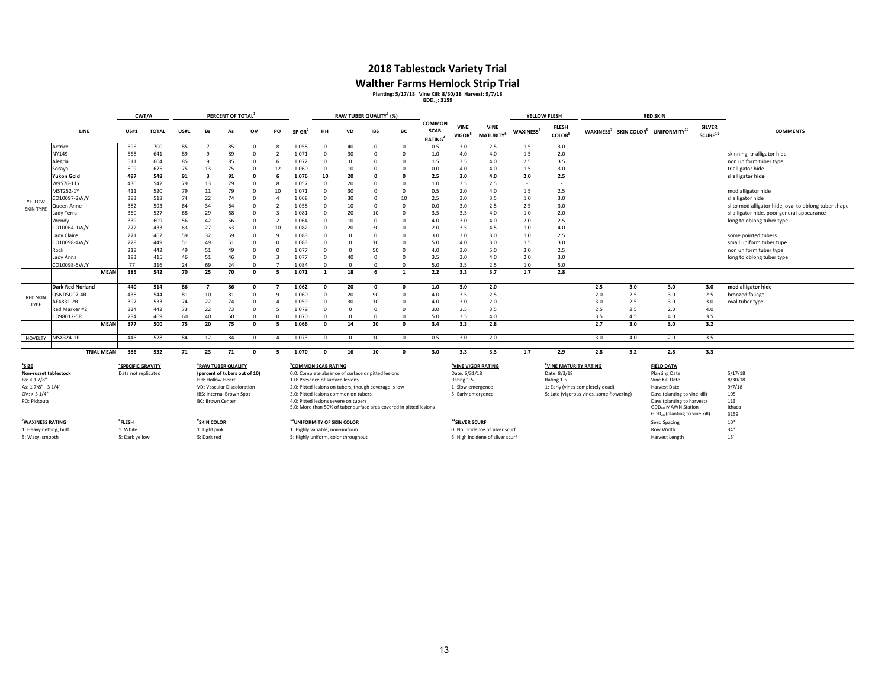## 2018 Tablestock Variety Trial

## Walther Farms Hemlock Strip Trial

Planting: 5/17/18 Vine Kill: 8/30/18 Harvest: 9/7/18
$GDD_{40}$: 3159

| | LINE | CWT/A US#1 | CWT/A TOTAL | PERCENT OF TOTAL[1] US#1 | Bs | As | OV | PO | SP GR[2] | RAW TUBER QUALITY[3] (%) HH | VD | IBS | BC | COMMON SCAB RATING[4] | VINE VIGOR[5] | VINE MATURITY[6] | YELLOW FLESH WAXINESS[7] | FLESH COLOR[8] | RED SKIN WAXINESS[7] | SKIN COLOR[9] | UNIFORMITY[10] | SILVER SCURF[11] | COMMENTS |
|---|---|---|---|---|---|---|---|---|---|---|---|---|---|---|---|---|---|---|---|---|---|---|---|
| YELLOW SKIN TYPE | Actrice | 596 | 700 | 85 | 7 | 85 | 0 | 8 | 1.058 | 0 | 40 | 0 | 0 | 0.5 | 3.0 | 2.5 | 1.5 | 3.0 | | | | | |
| | NY149 | 568 | 641 | 89 | 9 | 89 | 0 | 2 | 1.071 | 0 | 30 | 0 | 0 | 1.0 | 4.0 | 4.0 | 1.5 | 2.0 | | | | | skinning, tr alligator hide |
| | Alegria | 511 | 604 | 85 | 9 | 85 | 0 | 6 | 1.072 | 0 | 0 | 0 | 0 | 1.5 | 3.5 | 4.0 | 2.5 | 3.5 | | | | | non uniform tuber type |
| | Soraya | 509 | 675 | 75 | 13 | 75 | 0 | 12 | 1.060 | 0 | 10 | 0 | 0 | 0.0 | 4.0 | 4.0 | 1.5 | 3.0 | | | | | tr alligator hide |
| | **Yukon Gold** | **497** | **548** | **91** | **3** | **91** | **0** | **6** | **1.076** | **10** | **20** | **0** | **0** | **2.5** | **3.0** | **4.0** | **2.0** | **2.5** | | | | | **sl alligator hide** |
| | W9576-11Y | 430 | 542 | 79 | 13 | 79 | 0 | 8 | 1.057 | 0 | 20 | 0 | 0 | 1.0 | 3.5 | 2.5 | - | - | | | | | |
| | MST252-1Y | 411 | 520 | 79 | 11 | 79 | 0 | 10 | 1.071 | 0 | 30 | 0 | 0 | 0.5 | 2.0 | 4.0 | 1.5 | 2.5 | | | | | mod alligator hide |
| | CO10097-2W/Y | 383 | 518 | 74 | 22 | 74 | 0 | 4 | 1.068 | 0 | 30 | 0 | 10 | 2.5 | 3.0 | 3.5 | 1.0 | 3.0 | | | | | sl alligator hide |
| | Queen Anne | 382 | 593 | 64 | 34 | 64 | 0 | 2 | 1.058 | 0 | 10 | 0 | 0 | 0.0 | 3.0 | 2.5 | 2.5 | 3.0 | | | | | sl to mod alligator hide, oval to oblong tuber shape |
| | Lady Terra | 360 | 527 | 68 | 29 | 68 | 0 | 3 | 1.081 | 0 | 20 | 10 | 0 | 3.5 | 3.5 | 4.0 | 1.0 | 2.0 | | | | | sl alligator hide, poor general appearance |
| | Wendy | 339 | 609 | 56 | 42 | 56 | 0 | 2 | 1.064 | 0 | 10 | 0 | 0 | 4.0 | 3.0 | 4.0 | 2.0 | 2.5 | | | | | long to oblong tuber type |
| | CO10064-1W/Y | 272 | 433 | 63 | 27 | 63 | 0 | 10 | 1.082 | 0 | 20 | 30 | 0 | 2.0 | 3.5 | 4.5 | 1.0 | 4.0 | | | | | |
| | Lady Claire | 271 | 462 | 59 | 32 | 59 | 0 | 9 | 1.083 | 0 | 0 | 0 | 0 | 3.0 | 3.0 | 3.0 | 1.0 | 2.5 | | | | | some pointed tubers |
| | CO10098-4W/Y | 228 | 449 | 51 | 49 | 51 | 0 | 0 | 1.083 | 0 | 0 | 10 | 0 | 5.0 | 4.0 | 3.0 | 1.5 | 3.0 | | | | | small uniform tuber tupe |
| | Rock | 218 | 442 | 49 | 51 | 49 | 0 | 0 | 1.077 | 0 | 0 | 50 | 0 | 4.0 | 3.0 | 5.0 | 3.0 | 2.5 | | | | | non uniform tuber type |
| | Lady Anna | 193 | 415 | 46 | 51 | 46 | 0 | 3 | 1.077 | 0 | 40 | 0 | 0 | 3.5 | 3.0 | 4.0 | 2.0 | 3.0 | | | | | long to oblong tuber type |
| | CO10098-5W/Y | 77 | 316 | 24 | 69 | 24 | 0 | 7 | 1.084 | 0 | 0 | 0 | 0 | 5.0 | 3.5 | 2.5 | 1.0 | 5.0 | | | | | |
| | **MEAN** | **385** | **542** | **70** | **25** | **70** | **0** | **5** | **1.071** | **1** | **18** | **6** | **1** | **2.2** | **3.3** | **3.7** | **1.7** | **2.8** | | | | | |
| RED SKIN TYPE | **Dark Red Norland** | **440** | **514** | **86** | **7** | **86** | **0** | **7** | **1.062** | **0** | **20** | **0** | **0** | **1.0** | **3.0** | **2.0** | | | **2.5** | **3.0** | **3.0** | **3.0** | **mod alligator hide** |
| | QSNDSU07-4R | 438 | 544 | 81 | 10 | 81 | 0 | 9 | 1.060 | 0 | 20 | 90 | 0 | 4.0 | 3.5 | 2.5 | | | 2.0 | 2.5 | 3.0 | 2.5 | bronzed foliage |
| | AF4831-2R | 397 | 533 | 74 | 22 | 74 | 0 | 4 | 1.059 | 0 | 30 | 10 | 0 | 4.0 | 3.0 | 2.0 | | | 3.0 | 2.5 | 3.0 | 3.0 | oval tuber type |
| | Red Marker #2 | 324 | 442 | 73 | 22 | 73 | 0 | 5 | 1.079 | 0 | 0 | 0 | 0 | 3.0 | 3.5 | 3.5 | | | 2.5 | 2.5 | 2.0 | 4.0 | |
| | CO98012-5R | 284 | 469 | 60 | 40 | 60 | 0 | 0 | 1.070 | 0 | 0 | 0 | 0 | 5.0 | 3.5 | 4.0 | | | 3.5 | 4.5 | 4.0 | 3.5 | |
| | **MEAN** | **377** | **500** | **75** | **20** | **75** | **0** | **5** | **1.066** | **0** | **14** | **20** | **0** | **3.4** | **3.3** | **2.8** | | | **2.7** | **3.0** | **3.0** | **3.2** | |
| NOVELTY | MSX324-1P | 446 | 528 | 84 | 12 | 84 | 0 | 4 | 1.073 | 0 | 0 | 10 | 0 | 0.5 | 3.0 | 2.0 | | | 3.0 | 4.0 | 2.0 | 3.5 | |
| | **TRIAL MEAN** | **386** | **532** | **71** | **23** | **71** | **0** | **5** | **1.070** | **0** | **16** | **10** | **0** | **3.0** | **3.3** | **3.3** | **1.7** | **2.9** | **2.8** | **3.2** | **2.8** | **3.3** | |

**[1] SIZE**
Non-russet tablestock
Bs: < 1 7/8"
As: 1 7/8" - 3 1/4"
OV: > 3 1/4"
PO: Pickouts

**[2] SPECIFIC GRAVITY**
Data not replicated

**[3] RAW TUBER QUALITY**
(percent of tubers out of 10)
HH: Hollow Heart
VD: Vascular Discoloration
IBS: Internal Brown Spot
BC: Brown Center

**[4] COMMON SCAB RATING**
0.0: Complete absence of surface or pitted lesions
1.0: Presence of surface lesions
2.0: Pitted lesions on tubers, though coverage is low
3.0: Pitted lesions common on tubers
4.0: Pitted lesions severe on tubers
5.0: More than 50% of tuber surface area covered in pitted lesions

**[5] VINE VIGOR RATING**
Date: 6/31/18
Rating 1-5
1: Slow emergence
5: Early emergence

**[6] VINE MATURITY RATING**
Date: 8/3/18
Rating 1-5
1: Early (vines completely dead)
5: Late (vigorous vines, some flowering)

**FIELD DATA**

| | |
|---|---|
| Planting Date | 5/17/18 |
| Vine Kill Date | 8/30/18 |
| Harvest Date | 9/7/18 |
| Days (planting to vine kill) | 105 |
| Days (planting to harvest) | 113 |
| $GDD_{40}$ MAWN Station | Ithaca |
| $GDD_{40}$ (planting to vine kill) | 3159 |
| Seed Spacing | 10" |
| Row Width | 34" |
| Harvest Length | 15' |

**[7] WAXINESS RATING**
1: Heavy netting, buff
5: Waxy, smooth

**[8] FLESH**
1: White
5: Dark yellow

**[9] SKIN COLOR**
1: Light pink
5: Dark red

**[10] UNIFORMITY OF SKIN COLOR**
1: Highly variable, non-uniform
5: Highly uniform, color throughout

**[11] SILVER SCURF**
0: No incidence of silver scurf
5: High incidence of silver scurf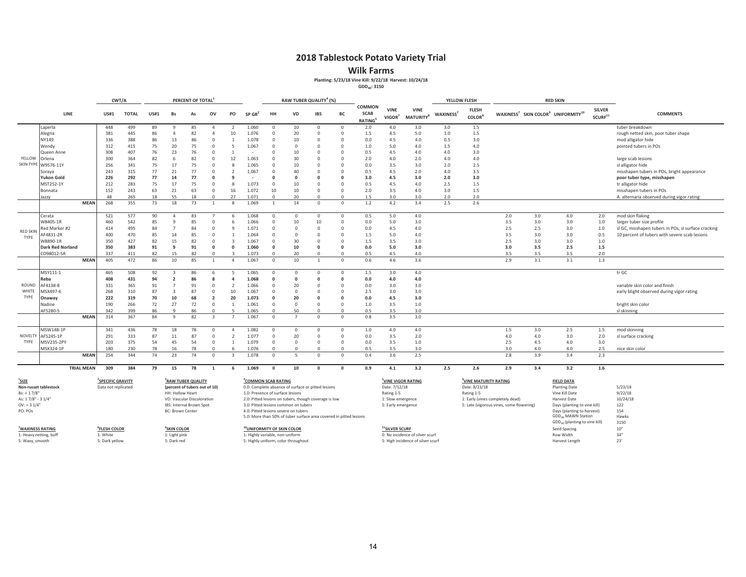# 2018 Tablestock Potato Variety Trial

## Wilk Farms

**Planting: 5/23/18 Vine Kill: 9/22/18 Harvest: 10/24/18**

**$GDD_{40}$: 3150**

| | LINE | CWT/A US#1 | CWT/A TOTAL | PERCENT OF TOTAL[1] US#1 | Bs | As | OV | PO | SP GR[2] | RAW TUBER QUALITY[4] (%) HH | VD | IBS | BC | COMMON SCAB RATING[5] | VINE VIGOR[7] | VINE MATURITY[8] | YELLOW FLESH WAXINESS[7] | YELLOW FLESH FLESH COLOR[8] | RED SKIN WAXINESS[7] | RED SKIN SKIN COLOR[9] | RED SKIN UNIFORMITY[10] | SILVER SCURF[11] | COMMENTS |
|---|---|---|---|---|---|---|---|---|---|---|---|---|---|---|---|---|---|---|---|---|---|---|---|
| YELLOW SKIN TYPE | Laperla | 448 | 499 | 89 | 9 | 85 | 4 | 2 | 1.060 | 0 | 10 | 0 | 0 | 2.0 | 4.0 | 3.0 | 3.0 | 1.5 | | | | | tuber breakdown |
| | Alegria | 381 | 445 | 86 | 4 | 82 | 4 | 10 | 1.076 | 0 | 20 | 0 | 0 | 1.5 | 4.5 | 5.0 | 1.0 | 1.5 | | | | | rough netted skin, poor tuber shape |
| | NY149 | 336 | 388 | 86 | 13 | 86 | 0 | 1 | 1.078 | 0 | 10 | 0 | 0 | 0.0 | 4.5 | 4.0 | 0.5 | 3.0 | | | | | mod alligator hide |
| | Wendy | 312 | 415 | 75 | 20 | 75 | 0 | 5 | 1.067 | 0 | 0 | 0 | 0 | 1.0 | 5.0 | 4.0 | 1.5 | 4.0 | | | | | pointed tubers in POs |
| | Queen Anne | 308 | 407 | 76 | 23 | 76 | 0 | 1 | - | 0 | 10 | 0 | 0 | 0.5 | 4.5 | 4.0 | 4.0 | 3.0 | | | | | |
| | Orlena | 300 | 364 | 82 | 6 | 82 | 0 | 12 | 1.063 | 0 | 30 | 0 | 0 | 2.0 | 4.0 | 2.0 | 4.0 | 4.0 | | | | | large scab lesions |
| | W9576-11Y | 256 | 341 | 75 | 17 | 75 | 0 | 8 | 1.065 | 0 | 10 | 0 | 0 | 0.0 | 3.5 | 3.0 | 2.0 | 2.5 | | | | | sl alligator hide |
| | Soraya | 243 | 315 | 77 | 21 | 77 | 0 | 2 | 1.067 | 0 | 40 | 0 | 0 | 0.5 | 4.5 | 2.0 | 4.0 | 3.5 | | | | | misshapen tubers in POs, bright appearance |
| | **Yukon Gold** | **226** | **292** | **77** | **14** | **77** | **0** | **9** | **-** | **0** | **0** | **0** | **0** | **3.0** | **4.5** | **3.0** | **2.0** | **3.0** | | | | | **poor tuber type, misshapen** |
| | MST252-1Y | 212 | 283 | 75 | 17 | 75 | 0 | 8 | 1.073 | 0 | 10 | 0 | 0 | 0.5 | 4.5 | 4.0 | 2.5 | 1.5 | | | | | tr alligator hide |
| | Bonnata | 152 | 243 | 63 | 21 | 63 | 0 | 16 | 1.072 | 10 | 10 | 0 | 0 | 2.0 | 3.5 | 4.0 | 3.0 | 1.5 | | | | | misshapen tubers in POs |
| | Jazzy | 48 | 265 | 18 | 55 | 18 | 0 | 27 | 1.071 | 0 | 20 | 0 | 0 | 1.5 | 3.0 | 3.0 | 2.0 | 2.0 | | | | | A. alternaria observed during vigor rating |
| | **MEAN** | 268 | 355 | 73 | 18 | 73 | 1 | 8 | 1.069 | 1 | 14 | 0 | 0 | 1.2 | 4.2 | 3.4 | 2.5 | 2.6 | | | | | |
| RED SKIN TYPE | Cerata | 521 | 577 | 90 | 4 | 83 | 7 | 6 | 1.068 | 0 | 0 | 0 | 0 | 0.5 | 5.0 | 4.0 | | | 2.0 | 3.0 | 4.0 | 2.0 | mod skin flaking |
| | W8405-1R | 460 | 542 | 85 | 9 | 85 | 0 | 6 | 1.066 | 0 | 10 | 10 | 0 | 0.0 | 5.0 | 3.0 | | | 3.5 | 3.0 | 3.0 | 1.0 | larger tuber size profile |
| | Red Marker #2 | 414 | 495 | 84 | 7 | 84 | 0 | 9 | 1.071 | 0 | 0 | 0 | 0 | 0.0 | 4.5 | 4.0 | | | 2.5 | 2.5 | 3.0 | 1.0 | sl GC, misshapen tubers in POs, sl surface cracking |
| | AF4831-2R | 400 | 470 | 85 | 14 | 85 | 0 | 1 | 1.064 | 0 | 0 | 0 | 0 | 1.5 | 5.0 | 4.0 | | | 3.5 | 3.0 | 3.0 | 0.5 | 10 percent of tubers with severe scab lesions |
| | W8890-1R | 350 | 427 | 82 | 15 | 82 | 0 | 3 | 1.067 | 0 | 30 | 0 | 0 | 1.5 | 3.5 | 3.0 | | | 2.5 | 3.0 | 3.0 | 1.0 | |
| | **Dark Red Norland** | **350** | **383** | **91** | **9** | **91** | **0** | **0** | **1.060** | **0** | **10** | **0** | **0** | **0.0** | **5.0** | **3.0** | | | **3.0** | **3.5** | **2.5** | **1.5** | |
| | CO98012-5R | 337 | 411 | 82 | 15 | 82 | 0 | 3 | 1.073 | 0 | 20 | 0 | 0 | 0.5 | 4.5 | 4.0 | | | 3.5 | 3.5 | 3.5 | 2.0 | |
| | **MEAN** | 405 | 472 | 86 | 10 | 85 | 1 | 4 | 1.067 | 0 | 10 | 1 | 0 | 0.6 | 4.6 | 3.6 | | | 2.9 | 3.1 | 3.1 | 1.3 | |
| ROUND WHITE TYPE | MSY111-1 | 465 | 508 | 92 | 3 | 86 | 6 | 5 | 1.065 | 0 | 0 | 0 | 0 | 1.5 | 3.0 | 4.0 | | | | | | | tr GC |
| | **Reba** | **408** | **431** | **94** | **2** | **86** | **8** | **4** | **1.068** | **0** | **0** | **0** | **0** | **0.0** | **4.0** | **4.0** | | | | | | | |
| | AF4138-8 | 331 | 365 | 91 | 7 | 91 | 0 | 2 | 1.066 | 0 | 20 | 0 | 0 | 0.0 | 3.0 | 3.0 | | | | | | | variable skin color and finish |
| | MSX497-6 | 268 | 310 | 87 | 3 | 87 | 0 | 10 | 1.067 | 0 | 0 | 0 | 0 | 2.5 | 3.0 | 3.0 | | | | | | | early blight observed during vigor rating |
| | **Onaway** | **222** | **319** | **70** | **10** | **68** | **2** | **20** | **1.073** | **0** | **20** | **0** | **0** | **0.0** | **4.5** | **3.0** | | | | | | | |
| | Nadine | 190 | 266 | 72 | 27 | 72 | 0 | 1 | 1.061 | 0 | 0 | 0 | 0 | 1.0 | 3.5 | 1.0 | | | | | | | bright skin color |
| | AF5280-5 | 342 | 399 | 86 | 9 | 86 | 0 | 5 | 1.065 | 0 | 50 | 0 | 0 | 0.5 | 3.5 | 3.0 | | | | | | | sl skinning |
| | **MEAN** | 314 | 367 | 84 | 9 | 82 | 3 | 7 | 1.067 | 0 | 7 | 0 | 0 | 0.8 | 3.5 | 3.0 | | | | | | | |
| NOVELTY TYPE | MSW148-1P | 341 | 436 | 78 | 18 | 78 | 0 | 4 | 1.082 | 0 | 0 | 0 | 0 | 1.0 | 4.0 | 4.0 | | | 1.5 | 3.0 | 2.5 | 1.5 | mod skinning |
| | AF5245-1P | 291 | 333 | 87 | 11 | 87 | 0 | 2 | 1.077 | 0 | 20 | 0 | 0 | 0.0 | 3.5 | 2.0 | | | 4.0 | 4.0 | 3.0 | 2.0 | sl surface cracking |
| | MSV235-2PY | 203 | 375 | 54 | 45 | 54 | 0 | 1 | 1.079 | 0 | 0 | 0 | 0 | 0.0 | 3.5 | 1.0 | | | 2.5 | 4.5 | 4.0 | 3.0 | |
| | MSX324-1P | 180 | 230 | 78 | 16 | 78 | 0 | 6 | 1.076 | 0 | 0 | 0 | 0 | 0.5 | 3.5 | 3.0 | | | 3.0 | 4.0 | 4.0 | 2.5 | nice skin color |
| | **MEAN** | 254 | 344 | 74 | 23 | 74 | 0 | 3 | 1.078 | 0 | 5 | 0 | 0 | 0.4 | 3.6 | 2.5 | | | 2.8 | 3.9 | 3.4 | 2.3 | |
| | **TRIAL MEAN** | **309** | **384** | **79** | **15** | **78** | **1** | **6** | **1.069** | **0** | **10** | **0** | **0** | **0.9** | **4.1** | **3.2** | **2.5** | **2.6** | **2.9** | **3.4** | **3.2** | **1.6** | |

**[1]SIZE**
**Non-russet tablestock**
Bs: < 1 7/8"
As: 1 7/8" - 3 1/4"
OV: > 3 1/4"
PO: POs

**[2]SPECIFIC GRAVITY**
Data not replicated

**[3]RAW TUBER QUALITY**
**(percent of tubers out of 10)**
HH: Hollow Heart
VD: Vascular Discoloration
IBS: Internal Brown Spot
BC: Brown Center

**[4]COMMON SCAB RATING**
0.0: Complete absence of surface or pitted lesions
1.0: Presence of surface lesions
2.0: Pitted lesions on tubers, though coverage is low
3.0: Pitted lesions common on tubers
4.0: Pitted lesions severe on tubers
5.0: More than 50% of tuber surface area covered in pitted lesions

**[5]VINE VIGOR RATING**
Date: 7/12/18
Rating 1-5
1: Slow emergence
5: Early emergence

**[6]VINE MATURITY RATING**
Date: 8/23/18
Rating 1-5
1: Early (vines completely dead)
5: Late (vigorous vines, some flowering)

**FIELD DATA**

| | |
|---|---|
| Planting Date | 5/23/18 |
| Vine Kill Date | 9/22/18 |
| Harvest Date | 10/24/18 |
| Days (planting to vine kill) | 122 |
| Days (planting to harvest) | 154 |
| $GDD_{40}$ MAWN Station | Hawks |
| $GDD_{40}$ (planting to vine kill) | 3150 |
| Seed Spacing | 10" |
| Row Width | 34" |
| Harvest Length | 23' |

**[7]WAXINESS RATING**
1: Heavy netting, buff
5: Waxy, smooth

**[8]FLESH COLOR**
1: White
5: Dark yellow

**[9]SKIN COLOR**
1: Light pink
5: Dark red

**[10]UNIFORMITY OF SKIN COLOR**
1: Highly variable, non-uniform
5: Highly uniform, color throughout

**[11]SILVER SCURF**
0: No incidence of silver scurf
5: High incidence of silver scurf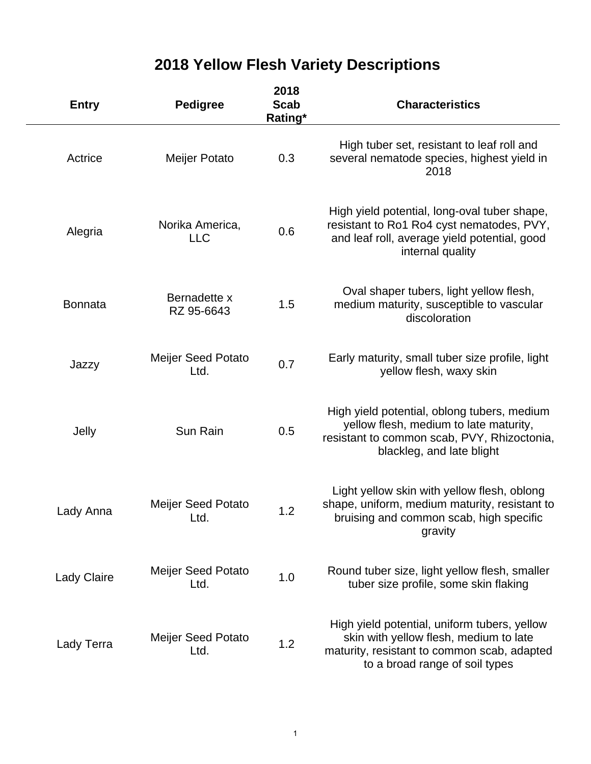# 2018 Yellow Flesh Variety Descriptions

| Entry | Pedigree | 2018 Scab Rating* | Characteristics |
|---|---|---|---|
| Actrice | Meijer Potato | 0.3 | High tuber set, resistant to leaf roll and several nematode species, highest yield in 2018 |
| Alegria | Norika America, LLC | 0.6 | High yield potential, long-oval tuber shape, resistant to Ro1 Ro4 cyst nematodes, PVY, and leaf roll, average yield potential, good internal quality |
| Bonnata | Bernadette x RZ 95-6643 | 1.5 | Oval shaper tubers, light yellow flesh, medium maturity, susceptible to vascular discoloration |
| Jazzy | Meijer Seed Potato Ltd. | 0.7 | Early maturity, small tuber size profile, light yellow flesh, waxy skin |
| Jelly | Sun Rain | 0.5 | High yield potential, oblong tubers, medium yellow flesh, medium to late maturity, resistant to common scab, PVY, Rhizoctonia, blackleg, and late blight |
| Lady Anna | Meijer Seed Potato Ltd. | 1.2 | Light yellow skin with yellow flesh, oblong shape, uniform, medium maturity, resistant to bruising and common scab, high specific gravity |
| Lady Claire | Meijer Seed Potato Ltd. | 1.0 | Round tuber size, light yellow flesh, smaller tuber size profile, some skin flaking |
| Lady Terra | Meijer Seed Potato Ltd. | 1.2 | High yield potential, uniform tubers, yellow skin with yellow flesh, medium to late maturity, resistant to common scab, adapted to a broad range of soil types |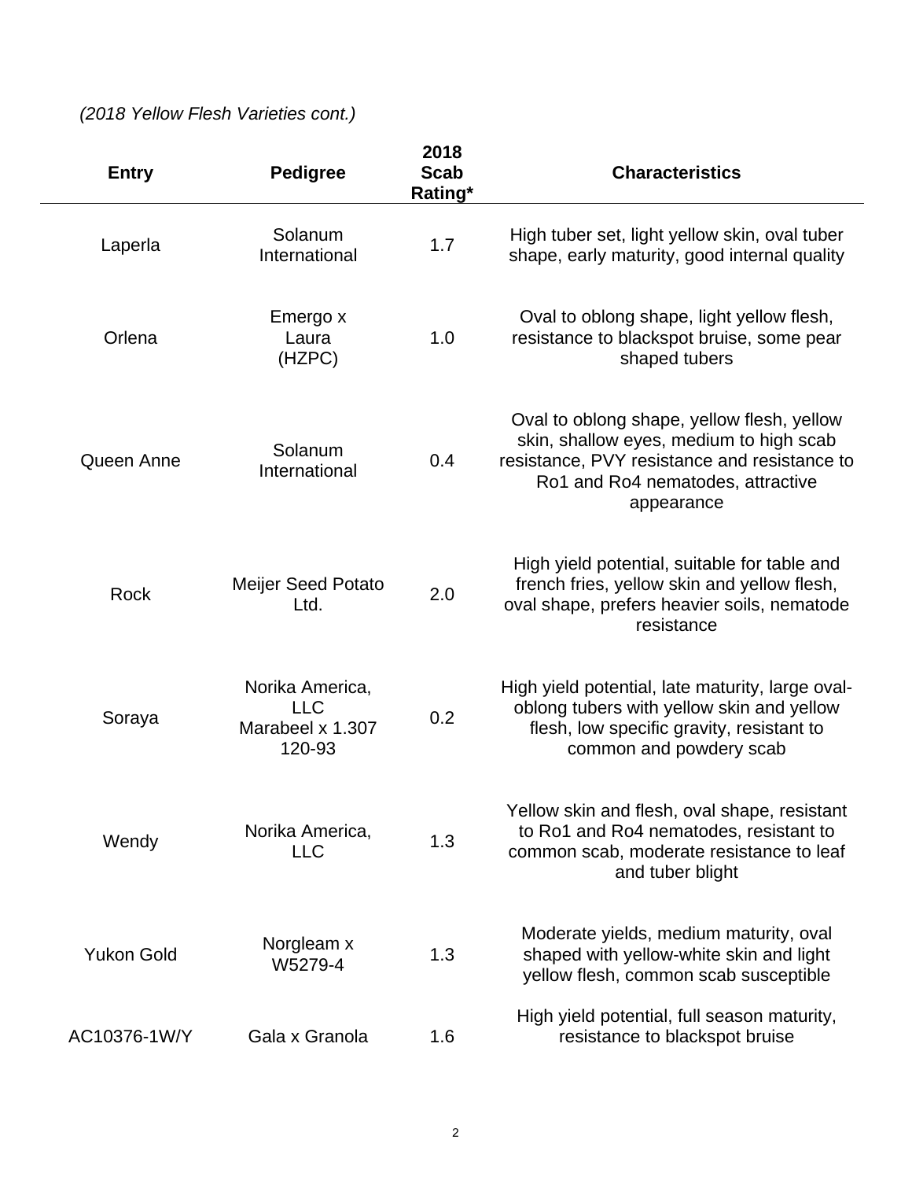*(2018 Yellow Flesh Varieties cont.)*

| Entry | Pedigree | 2018 Scab Rating* | Characteristics |
|---|---|---|---|
| Laperla | Solanum International | 1.7 | High tuber set, light yellow skin, oval tuber shape, early maturity, good internal quality |
| Orlena | Emergo x Laura (HZPC) | 1.0 | Oval to oblong shape, light yellow flesh, resistance to blackspot bruise, some pear shaped tubers |
| Queen Anne | Solanum International | 0.4 | Oval to oblong shape, yellow flesh, yellow skin, shallow eyes, medium to high scab resistance, PVY resistance and resistance to Ro1 and Ro4 nematodes, attractive appearance |
| Rock | Meijer Seed Potato Ltd. | 2.0 | High yield potential, suitable for table and french fries, yellow skin and yellow flesh, oval shape, prefers heavier soils, nematode resistance |
| Soraya | Norika America, LLC Marabeel x 1.307 120-93 | 0.2 | High yield potential, late maturity, large oval-oblong tubers with yellow skin and yellow flesh, low specific gravity, resistant to common and powdery scab |
| Wendy | Norika America, LLC | 1.3 | Yellow skin and flesh, oval shape, resistant to Ro1 and Ro4 nematodes, resistant to common scab, moderate resistance to leaf and tuber blight |
| Yukon Gold | Norgleam x W5279-4 | 1.3 | Moderate yields, medium maturity, oval shaped with yellow-white skin and light yellow flesh, common scab susceptible |
| AC10376-1W/Y | Gala x Granola | 1.6 | High yield potential, full season maturity, resistance to blackspot bruise |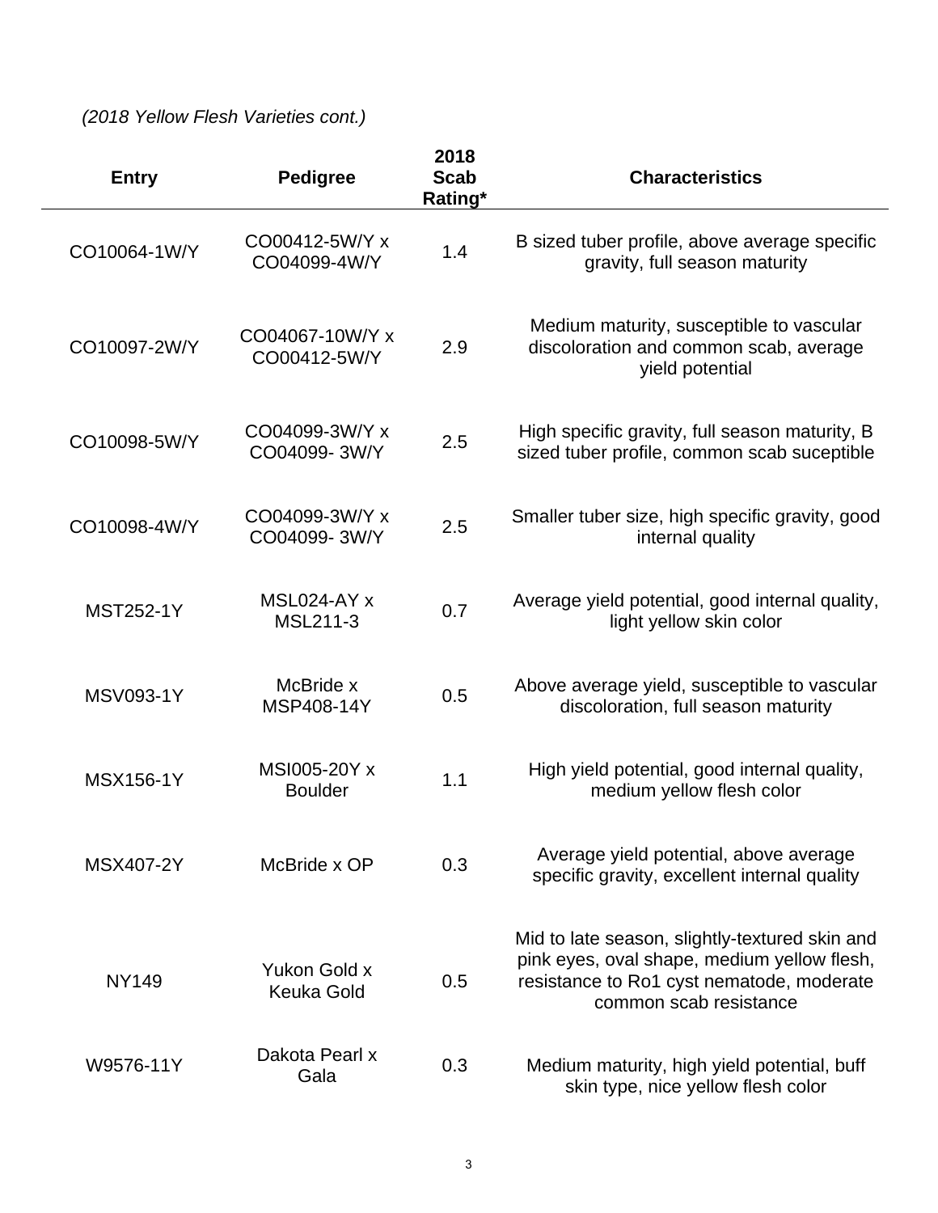*(2018 Yellow Flesh Varieties cont.)*

| Entry | Pedigree | 2018 Scab Rating* | Characteristics |
|---|---|---|---|
| CO10064-1W/Y | CO00412-5W/Y x CO04099-4W/Y | 1.4 | B sized tuber profile, above average specific gravity, full season maturity |
| CO10097-2W/Y | CO04067-10W/Y x CO00412-5W/Y | 2.9 | Medium maturity, susceptible to vascular discoloration and common scab, average yield potential |
| CO10098-5W/Y | CO04099-3W/Y x CO04099- 3W/Y | 2.5 | High specific gravity, full season maturity, B sized tuber profile, common scab suceptible |
| CO10098-4W/Y | CO04099-3W/Y x CO04099- 3W/Y | 2.5 | Smaller tuber size, high specific gravity, good internal quality |
| MST252-1Y | MSL024-AY x MSL211-3 | 0.7 | Average yield potential, good internal quality, light yellow skin color |
| MSV093-1Y | McBride x MSP408-14Y | 0.5 | Above average yield, susceptible to vascular discoloration, full season maturity |
| MSX156-1Y | MSI005-20Y x Boulder | 1.1 | High yield potential, good internal quality, medium yellow flesh color |
| MSX407-2Y | McBride x OP | 0.3 | Average yield potential, above average specific gravity, excellent internal quality |
| NY149 | Yukon Gold x Keuka Gold | 0.5 | Mid to late season, slightly-textured skin and pink eyes, oval shape, medium yellow flesh, resistance to Ro1 cyst nematode, moderate common scab resistance |
| W9576-11Y | Dakota Pearl x Gala | 0.3 | Medium maturity, high yield potential, buff skin type, nice yellow flesh color |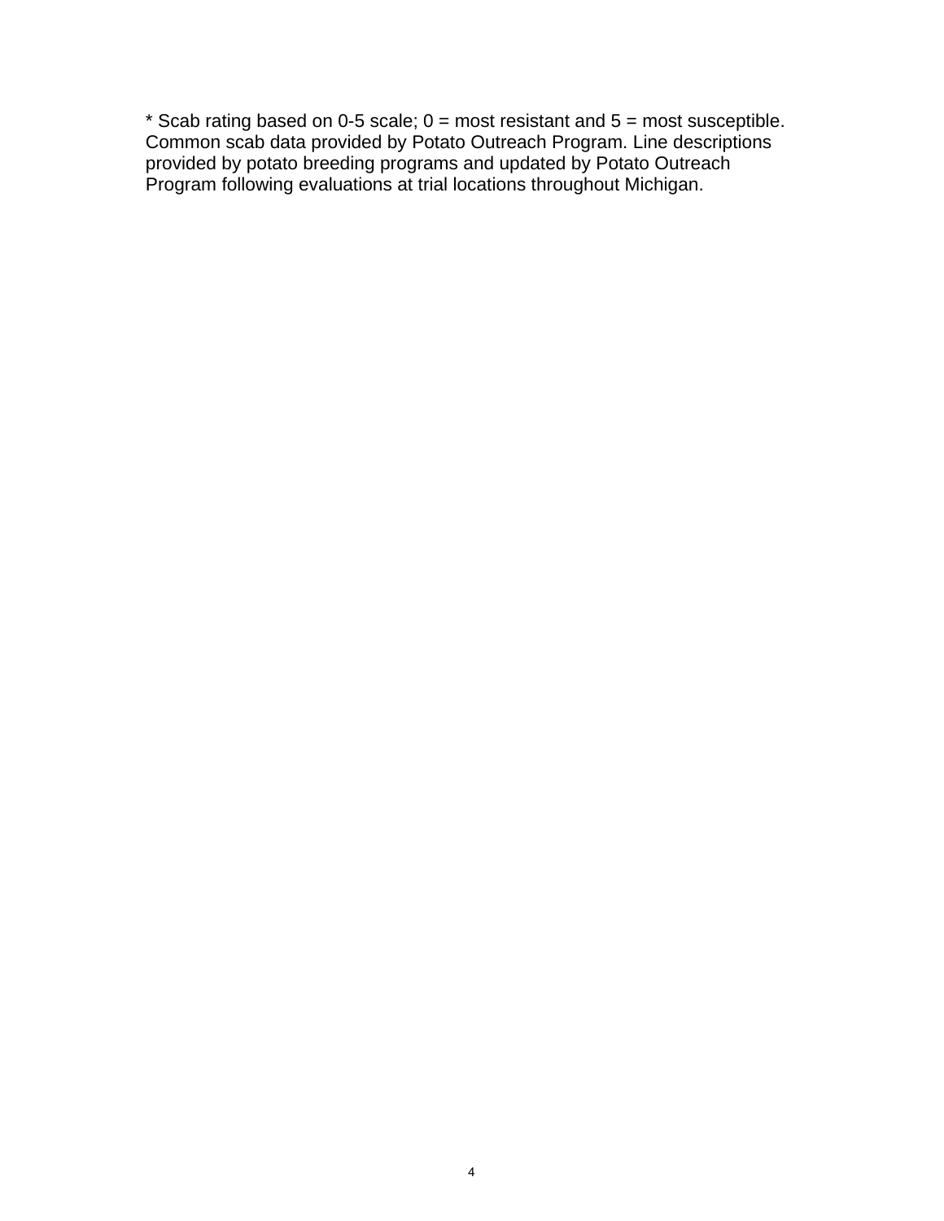* Scab rating based on 0-5 scale; 0 = most resistant and 5 = most susceptible. Common scab data provided by Potato Outreach Program. Line descriptions provided by potato breeding programs and updated by Potato Outreach Program following evaluations at trial locations throughout Michigan.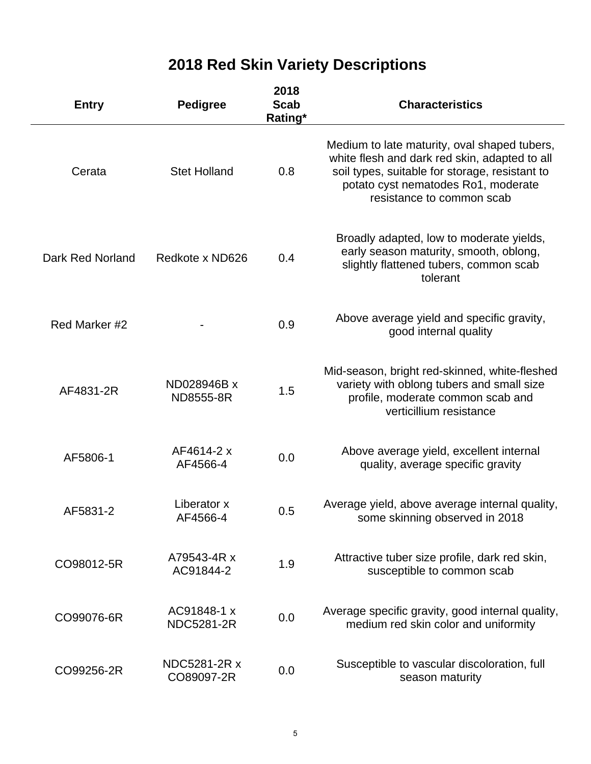# 2018 Red Skin Variety Descriptions

| Entry | Pedigree | 2018 Scab Rating* | Characteristics |
|---|---|---|---|
| Cerata | Stet Holland | 0.8 | Medium to late maturity, oval shaped tubers, white flesh and dark red skin, adapted to all soil types, suitable for storage, resistant to potato cyst nematodes Ro1, moderate resistance to common scab |
| Dark Red Norland | Redkote x ND626 | 0.4 | Broadly adapted, low to moderate yields, early season maturity, smooth, oblong, slightly flattened tubers, common scab tolerant |
| Red Marker #2 | - | 0.9 | Above average yield and specific gravity, good internal quality |
| AF4831-2R | ND028946B x ND8555-8R | 1.5 | Mid-season, bright red-skinned, white-fleshed variety with oblong tubers and small size profile, moderate common scab and verticillium resistance |
| AF5806-1 | AF4614-2 x AF4566-4 | 0.0 | Above average yield, excellent internal quality, average specific gravity |
| AF5831-2 | Liberator x AF4566-4 | 0.5 | Average yield, above average internal quality, some skinning observed in 2018 |
| CO98012-5R | A79543-4R x AC91844-2 | 1.9 | Attractive tuber size profile, dark red skin, susceptible to common scab |
| CO99076-6R | AC91848-1 x NDC5281-2R | 0.0 | Average specific gravity, good internal quality, medium red skin color and uniformity |
| CO99256-2R | NDC5281-2R x CO89097-2R | 0.0 | Susceptible to vascular discoloration, full season maturity |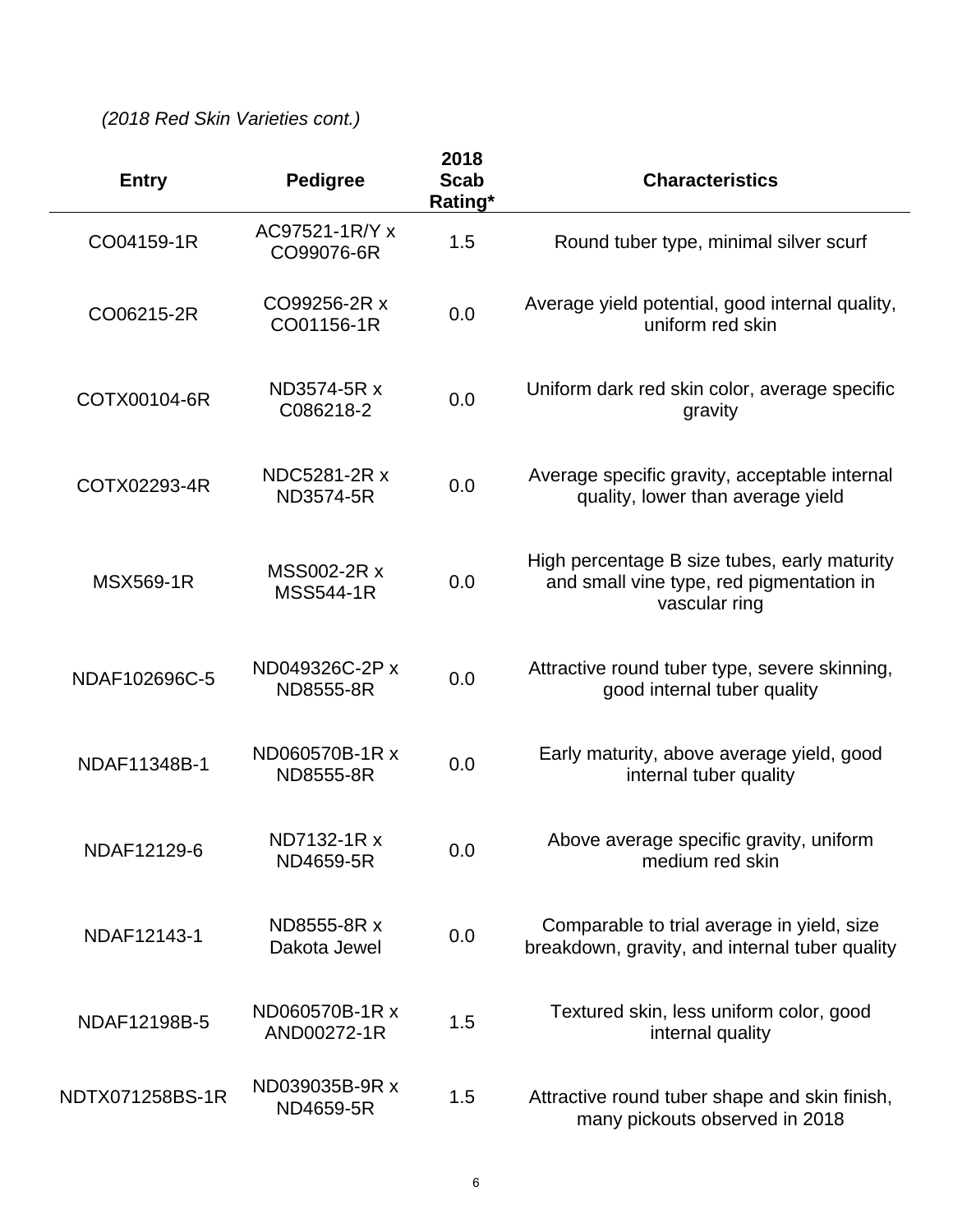*(2018 Red Skin Varieties cont.)*

| Entry | Pedigree | 2018 Scab Rating* | Characteristics |
|---|---|---|---|
| CO04159-1R | AC97521-1R/Y x CO99076-6R | 1.5 | Round tuber type, minimal silver scurf |
| CO06215-2R | CO99256-2R x CO01156-1R | 0.0 | Average yield potential, good internal quality, uniform red skin |
| COTX00104-6R | ND3574-5R x C086218-2 | 0.0 | Uniform dark red skin color, average specific gravity |
| COTX02293-4R | NDC5281-2R x ND3574-5R | 0.0 | Average specific gravity, acceptable internal quality, lower than average yield |
| MSX569-1R | MSS002-2R x MSS544-1R | 0.0 | High percentage B size tubes, early maturity and small vine type, red pigmentation in vascular ring |
| NDAF102696C-5 | ND049326C-2P x ND8555-8R | 0.0 | Attractive round tuber type, severe skinning, good internal tuber quality |
| NDAF11348B-1 | ND060570B-1R x ND8555-8R | 0.0 | Early maturity, above average yield, good internal tuber quality |
| NDAF12129-6 | ND7132-1R x ND4659-5R | 0.0 | Above average specific gravity, uniform medium red skin |
| NDAF12143-1 | ND8555-8R x Dakota Jewel | 0.0 | Comparable to trial average in yield, size breakdown, gravity, and internal tuber quality |
| NDAF12198B-5 | ND060570B-1R x AND00272-1R | 1.5 | Textured skin, less uniform color, good internal quality |
| NDTX071258BS-1R | ND039035B-9R x ND4659-5R | 1.5 | Attractive round tuber shape and skin finish, many pickouts observed in 2018 |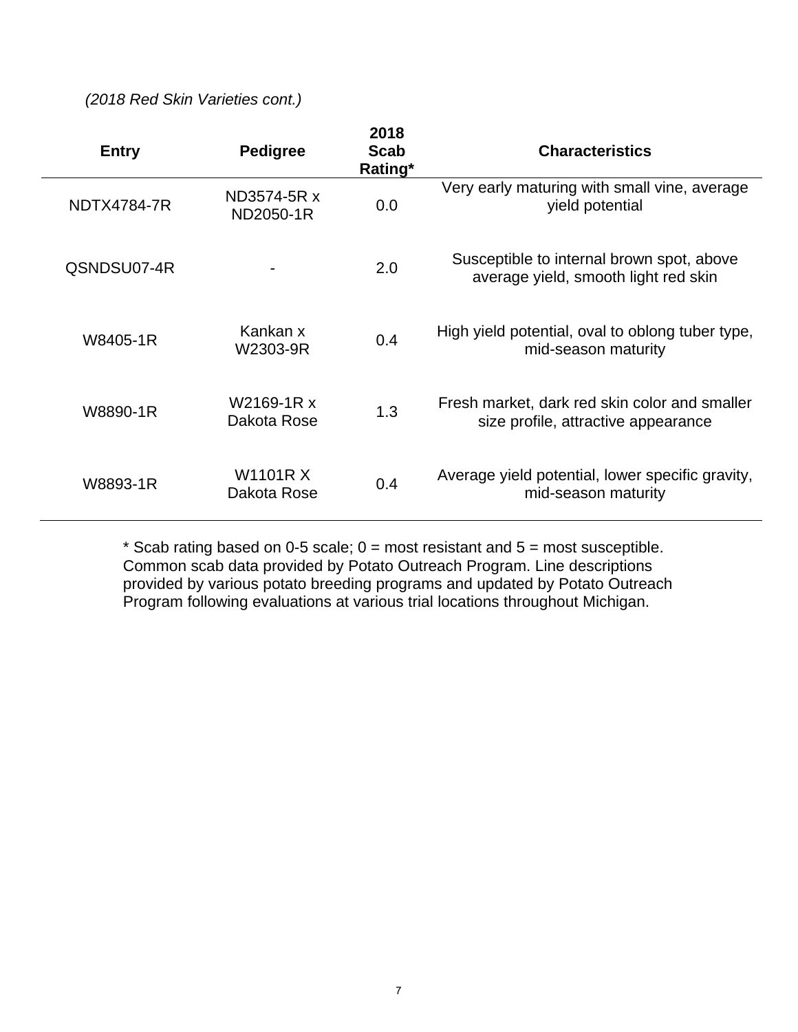*(2018 Red Skin Varieties cont.)*

| Entry | Pedigree | 2018 Scab Rating* | Characteristics |
|---|---|---|---|
| NDTX4784-7R | ND3574-5R x ND2050-1R | 0.0 | Very early maturing with small vine, average yield potential |
| QSNDSU07-4R | - | 2.0 | Susceptible to internal brown spot, above average yield, smooth light red skin |
| W8405-1R | Kankan x W2303-9R | 0.4 | High yield potential, oval to oblong tuber type, mid-season maturity |
| W8890-1R | W2169-1R x Dakota Rose | 1.3 | Fresh market, dark red skin color and smaller size profile, attractive appearance |
| W8893-1R | W1101R X Dakota Rose | 0.4 | Average yield potential, lower specific gravity, mid-season maturity |

* Scab rating based on 0-5 scale; 0 = most resistant and 5 = most susceptible. Common scab data provided by Potato Outreach Program. Line descriptions provided by various potato breeding programs and updated by Potato Outreach Program following evaluations at various trial locations throughout Michigan.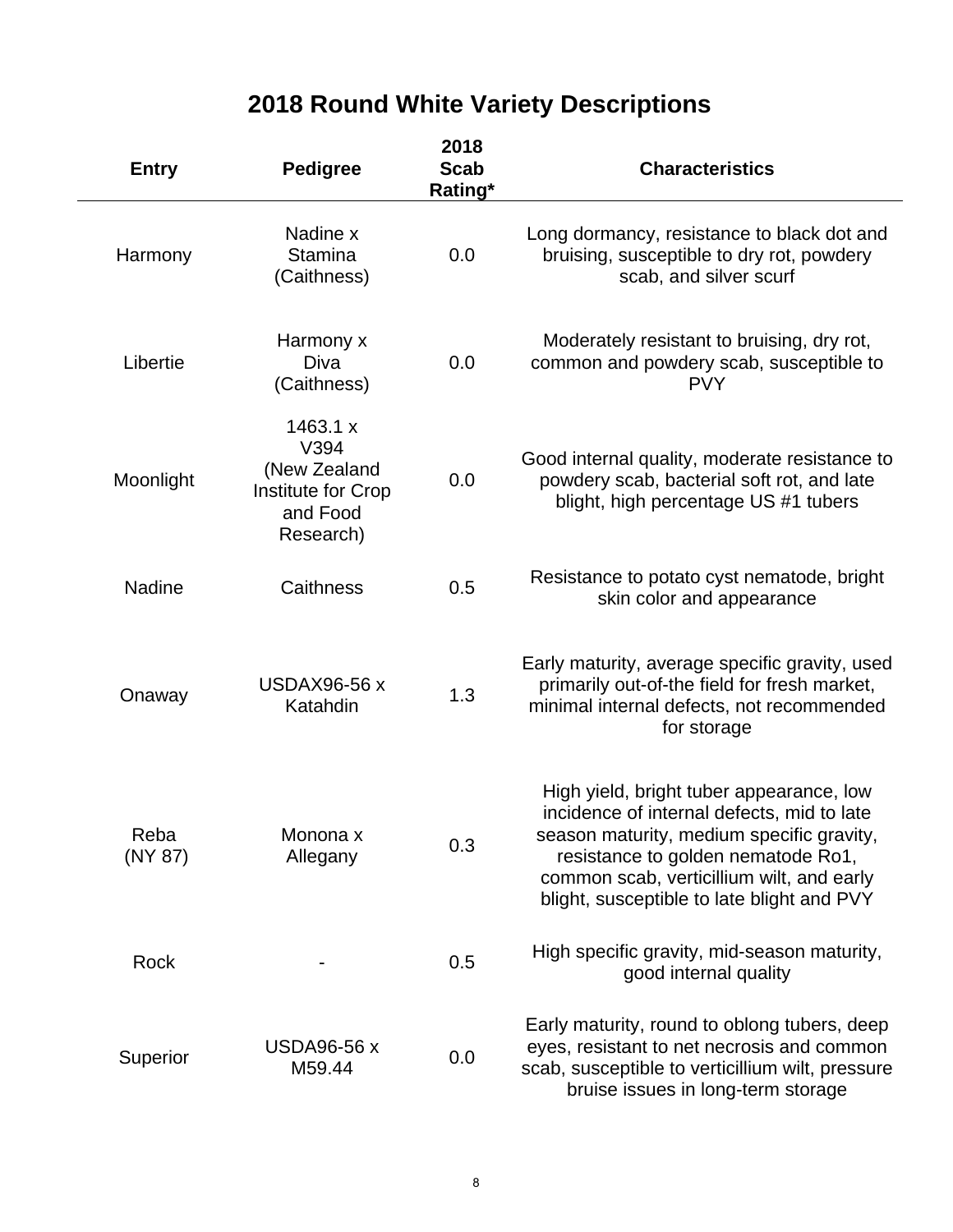# 2018 Round White Variety Descriptions

| Entry | Pedigree | 2018 Scab Rating* | Characteristics |
|---|---|---|---|
| Harmony | Nadine x Stamina (Caithness) | 0.0 | Long dormancy, resistance to black dot and bruising, susceptible to dry rot, powdery scab, and silver scurf |
| Libertie | Harmony x Diva (Caithness) | 0.0 | Moderately resistant to bruising, dry rot, common and powdery scab, susceptible to PVY |
| Moonlight | 1463.1 x V394 (New Zealand Institute for Crop and Food Research) | 0.0 | Good internal quality, moderate resistance to powdery scab, bacterial soft rot, and late blight, high percentage US #1 tubers |
| Nadine | Caithness | 0.5 | Resistance to potato cyst nematode, bright skin color and appearance |
| Onaway | USDAX96-56 x Katahdin | 1.3 | Early maturity, average specific gravity, used primarily out-of-the field for fresh market, minimal internal defects, not recommended for storage |
| Reba (NY 87) | Monona x Allegany | 0.3 | High yield, bright tuber appearance, low incidence of internal defects, mid to late season maturity, medium specific gravity, resistance to golden nematode Ro1, common scab, verticillium wilt, and early blight, susceptible to late blight and PVY |
| Rock | - | 0.5 | High specific gravity, mid-season maturity, good internal quality |
| Superior | USDA96-56 x M59.44 | 0.0 | Early maturity, round to oblong tubers, deep eyes, resistant to net necrosis and common scab, susceptible to verticillium wilt, pressure bruise issues in long-term storage |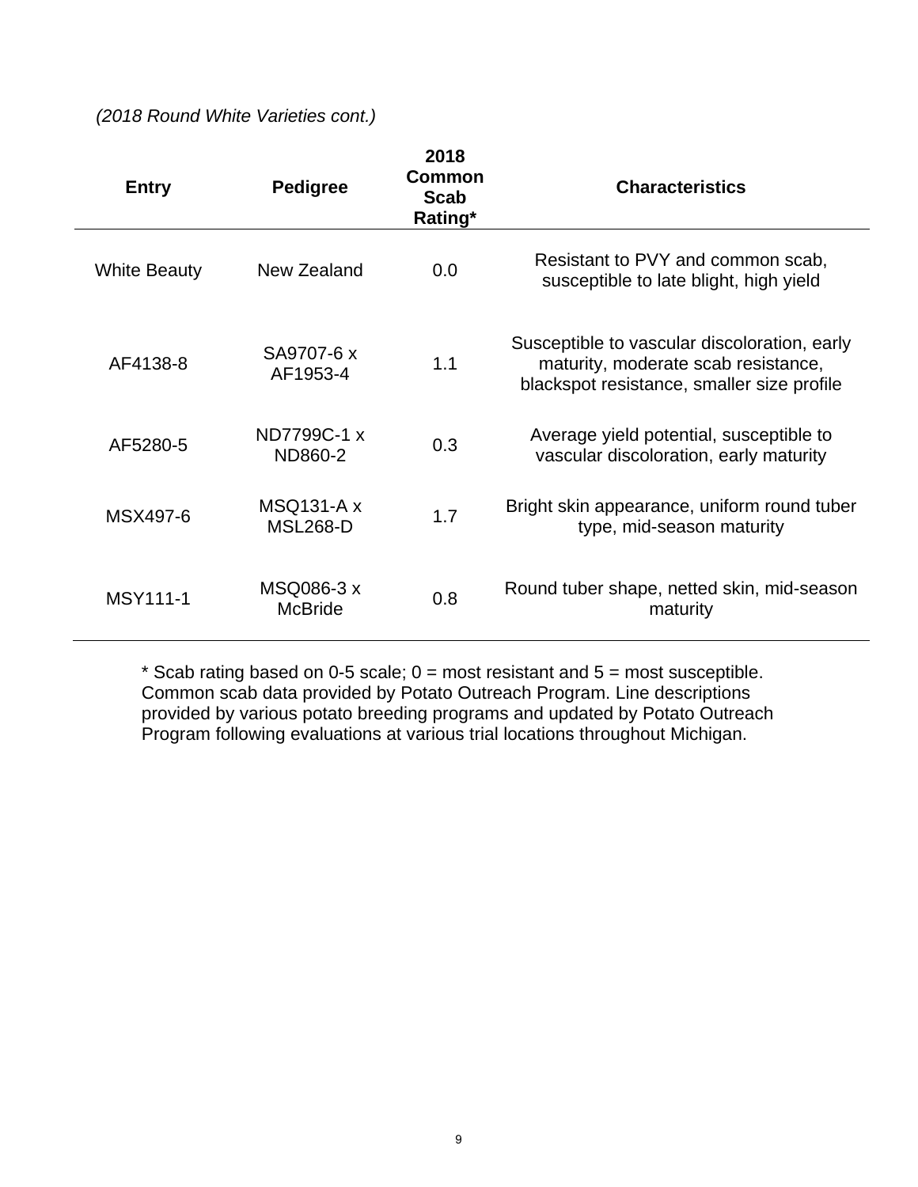*(2018 Round White Varieties cont.)*

| Entry | Pedigree | 2018 Common Scab Rating* | Characteristics |
|---|---|---|---|
| White Beauty | New Zealand | 0.0 | Resistant to PVY and common scab, susceptible to late blight, high yield |
| AF4138-8 | SA9707-6 x AF1953-4 | 1.1 | Susceptible to vascular discoloration, early maturity, moderate scab resistance, blackspot resistance, smaller size profile |
| AF5280-5 | ND7799C-1 x ND860-2 | 0.3 | Average yield potential, susceptible to vascular discoloration, early maturity |
| MSX497-6 | MSQ131-A x MSL268-D | 1.7 | Bright skin appearance, uniform round tuber type, mid-season maturity |
| MSY111-1 | MSQ086-3 x McBride | 0.8 | Round tuber shape, netted skin, mid-season maturity |

* Scab rating based on 0-5 scale; 0 = most resistant and 5 = most susceptible. Common scab data provided by Potato Outreach Program. Line descriptions provided by various potato breeding programs and updated by Potato Outreach Program following evaluations at various trial locations throughout Michigan.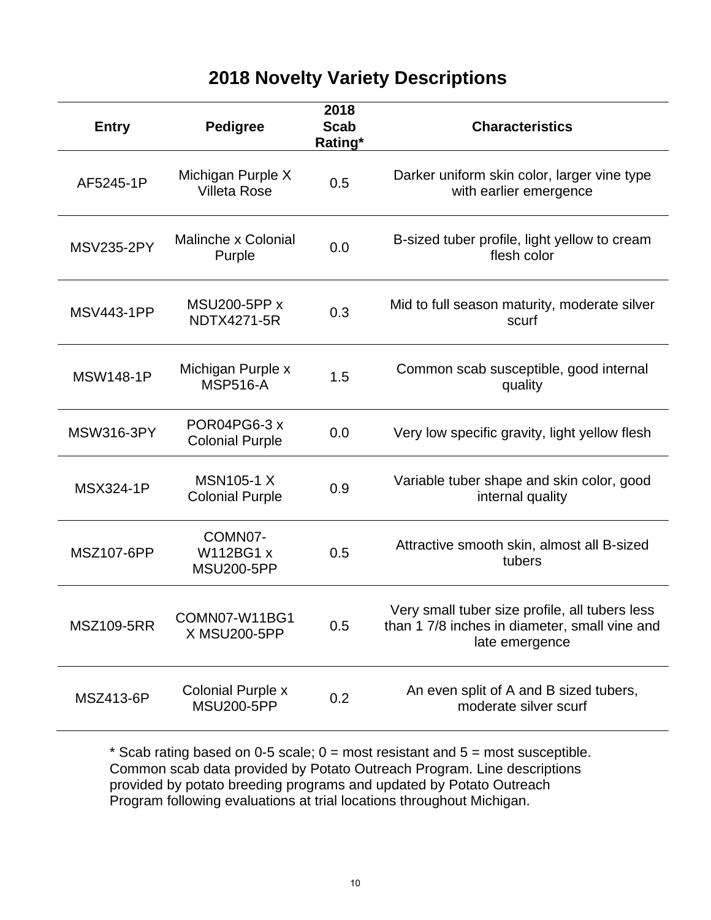# 2018 Novelty Variety Descriptions

| Entry | Pedigree | 2018 Scab Rating* | Characteristics |
|---|---|---|---|
| AF5245-1P | Michigan Purple X Villeta Rose | 0.5 | Darker uniform skin color, larger vine type with earlier emergence |
| MSV235-2PY | Malinche x Colonial Purple | 0.0 | B-sized tuber profile, light yellow to cream flesh color |
| MSV443-1PP | MSU200-5PP x NDTX4271-5R | 0.3 | Mid to full season maturity, moderate silver scurf |
| MSW148-1P | Michigan Purple x MSP516-A | 1.5 | Common scab susceptible, good internal quality |
| MSW316-3PY | POR04PG6-3 x Colonial Purple | 0.0 | Very low specific gravity, light yellow flesh |
| MSX324-1P | MSN105-1 X Colonial Purple | 0.9 | Variable tuber shape and skin color, good internal quality |
| MSZ107-6PP | COMN07-W112BG1 x MSU200-5PP | 0.5 | Attractive smooth skin, almost all B-sized tubers |
| MSZ109-5RR | COMN07-W11BG1 X MSU200-5PP | 0.5 | Very small tuber size profile, all tubers less than 1 7/8 inches in diameter, small vine and late emergence |
| MSZ413-6P | Colonial Purple x MSU200-5PP | 0.2 | An even split of A and B sized tubers, moderate silver scurf |

* Scab rating based on 0-5 scale; 0 = most resistant and 5 = most susceptible. Common scab data provided by Potato Outreach Program. Line descriptions provided by potato breeding programs and updated by Potato Outreach Program following evaluations at trial locations throughout Michigan.